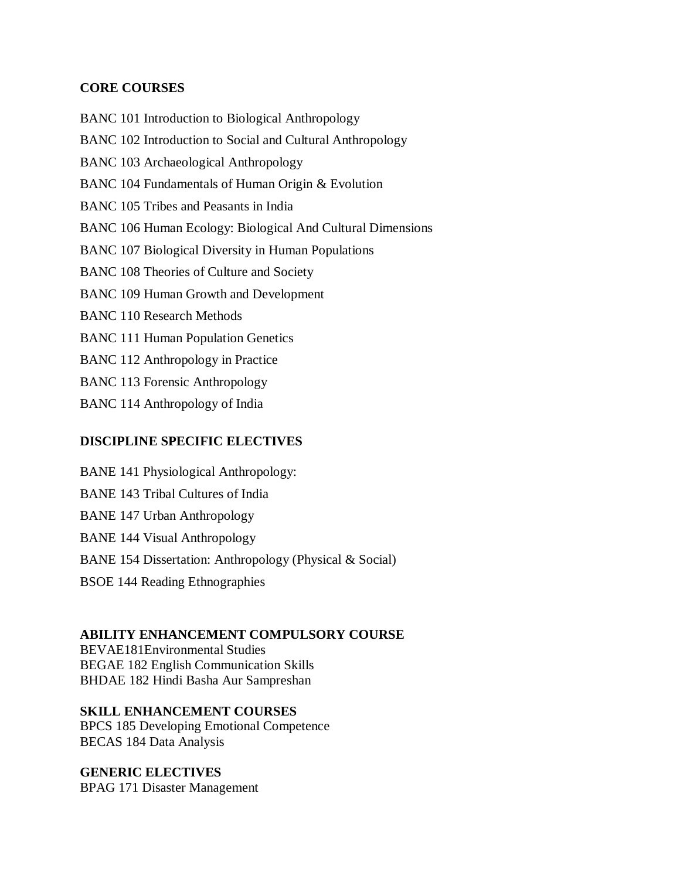## CORE COURSES

BANC 101 Introduction to Biological Anthropology

BANC 102 Introduction to Social and Cultural Anthropology

BANC 103 Archaeological Anthropology

BANC 104 Fundamentals of Human Origin & Evolution

BANC 105 Tribes and Peasants in India

BANC 106 Human Ecology: Biological And Cultural Dimensions

BANC 107 Biological Diversity in Human Populations

BANC 108 Theories of Culture and Society

BANC 109 Human Growth and Development

BANC 110 Research Methods

BANC 111 Human Population Genetics

BANC 112 Anthropology in Practice

BANC 113 Forensic Anthropology

BANC 114 Anthropology of India

## DISCIPLINE SPECIFIC ELECTIVES

BANE 141 Physiological Anthropology:

BANE 143 Tribal Cultures of India

BANE 147 Urban Anthropology

BANE 144 Visual Anthropology

BANE 154 Dissertation: Anthropology (Physical & Social)

BSOE 144 Reading Ethnographies

## ABILITY ENHANCEMENT COMPULSORY COURSE

BEVAE181Environmental Studies
BEGAE 182 English Communication Skills
BHDAE 182 Hindi Basha Aur Sampreshan

## SKILL ENHANCEMENT COURSES

BPCS 185 Developing Emotional Competence
BECAS 184 Data Analysis

## GENERIC ELECTIVES

BPAG 171 Disaster Management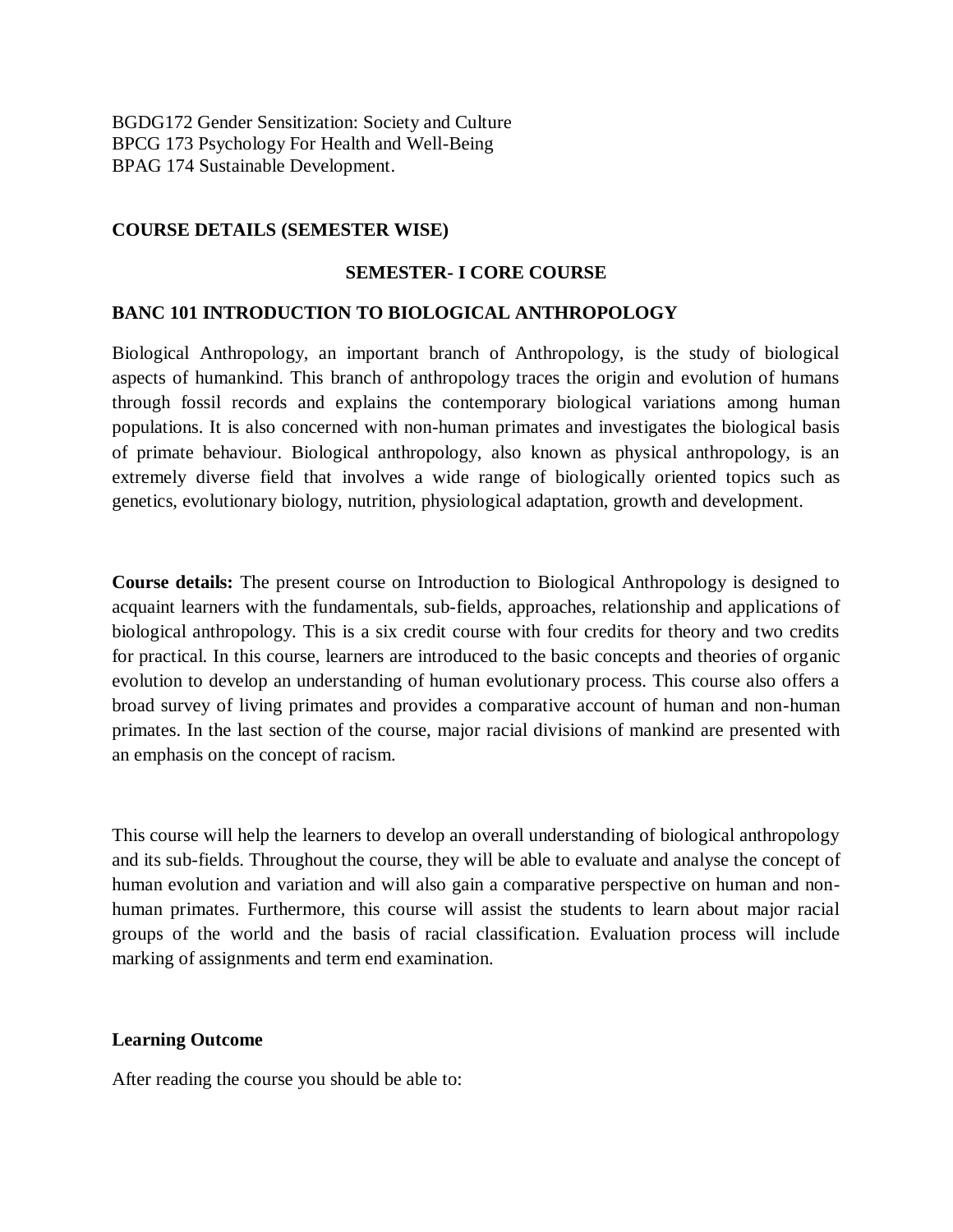BGDG172 Gender Sensitization: Society and Culture
BPCG 173 Psychology For Health and Well-Being
BPAG 174 Sustainable Development.

**COURSE DETAILS (SEMESTER WISE)**

**SEMESTER- I CORE COURSE**

**BANC 101 INTRODUCTION TO BIOLOGICAL ANTHROPOLOGY**

Biological Anthropology, an important branch of Anthropology, is the study of biological aspects of humankind. This branch of anthropology traces the origin and evolution of humans through fossil records and explains the contemporary biological variations among human populations. It is also concerned with non-human primates and investigates the biological basis of primate behaviour. Biological anthropology, also known as physical anthropology, is an extremely diverse field that involves a wide range of biologically oriented topics such as genetics, evolutionary biology, nutrition, physiological adaptation, growth and development.

**Course details:** The present course on Introduction to Biological Anthropology is designed to acquaint learners with the fundamentals, sub-fields, approaches, relationship and applications of biological anthropology. This is a six credit course with four credits for theory and two credits for practical. In this course, learners are introduced to the basic concepts and theories of organic evolution to develop an understanding of human evolutionary process. This course also offers a broad survey of living primates and provides a comparative account of human and non-human primates. In the last section of the course, major racial divisions of mankind are presented with an emphasis on the concept of racism.

This course will help the learners to develop an overall understanding of biological anthropology and its sub-fields. Throughout the course, they will be able to evaluate and analyse the concept of human evolution and variation and will also gain a comparative perspective on human and non-human primates. Furthermore, this course will assist the students to learn about major racial groups of the world and the basis of racial classification. Evaluation process will include marking of assignments and term end examination.

**Learning Outcome**

After reading the course you should be able to: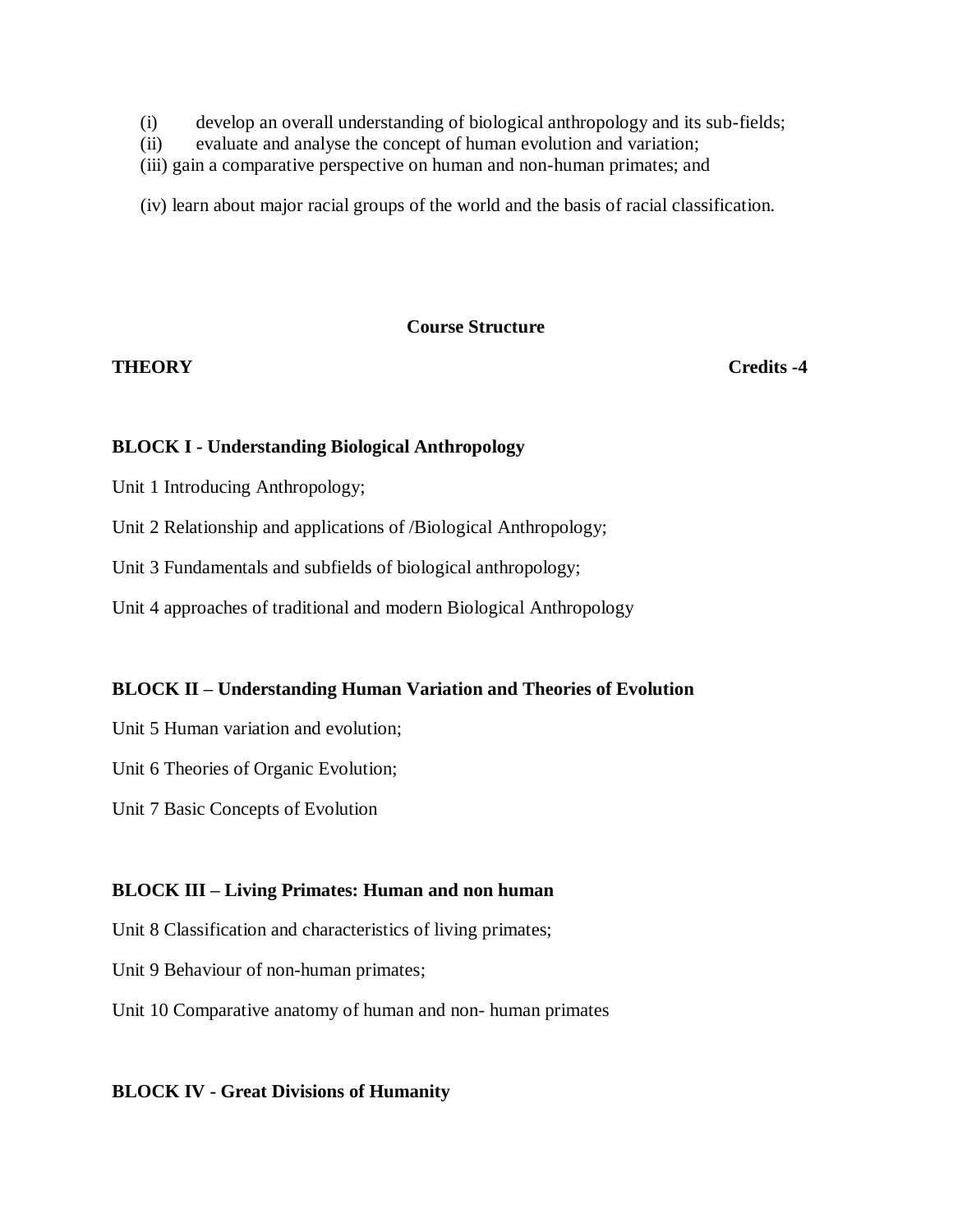(i) develop an overall understanding of biological anthropology and its sub-fields;
(ii) evaluate and analyse the concept of human evolution and variation;
(iii) gain a comparative perspective on human and non-human primates; and
(iv) learn about major racial groups of the world and the basis of racial classification.

## Course Structure

**THEORY** **Credits -4**

### BLOCK I - Understanding Biological Anthropology

Unit 1 Introducing Anthropology;

Unit 2 Relationship and applications of /Biological Anthropology;

Unit 3 Fundamentals and subfields of biological anthropology;

Unit 4 approaches of traditional and modern Biological Anthropology

### BLOCK II – Understanding Human Variation and Theories of Evolution

Unit 5 Human variation and evolution;

Unit 6 Theories of Organic Evolution;

Unit 7 Basic Concepts of Evolution

### BLOCK III – Living Primates: Human and non human

Unit 8 Classification and characteristics of living primates;

Unit 9 Behaviour of non-human primates;

Unit 10 Comparative anatomy of human and non- human primates

### BLOCK IV - Great Divisions of Humanity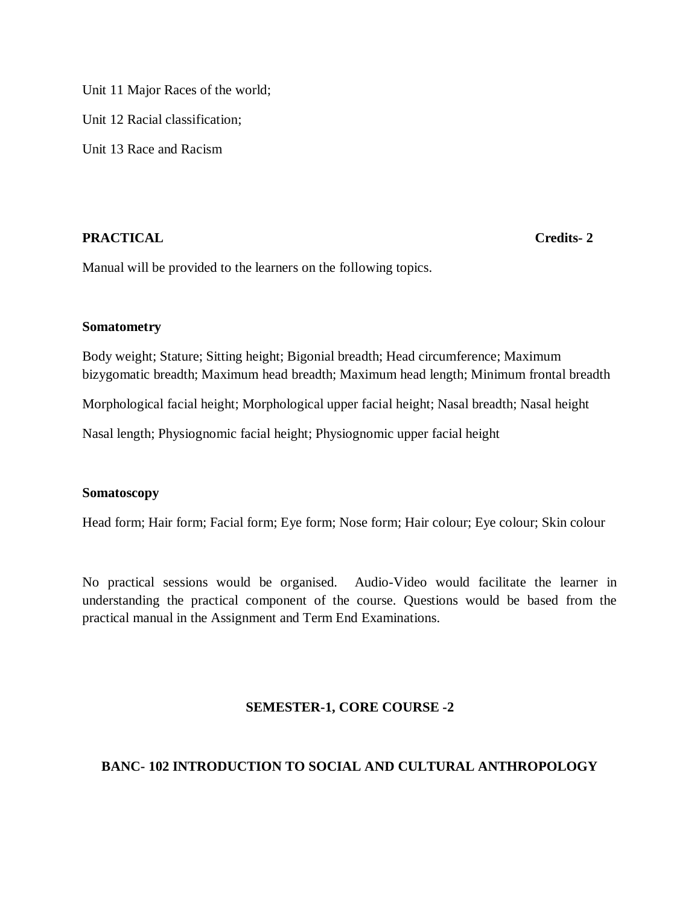Unit 11 Major Races of the world;

Unit 12 Racial classification;

Unit 13 Race and Racism

**PRACTICAL** **Credits- 2**

Manual will be provided to the learners on the following topics.

**Somatometry**

Body weight; Stature; Sitting height; Bigonial breadth; Head circumference; Maximum bizygomatic breadth; Maximum head breadth; Maximum head length; Minimum frontal breadth

Morphological facial height; Morphological upper facial height; Nasal breadth; Nasal height

Nasal length; Physiognomic facial height; Physiognomic upper facial height

**Somatoscopy**

Head form; Hair form; Facial form; Eye form; Nose form; Hair colour; Eye colour; Skin colour

No practical sessions would be organised. Audio-Video would facilitate the learner in understanding the practical component of the course. Questions would be based from the practical manual in the Assignment and Term End Examinations.

**SEMESTER-1, CORE COURSE -2**

**BANC- 102 INTRODUCTION TO SOCIAL AND CULTURAL ANTHROPOLOGY**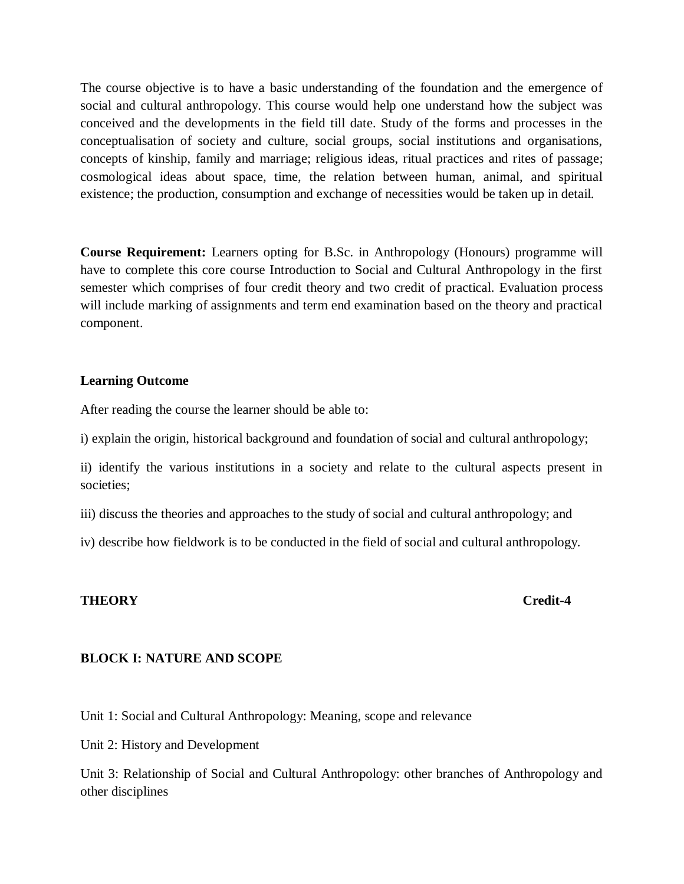The course objective is to have a basic understanding of the foundation and the emergence of social and cultural anthropology. This course would help one understand how the subject was conceived and the developments in the field till date. Study of the forms and processes in the conceptualisation of society and culture, social groups, social institutions and organisations, concepts of kinship, family and marriage; religious ideas, ritual practices and rites of passage; cosmological ideas about space, time, the relation between human, animal, and spiritual existence; the production, consumption and exchange of necessities would be taken up in detail.

**Course Requirement:** Learners opting for B.Sc. in Anthropology (Honours) programme will have to complete this core course Introduction to Social and Cultural Anthropology in the first semester which comprises of four credit theory and two credit of practical. Evaluation process will include marking of assignments and term end examination based on the theory and practical component.

**Learning Outcome**

After reading the course the learner should be able to:

i) explain the origin, historical background and foundation of social and cultural anthropology;

ii) identify the various institutions in a society and relate to the cultural aspects present in societies;

iii) discuss the theories and approaches to the study of social and cultural anthropology; and

iv) describe how fieldwork is to be conducted in the field of social and cultural anthropology.

**THEORY** **Credit-4**

**BLOCK I: NATURE AND SCOPE**

Unit 1: Social and Cultural Anthropology: Meaning, scope and relevance

Unit 2: History and Development

Unit 3: Relationship of Social and Cultural Anthropology: other branches of Anthropology and other disciplines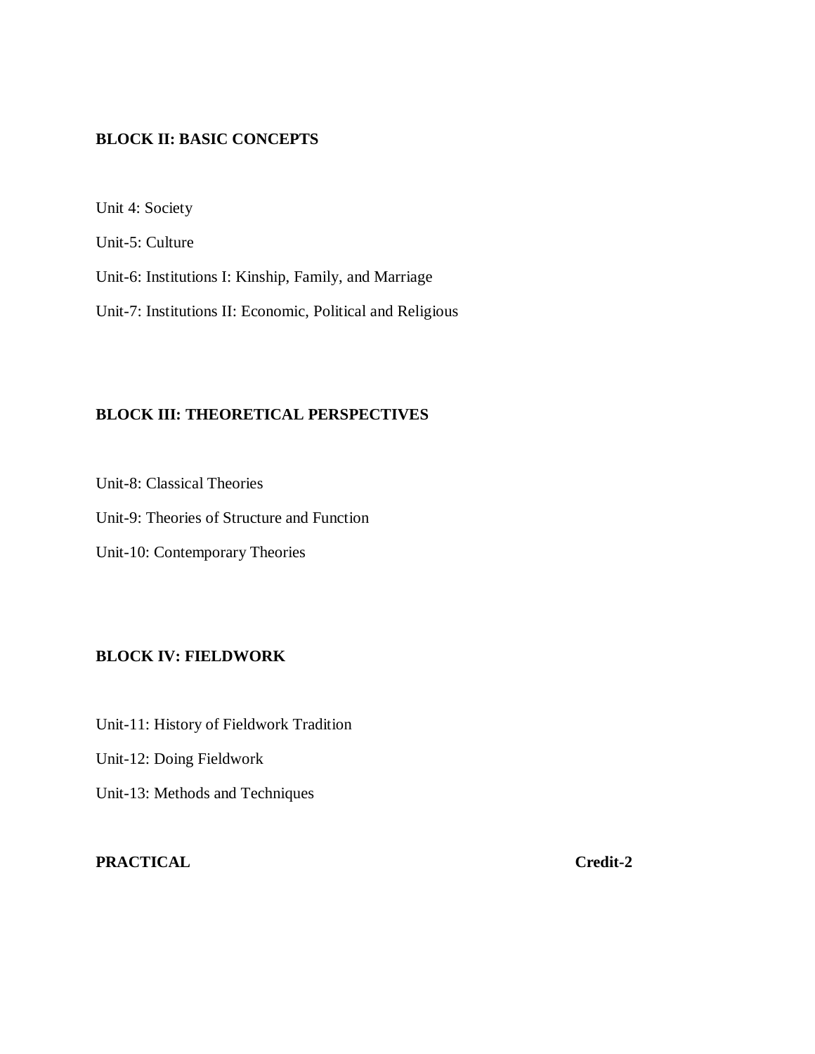**BLOCK II: BASIC CONCEPTS**

Unit 4: Society

Unit-5: Culture

Unit-6: Institutions I: Kinship, Family, and Marriage

Unit-7: Institutions II: Economic, Political and Religious

**BLOCK III: THEORETICAL PERSPECTIVES**

Unit-8: Classical Theories

Unit-9: Theories of Structure and Function

Unit-10: Contemporary Theories

**BLOCK IV: FIELDWORK**

Unit-11: History of Fieldwork Tradition

Unit-12: Doing Fieldwork

Unit-13: Methods and Techniques

**PRACTICAL** **Credit-2**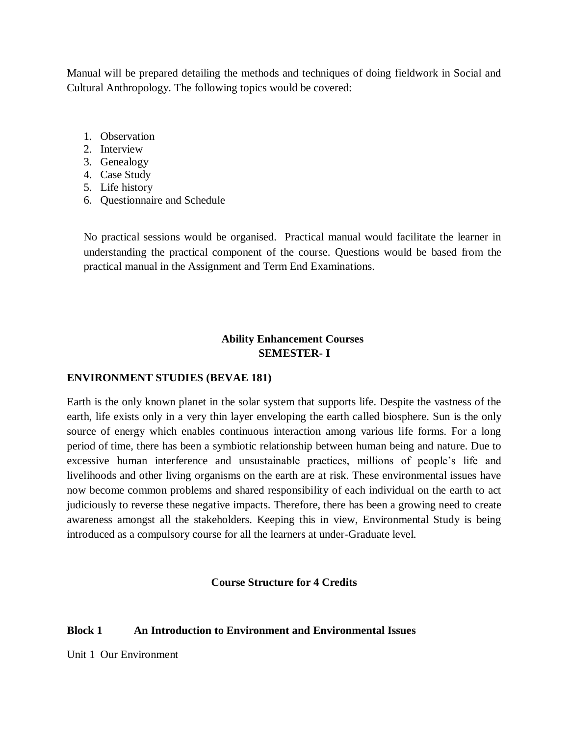Manual will be prepared detailing the methods and techniques of doing fieldwork in Social and Cultural Anthropology. The following topics would be covered:

1. Observation
2. Interview
3. Genealogy
4. Case Study
5. Life history
6. Questionnaire and Schedule

No practical sessions would be organised. Practical manual would facilitate the learner in understanding the practical component of the course. Questions would be based from the practical manual in the Assignment and Term End Examinations.

## Ability Enhancement Courses
## SEMESTER- I

**ENVIRONMENT STUDIES (BEVAE 181)**

Earth is the only known planet in the solar system that supports life. Despite the vastness of the earth, life exists only in a very thin layer enveloping the earth called biosphere. Sun is the only source of energy which enables continuous interaction among various life forms. For a long period of time, there has been a symbiotic relationship between human being and nature. Due to excessive human interference and unsustainable practices, millions of people's life and livelihoods and other living organisms on the earth are at risk. These environmental issues have now become common problems and shared responsibility of each individual on the earth to act judiciously to reverse these negative impacts. Therefore, there has been a growing need to create awareness amongst all the stakeholders. Keeping this in view, Environmental Study is being introduced as a compulsory course for all the learners at under-Graduate level.

**Course Structure for 4 Credits**

**Block 1 An Introduction to Environment and Environmental Issues**

Unit 1 Our Environment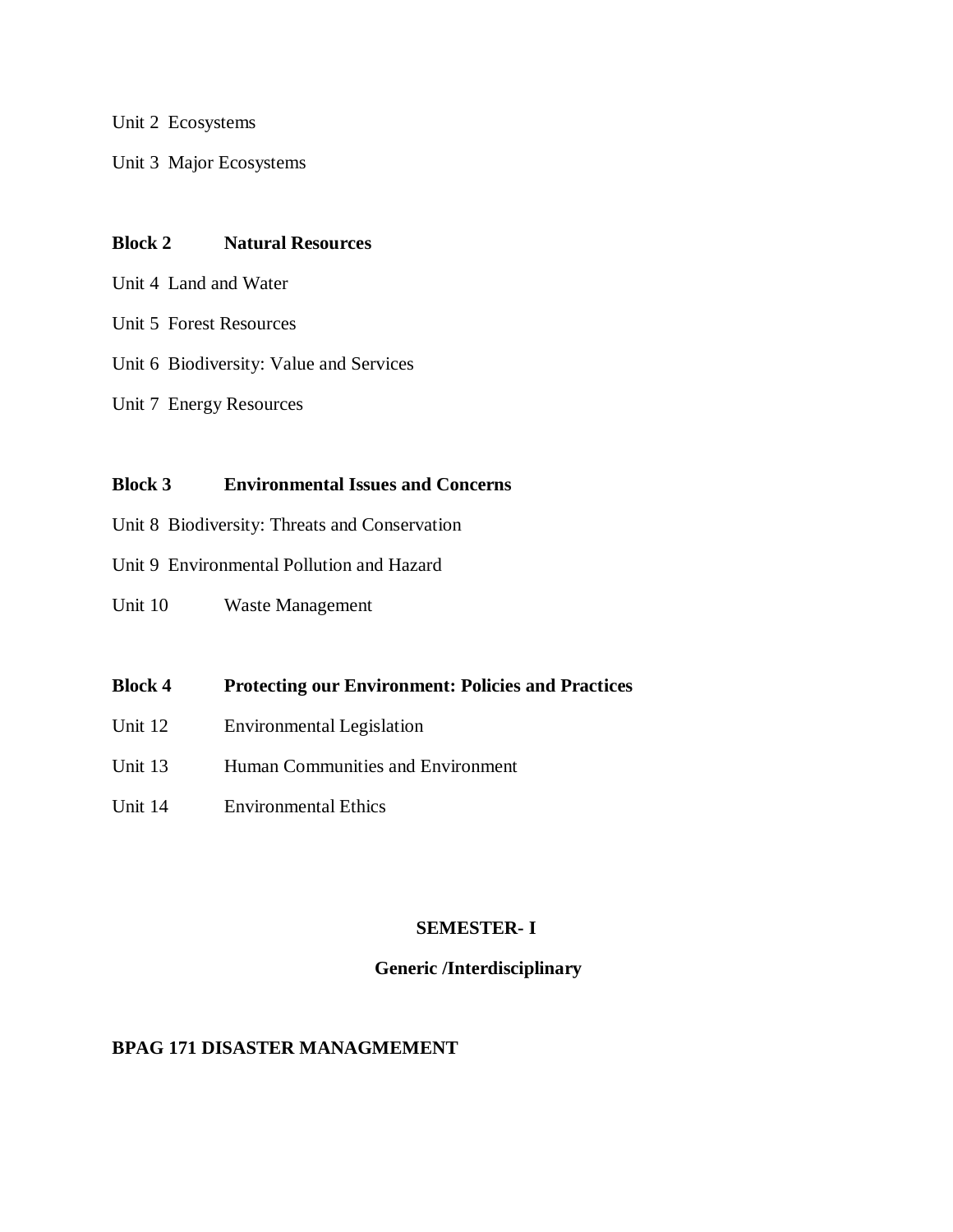Unit 2 Ecosystems

Unit 3 Major Ecosystems

**Block 2 Natural Resources**

Unit 4 Land and Water

Unit 5 Forest Resources

Unit 6 Biodiversity: Value and Services

Unit 7 Energy Resources

**Block 3 Environmental Issues and Concerns**

Unit 8 Biodiversity: Threats and Conservation

Unit 9 Environmental Pollution and Hazard

Unit 10 Waste Management

**Block 4 Protecting our Environment: Policies and Practices**

Unit 12 Environmental Legislation

Unit 13 Human Communities and Environment

Unit 14 Environmental Ethics

**SEMESTER- I**

**Generic /Interdisciplinary**

**BPAG 171 DISASTER MANAGMEMENT**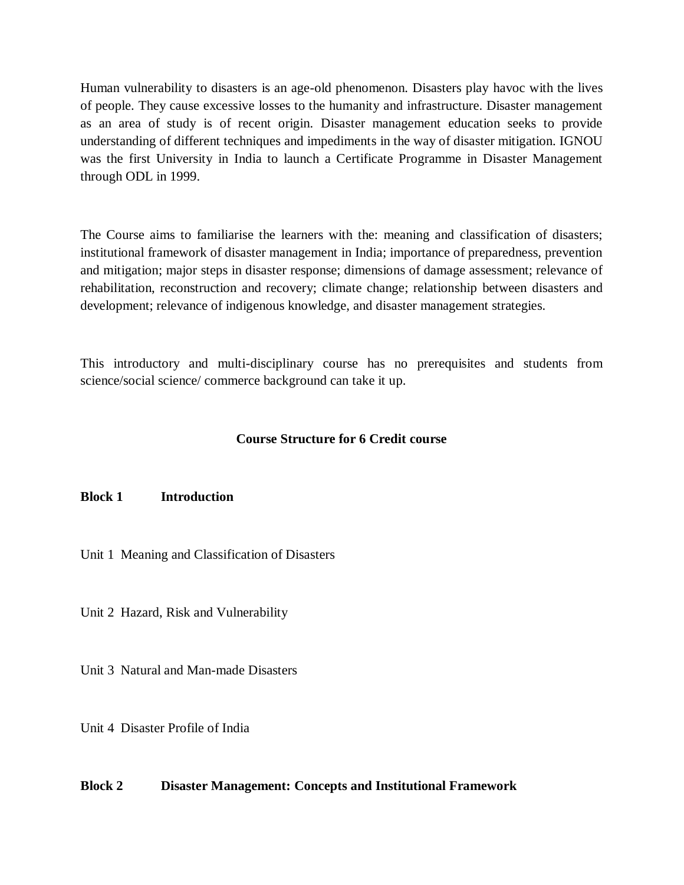Human vulnerability to disasters is an age-old phenomenon. Disasters play havoc with the lives of people. They cause excessive losses to the humanity and infrastructure. Disaster management as an area of study is of recent origin. Disaster management education seeks to provide understanding of different techniques and impediments in the way of disaster mitigation. IGNOU was the first University in India to launch a Certificate Programme in Disaster Management through ODL in 1999.

The Course aims to familiarise the learners with the: meaning and classification of disasters; institutional framework of disaster management in India; importance of preparedness, prevention and mitigation; major steps in disaster response; dimensions of damage assessment; relevance of rehabilitation, reconstruction and recovery; climate change; relationship between disasters and development; relevance of indigenous knowledge, and disaster management strategies.

This introductory and multi-disciplinary course has no prerequisites and students from science/social science/ commerce background can take it up.

## Course Structure for 6 Credit course

**Block 1 Introduction**

Unit 1 Meaning and Classification of Disasters

Unit 2 Hazard, Risk and Vulnerability

Unit 3 Natural and Man-made Disasters

Unit 4 Disaster Profile of India

**Block 2 Disaster Management: Concepts and Institutional Framework**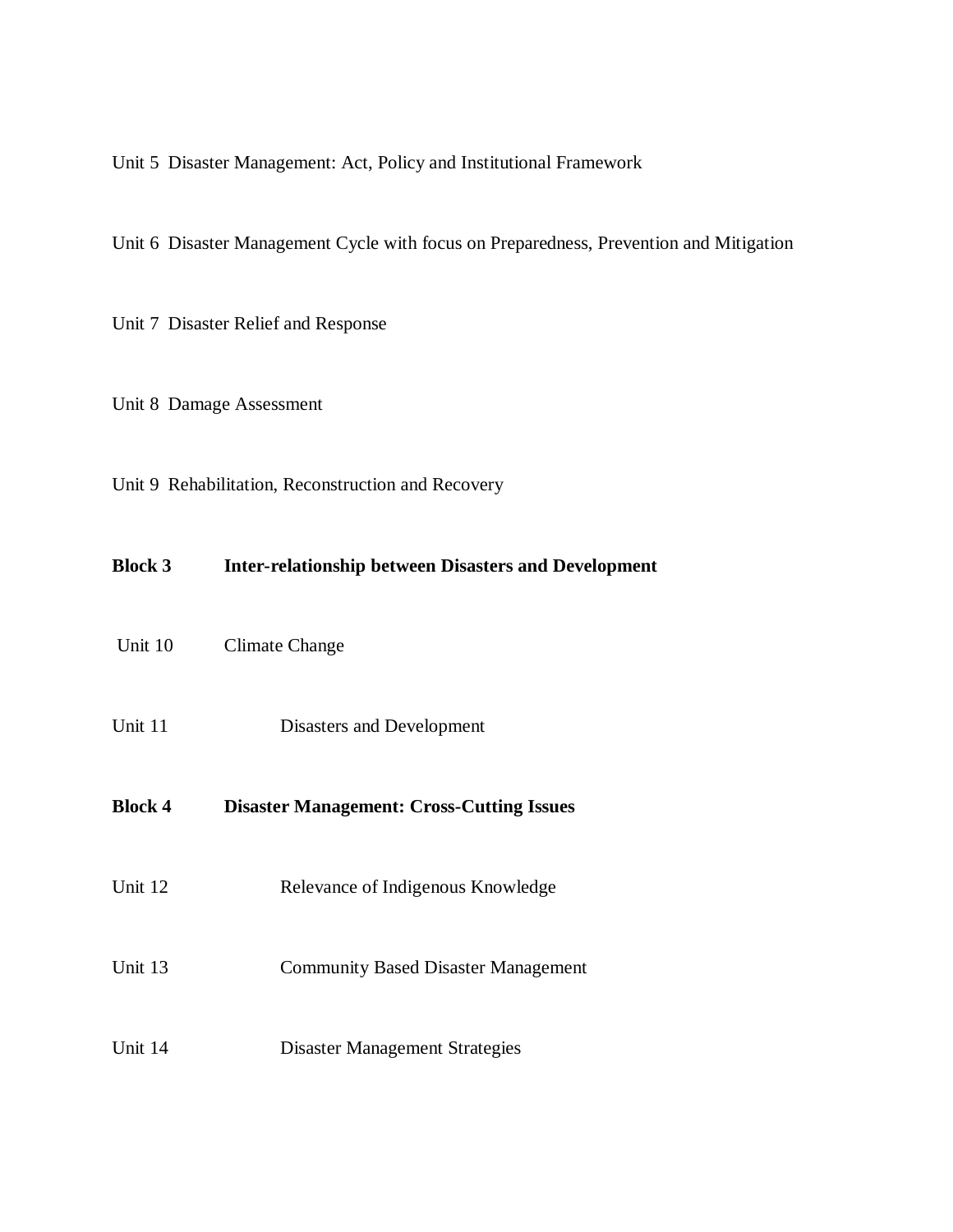Unit 5 Disaster Management: Act, Policy and Institutional Framework

Unit 6 Disaster Management Cycle with focus on Preparedness, Prevention and Mitigation

Unit 7 Disaster Relief and Response

Unit 8 Damage Assessment

Unit 9 Rehabilitation, Reconstruction and Recovery

**Block 3 Inter-relationship between Disasters and Development**

Unit 10 Climate Change

Unit 11 Disasters and Development

**Block 4 Disaster Management: Cross-Cutting Issues**

Unit 12 Relevance of Indigenous Knowledge

Unit 13 Community Based Disaster Management

Unit 14 Disaster Management Strategies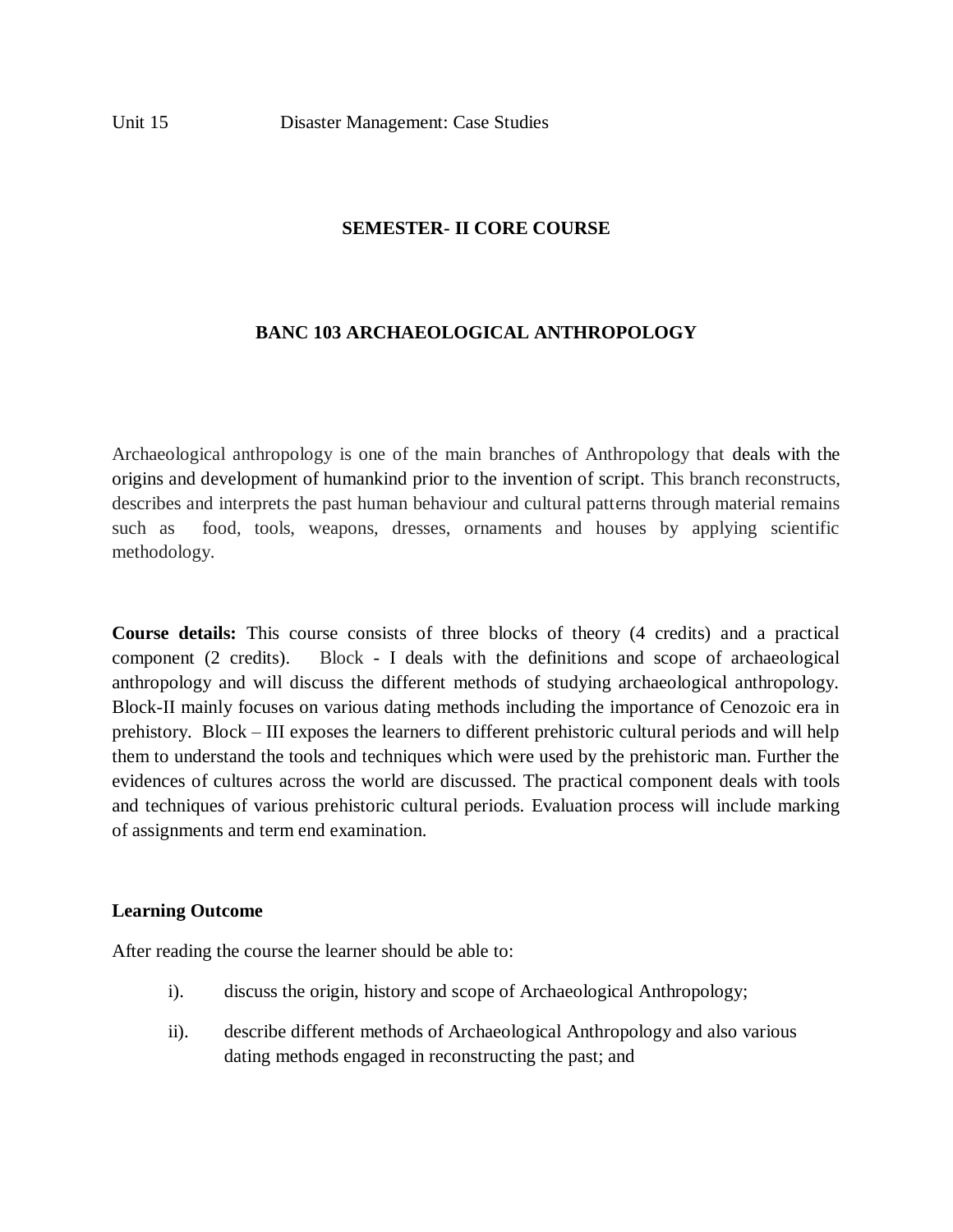Unit 15 Disaster Management: Case Studies

## SEMESTER- II CORE COURSE

## BANC 103 ARCHAEOLOGICAL ANTHROPOLOGY

Archaeological anthropology is one of the main branches of Anthropology that deals with the origins and development of humankind prior to the invention of script. This branch reconstructs, describes and interprets the past human behaviour and cultural patterns through material remains such as food, tools, weapons, dresses, ornaments and houses by applying scientific methodology.

**Course details:** This course consists of three blocks of theory (4 credits) and a practical component (2 credits). Block - I deals with the definitions and scope of archaeological anthropology and will discuss the different methods of studying archaeological anthropology. Block-II mainly focuses on various dating methods including the importance of Cenozoic era in prehistory. Block – III exposes the learners to different prehistoric cultural periods and will help them to understand the tools and techniques which were used by the prehistoric man. Further the evidences of cultures across the world are discussed. The practical component deals with tools and techniques of various prehistoric cultural periods. Evaluation process will include marking of assignments and term end examination.

**Learning Outcome**

After reading the course the learner should be able to:

i). discuss the origin, history and scope of Archaeological Anthropology;

ii). describe different methods of Archaeological Anthropology and also various dating methods engaged in reconstructing the past; and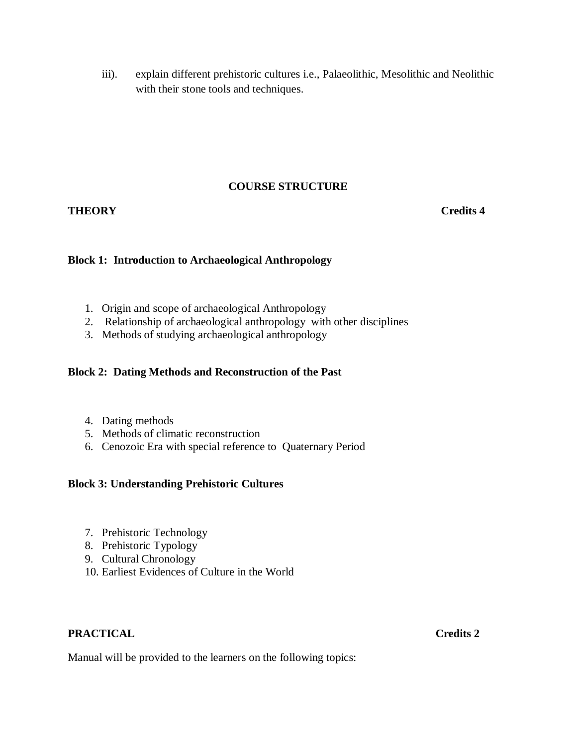iii). explain different prehistoric cultures i.e., Palaeolithic, Mesolithic and Neolithic with their stone tools and techniques.

## COURSE STRUCTURE

**THEORY** **Credits 4**

**Block 1: Introduction to Archaeological Anthropology**

1. Origin and scope of archaeological Anthropology
2. Relationship of archaeological anthropology with other disciplines
3. Methods of studying archaeological anthropology

**Block 2: Dating Methods and Reconstruction of the Past**

4. Dating methods
5. Methods of climatic reconstruction
6. Cenozoic Era with special reference to Quaternary Period

**Block 3: Understanding Prehistoric Cultures**

7. Prehistoric Technology
8. Prehistoric Typology
9. Cultural Chronology
10. Earliest Evidences of Culture in the World

**PRACTICAL** **Credits 2**

Manual will be provided to the learners on the following topics: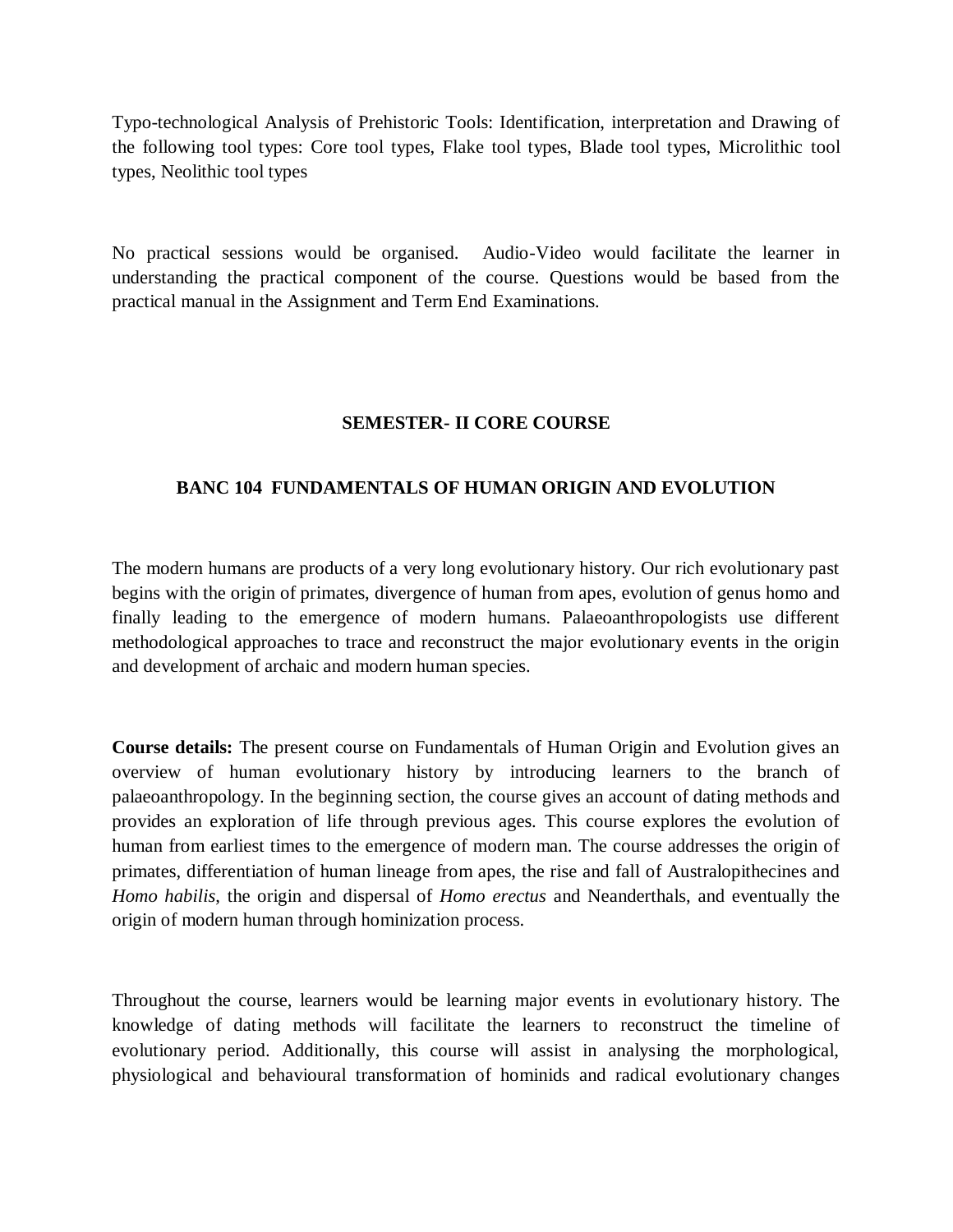Typo-technological Analysis of Prehistoric Tools: Identification, interpretation and Drawing of the following tool types: Core tool types, Flake tool types, Blade tool types, Microlithic tool types, Neolithic tool types

No practical sessions would be organised. Audio-Video would facilitate the learner in understanding the practical component of the course. Questions would be based from the practical manual in the Assignment and Term End Examinations.

## SEMESTER- II CORE COURSE

### BANC 104 FUNDAMENTALS OF HUMAN ORIGIN AND EVOLUTION

The modern humans are products of a very long evolutionary history. Our rich evolutionary past begins with the origin of primates, divergence of human from apes, evolution of genus homo and finally leading to the emergence of modern humans. Palaeoanthropologists use different methodological approaches to trace and reconstruct the major evolutionary events in the origin and development of archaic and modern human species.

**Course details:** The present course on Fundamentals of Human Origin and Evolution gives an overview of human evolutionary history by introducing learners to the branch of palaeoanthropology. In the beginning section, the course gives an account of dating methods and provides an exploration of life through previous ages. This course explores the evolution of human from earliest times to the emergence of modern man. The course addresses the origin of primates, differentiation of human lineage from apes, the rise and fall of Australopithecines and *Homo habilis*, the origin and dispersal of *Homo erectus* and Neanderthals, and eventually the origin of modern human through hominization process.

Throughout the course, learners would be learning major events in evolutionary history. The knowledge of dating methods will facilitate the learners to reconstruct the timeline of evolutionary period. Additionally, this course will assist in analysing the morphological, physiological and behavioural transformation of hominids and radical evolutionary changes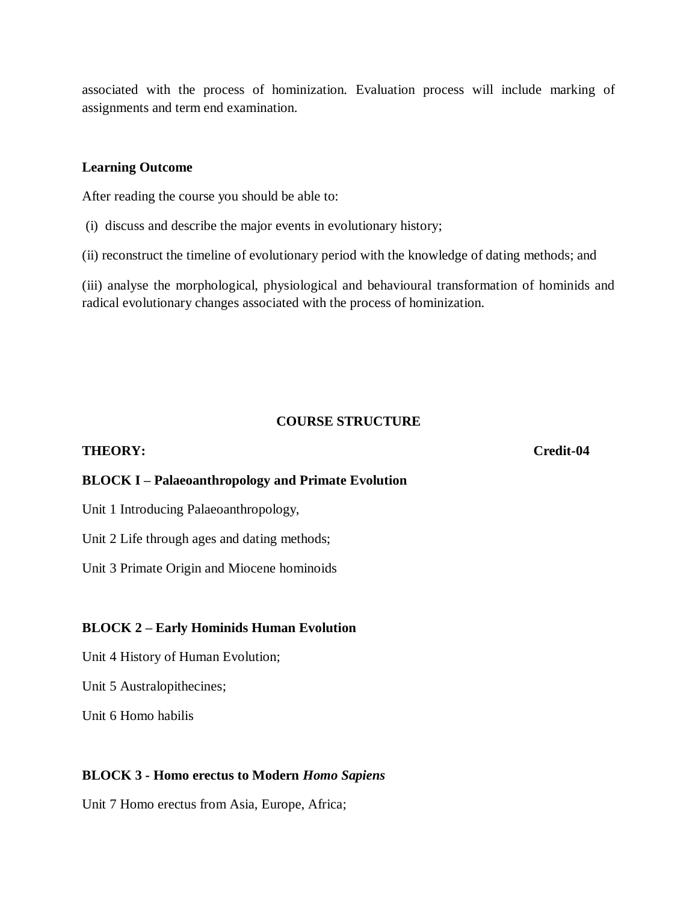associated with the process of hominization. Evaluation process will include marking of assignments and term end examination.

**Learning Outcome**

After reading the course you should be able to:

(i) discuss and describe the major events in evolutionary history;

(ii) reconstruct the timeline of evolutionary period with the knowledge of dating methods; and

(iii) analyse the morphological, physiological and behavioural transformation of hominids and radical evolutionary changes associated with the process of hominization.

**COURSE STRUCTURE**

**THEORY:** **Credit-04**

**BLOCK I – Palaeoanthropology and Primate Evolution**

Unit 1 Introducing Palaeoanthropology,

Unit 2 Life through ages and dating methods;

Unit 3 Primate Origin and Miocene hominoids

**BLOCK 2 – Early Hominids Human Evolution**

Unit 4 History of Human Evolution;

Unit 5 Australopithecines;

Unit 6 Homo habilis

**BLOCK 3 - Homo erectus to Modern *Homo Sapiens***

Unit 7 Homo erectus from Asia, Europe, Africa;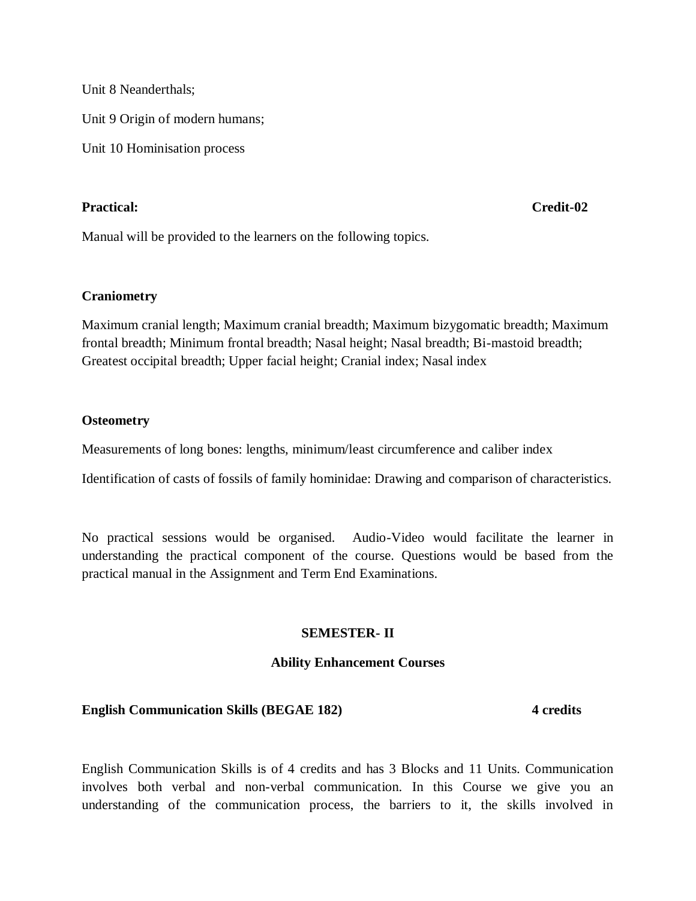Unit 8 Neanderthals;

Unit 9 Origin of modern humans;

Unit 10 Hominisation process

**Practical:** **Credit-02**

Manual will be provided to the learners on the following topics.

**Craniometry**

Maximum cranial length; Maximum cranial breadth; Maximum bizygomatic breadth; Maximum frontal breadth; Minimum frontal breadth; Nasal height; Nasal breadth; Bi-mastoid breadth; Greatest occipital breadth; Upper facial height; Cranial index; Nasal index

**Osteometry**

Measurements of long bones: lengths, minimum/least circumference and caliber index

Identification of casts of fossils of family hominidae: Drawing and comparison of characteristics.

No practical sessions would be organised. Audio-Video would facilitate the learner in understanding the practical component of the course. Questions would be based from the practical manual in the Assignment and Term End Examinations.

## SEMESTER- II

### Ability Enhancement Courses

**English Communication Skills (BEGAE 182)** **4 credits**

English Communication Skills is of 4 credits and has 3 Blocks and 11 Units. Communication involves both verbal and non-verbal communication. In this Course we give you an understanding of the communication process, the barriers to it, the skills involved in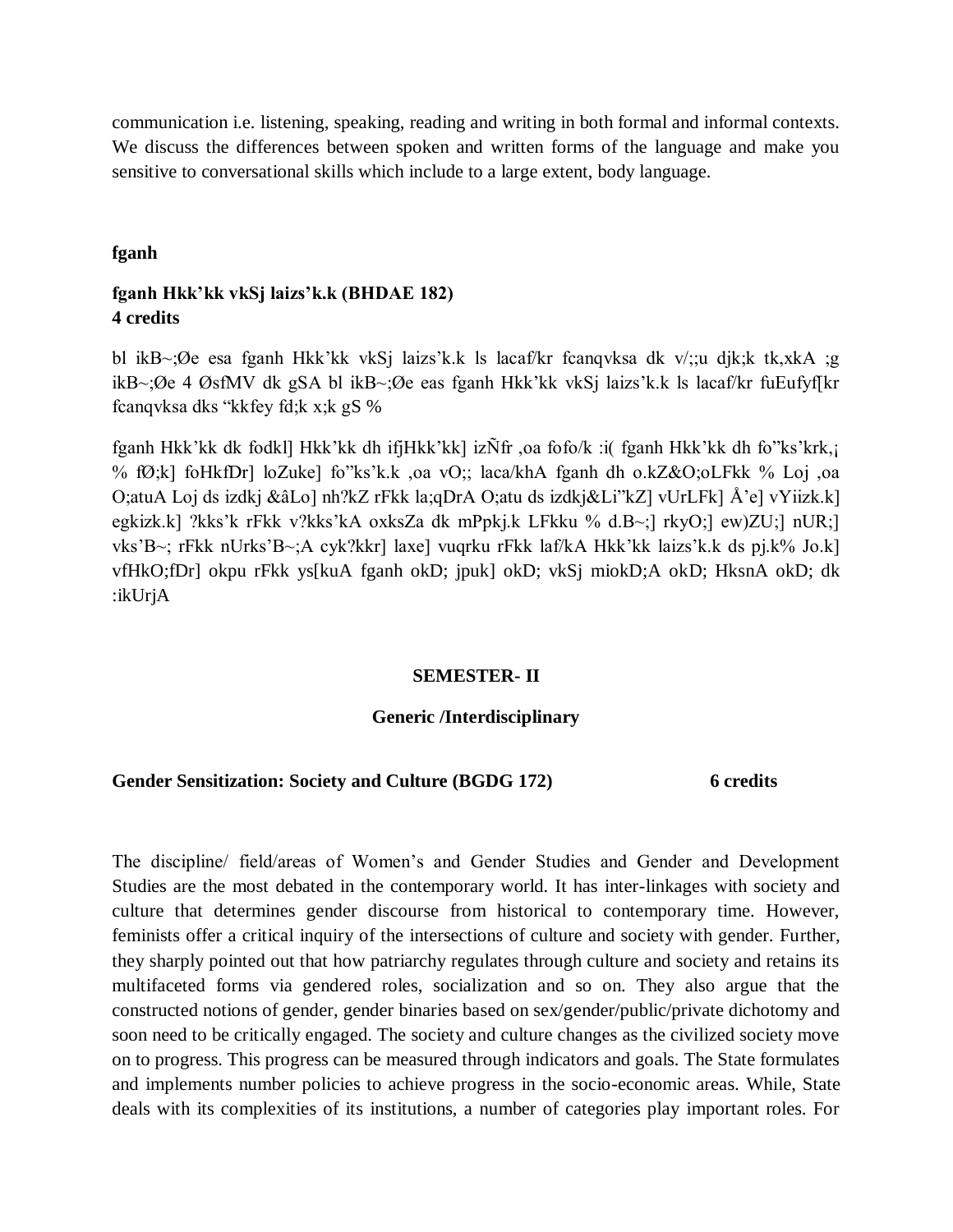communication i.e. listening, speaking, reading and writing in both formal and informal contexts. We discuss the differences between spoken and written forms of the language and make you sensitive to conversational skills which include to a large extent, body language.

**fganh**

**fganh Hkk'kk vkSj laizs'k.k (BHDAE 182)**
**4 credits**

bl ikB~;Øe esa fganh Hkk'kk vkSj laizs'k.k ls lacaf/kr fcanqvksa dk v/;;u djk;k tk,xkA ;g ikB~;Øe 4 ØsfMV dk gSA bl ikB~;Øe eas fganh Hkk'kk vkSj laizs'k.k ls lacaf/kr fuEufyf[kr fcanqvksa dks "kkfey fd;k x;k gS %

fganh Hkk'kk dk fodkl] Hkk'kk dh ifjHkk'kk] izÑfr ,oa fofo/k :i( fganh Hkk'kk dh fo"ks'krk,¡ % fØ;k] foHkfDr] loZuke] fo"ks'k.k ,oa vO;; laca/khA fganh dh o.kZ&O;oLFkk % Loj ,oa O;atuA Loj ds izdkj &âLo] nh?kZ rFkk la;qDrA O;atu ds izdkj&Li"kZ] vUrLFk] Å'e] vYiizk.k] egkizk.k] ?kks'k rFkk v?kks'kA oxksZa dk mPpkj.k LFkku % d.B~;] rkyO;] ew)ZU;] nUR;] vks'B~; rFkk nUrks'B~;A cyk?kkr] laxe] vuqrku rFkk laf/kA Hkk'kk laizs'k.k ds pj.k% Jo.k] vfHkO;fDr] okpu rFkk ys[kuA fganh okD; jpuk] okD; vkSj miokD;A okD; HksnA okD; dk :ikUrjA

**SEMESTER- II**

**Generic /Interdisciplinary**

**Gender Sensitization: Society and Culture (BGDG 172) 6 credits**

The discipline/ field/areas of Women's and Gender Studies and Gender and Development Studies are the most debated in the contemporary world. It has inter-linkages with society and culture that determines gender discourse from historical to contemporary time. However, feminists offer a critical inquiry of the intersections of culture and society with gender. Further, they sharply pointed out that how patriarchy regulates through culture and society and retains its multifaceted forms via gendered roles, socialization and so on. They also argue that the constructed notions of gender, gender binaries based on sex/gender/public/private dichotomy and soon need to be critically engaged. The society and culture changes as the civilized society move on to progress. This progress can be measured through indicators and goals. The State formulates and implements number policies to achieve progress in the socio-economic areas. While, State deals with its complexities of its institutions, a number of categories play important roles. For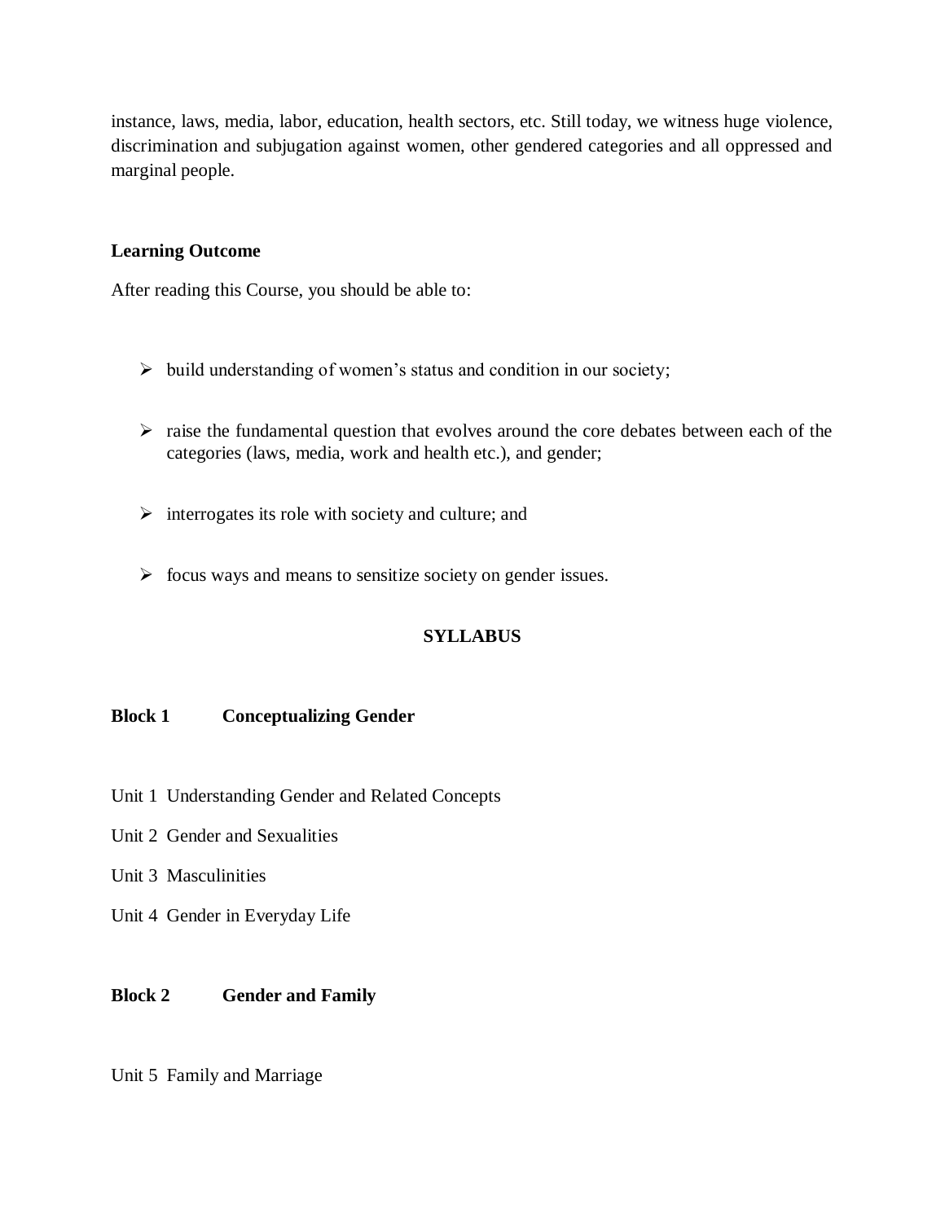instance, laws, media, labor, education, health sectors, etc. Still today, we witness huge violence, discrimination and subjugation against women, other gendered categories and all oppressed and marginal people.

**Learning Outcome**

After reading this Course, you should be able to:

- build understanding of women's status and condition in our society;
- raise the fundamental question that evolves around the core debates between each of the categories (laws, media, work and health etc.), and gender;
- interrogates its role with society and culture; and
- focus ways and means to sensitize society on gender issues.

## SYLLABUS

**Block 1 Conceptualizing Gender**

Unit 1 Understanding Gender and Related Concepts

Unit 2 Gender and Sexualities

Unit 3 Masculinities

Unit 4 Gender in Everyday Life

**Block 2 Gender and Family**

Unit 5 Family and Marriage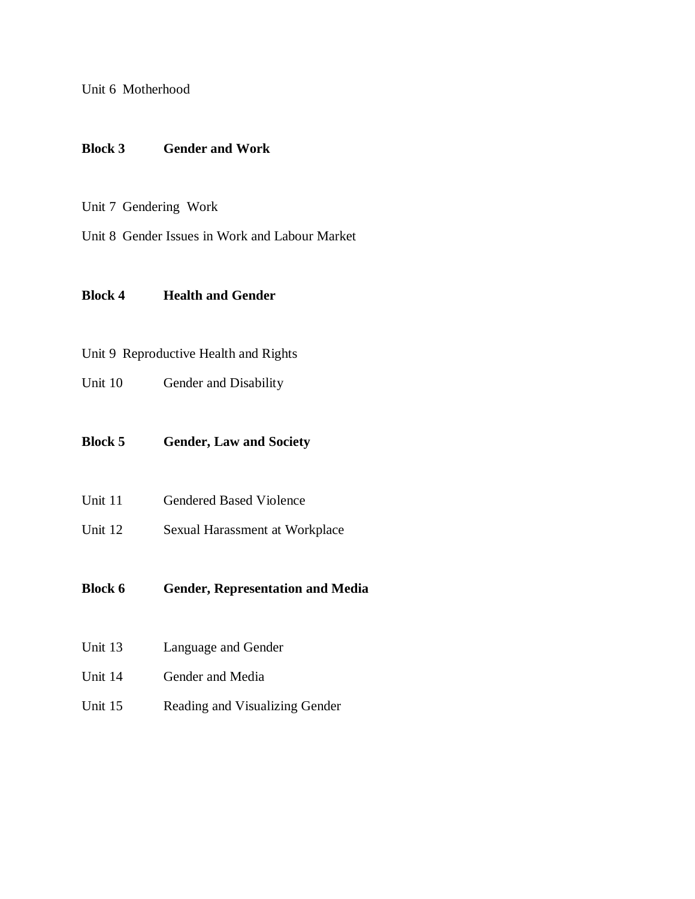Unit 6 Motherhood

**Block 3 Gender and Work**

Unit 7 Gendering Work

Unit 8 Gender Issues in Work and Labour Market

**Block 4 Health and Gender**

Unit 9 Reproductive Health and Rights

Unit 10 Gender and Disability

**Block 5 Gender, Law and Society**

Unit 11 Gendered Based Violence

Unit 12 Sexual Harassment at Workplace

**Block 6 Gender, Representation and Media**

Unit 13 Language and Gender

Unit 14 Gender and Media

Unit 15 Reading and Visualizing Gender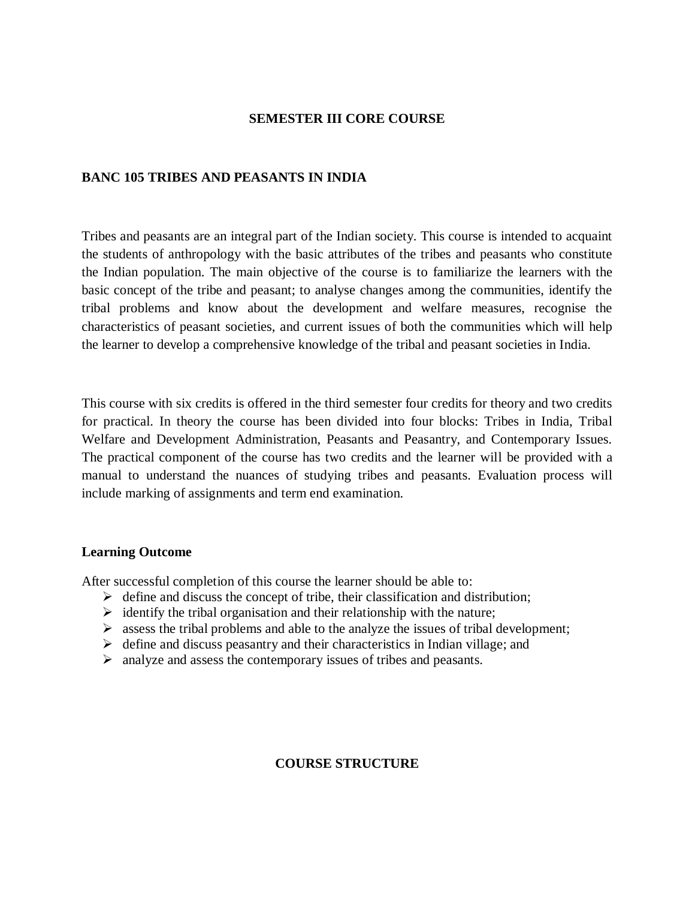## SEMESTER III CORE COURSE

### BANC 105 TRIBES AND PEASANTS IN INDIA

Tribes and peasants are an integral part of the Indian society. This course is intended to acquaint the students of anthropology with the basic attributes of the tribes and peasants who constitute the Indian population. The main objective of the course is to familiarize the learners with the basic concept of the tribe and peasant; to analyse changes among the communities, identify the tribal problems and know about the development and welfare measures, recognise the characteristics of peasant societies, and current issues of both the communities which will help the learner to develop a comprehensive knowledge of the tribal and peasant societies in India.

This course with six credits is offered in the third semester four credits for theory and two credits for practical. In theory the course has been divided into four blocks: Tribes in India, Tribal Welfare and Development Administration, Peasants and Peasantry, and Contemporary Issues. The practical component of the course has two credits and the learner will be provided with a manual to understand the nuances of studying tribes and peasants. Evaluation process will include marking of assignments and term end examination.

**Learning Outcome**

After successful completion of this course the learner should be able to:

- define and discuss the concept of tribe, their classification and distribution;
- identify the tribal organisation and their relationship with the nature;
- assess the tribal problems and able to the analyze the issues of tribal development;
- define and discuss peasantry and their characteristics in Indian village; and
- analyze and assess the contemporary issues of tribes and peasants.

## COURSE STRUCTURE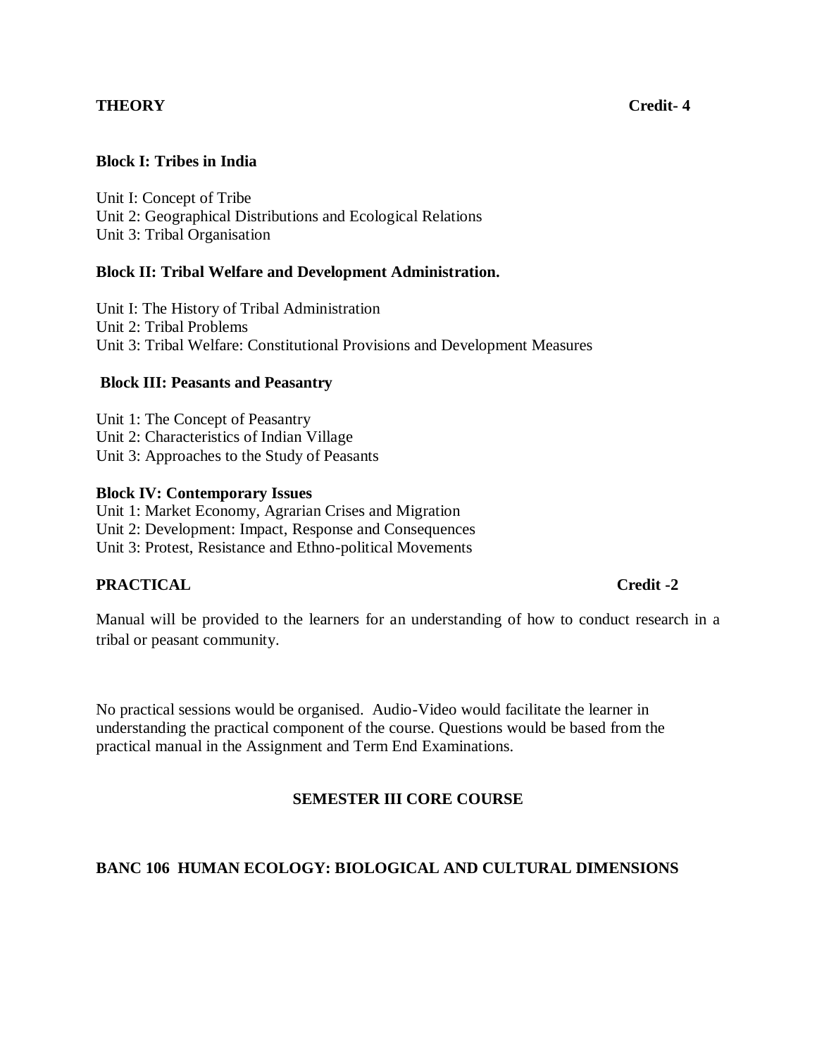**THEORY** **Credit- 4**

**Block I: Tribes in India**

Unit I: Concept of Tribe
Unit 2: Geographical Distributions and Ecological Relations
Unit 3: Tribal Organisation

**Block II: Tribal Welfare and Development Administration.**

Unit I: The History of Tribal Administration
Unit 2: Tribal Problems
Unit 3: Tribal Welfare: Constitutional Provisions and Development Measures

**Block III: Peasants and Peasantry**

Unit 1: The Concept of Peasantry
Unit 2: Characteristics of Indian Village
Unit 3: Approaches to the Study of Peasants

**Block IV: Contemporary Issues**

Unit 1: Market Economy, Agrarian Crises and Migration
Unit 2: Development: Impact, Response and Consequences
Unit 3: Protest, Resistance and Ethno-political Movements

**PRACTICAL** **Credit -2**

Manual will be provided to the learners for an understanding of how to conduct research in a tribal or peasant community.

No practical sessions would be organised. Audio-Video would facilitate the learner in understanding the practical component of the course. Questions would be based from the practical manual in the Assignment and Term End Examinations.

## SEMESTER III CORE COURSE

## BANC 106 HUMAN ECOLOGY: BIOLOGICAL AND CULTURAL DIMENSIONS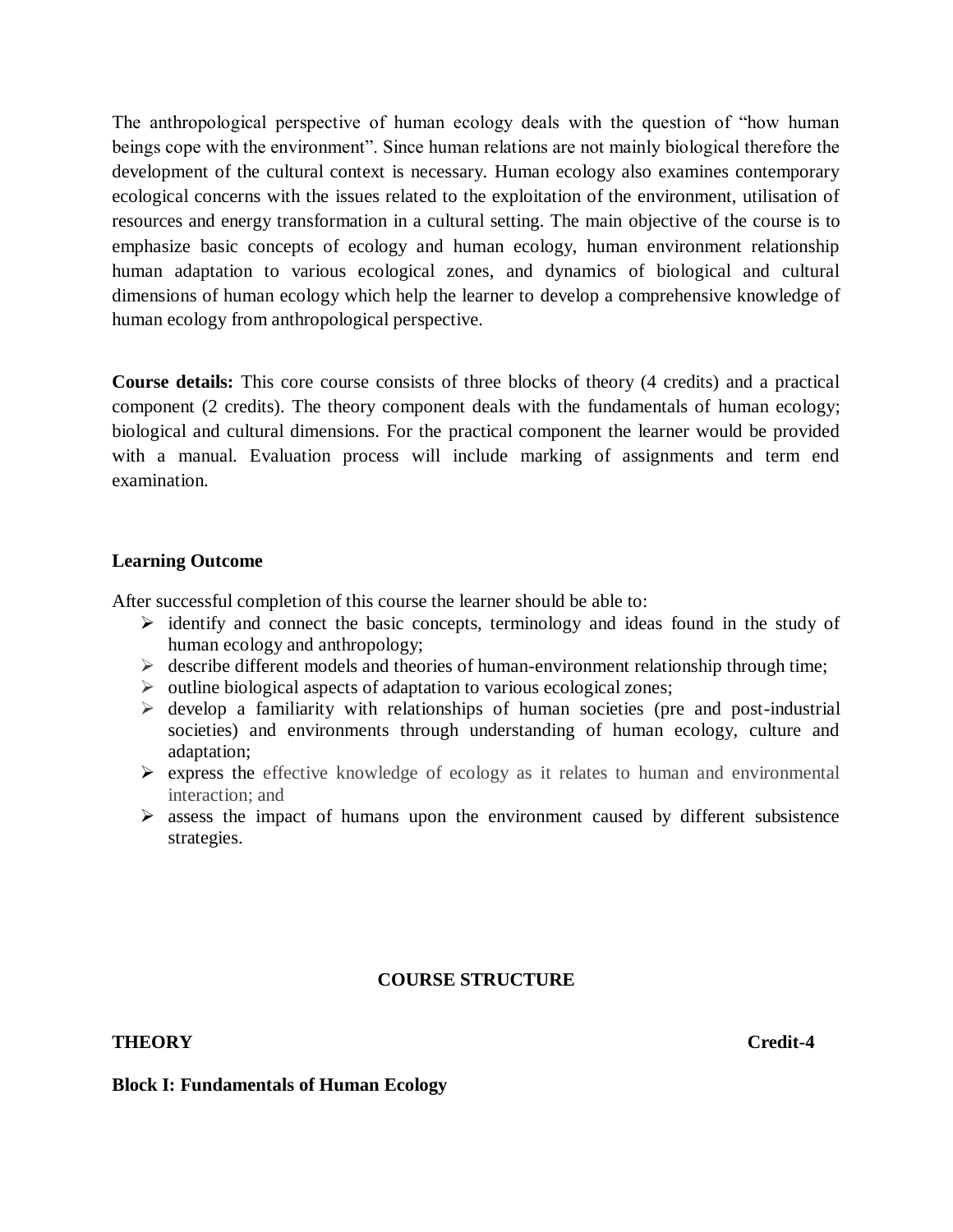The anthropological perspective of human ecology deals with the question of "how human beings cope with the environment". Since human relations are not mainly biological therefore the development of the cultural context is necessary. Human ecology also examines contemporary ecological concerns with the issues related to the exploitation of the environment, utilisation of resources and energy transformation in a cultural setting. The main objective of the course is to emphasize basic concepts of ecology and human ecology, human environment relationship human adaptation to various ecological zones, and dynamics of biological and cultural dimensions of human ecology which help the learner to develop a comprehensive knowledge of human ecology from anthropological perspective.

**Course details:** This core course consists of three blocks of theory (4 credits) and a practical component (2 credits). The theory component deals with the fundamentals of human ecology; biological and cultural dimensions. For the practical component the learner would be provided with a manual. Evaluation process will include marking of assignments and term end examination.

**Learning Outcome**

After successful completion of this course the learner should be able to:

- identify and connect the basic concepts, terminology and ideas found in the study of human ecology and anthropology;
- describe different models and theories of human-environment relationship through time;
- outline biological aspects of adaptation to various ecological zones;
- develop a familiarity with relationships of human societies (pre and post-industrial societies) and environments through understanding of human ecology, culture and adaptation;
- express the effective knowledge of ecology as it relates to human and environmental interaction; and
- assess the impact of humans upon the environment caused by different subsistence strategies.

**COURSE STRUCTURE**

**THEORY** **Credit-4**

**Block I: Fundamentals of Human Ecology**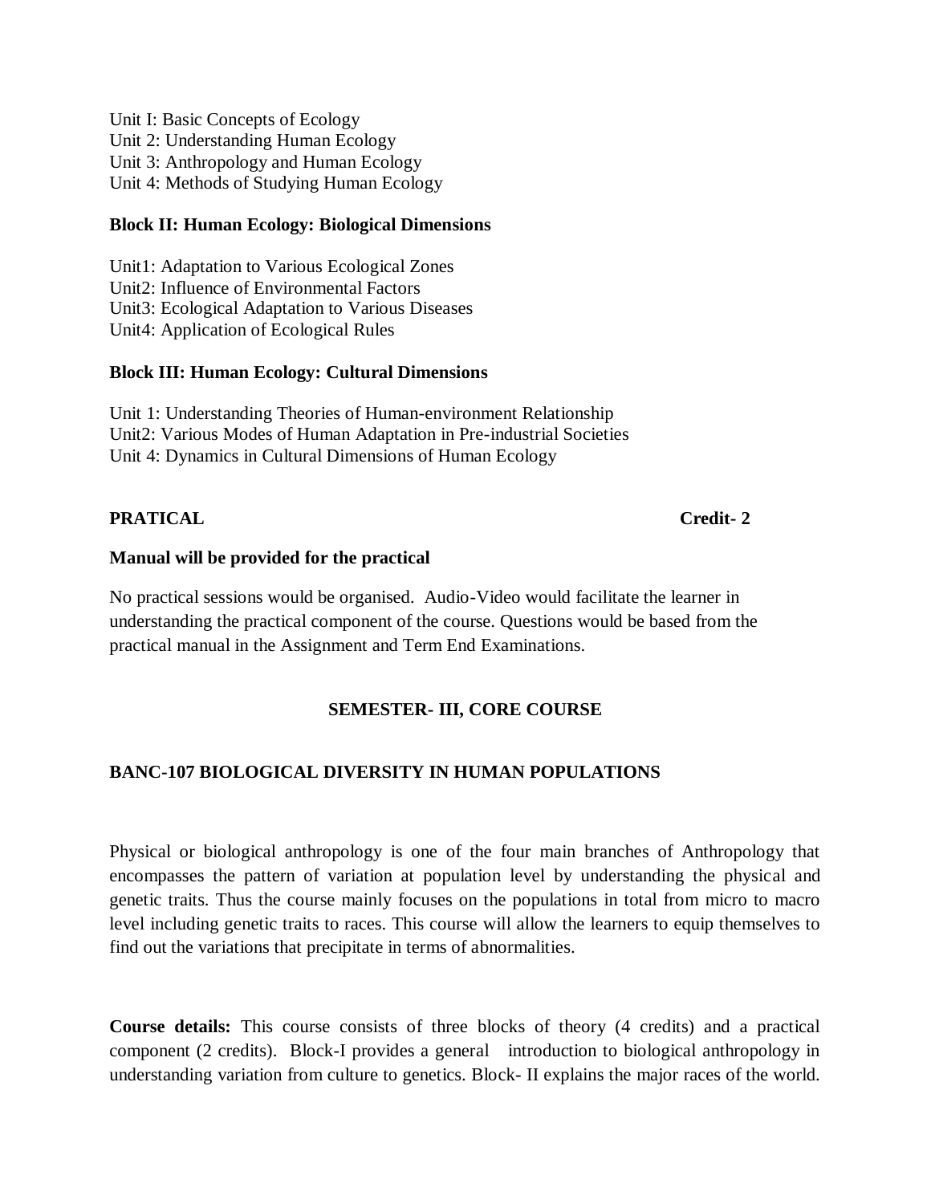Unit I: Basic Concepts of Ecology
Unit 2: Understanding Human Ecology
Unit 3: Anthropology and Human Ecology
Unit 4: Methods of Studying Human Ecology

**Block II: Human Ecology: Biological Dimensions**

Unit1: Adaptation to Various Ecological Zones
Unit2: Influence of Environmental Factors
Unit3: Ecological Adaptation to Various Diseases
Unit4: Application of Ecological Rules

**Block III: Human Ecology: Cultural Dimensions**

Unit 1: Understanding Theories of Human-environment Relationship
Unit2: Various Modes of Human Adaptation in Pre-industrial Societies
Unit 4: Dynamics in Cultural Dimensions of Human Ecology

**PRATICAL** **Credit- 2**

**Manual will be provided for the practical**

No practical sessions would be organised. Audio-Video would facilitate the learner in understanding the practical component of the course. Questions would be based from the practical manual in the Assignment and Term End Examinations.

**SEMESTER- III, CORE COURSE**

**BANC-107 BIOLOGICAL DIVERSITY IN HUMAN POPULATIONS**

Physical or biological anthropology is one of the four main branches of Anthropology that encompasses the pattern of variation at population level by understanding the physical and genetic traits. Thus the course mainly focuses on the populations in total from micro to macro level including genetic traits to races. This course will allow the learners to equip themselves to find out the variations that precipitate in terms of abnormalities.

**Course details:** This course consists of three blocks of theory (4 credits) and a practical component (2 credits). Block-I provides a general introduction to biological anthropology in understanding variation from culture to genetics. Block- II explains the major races of the world.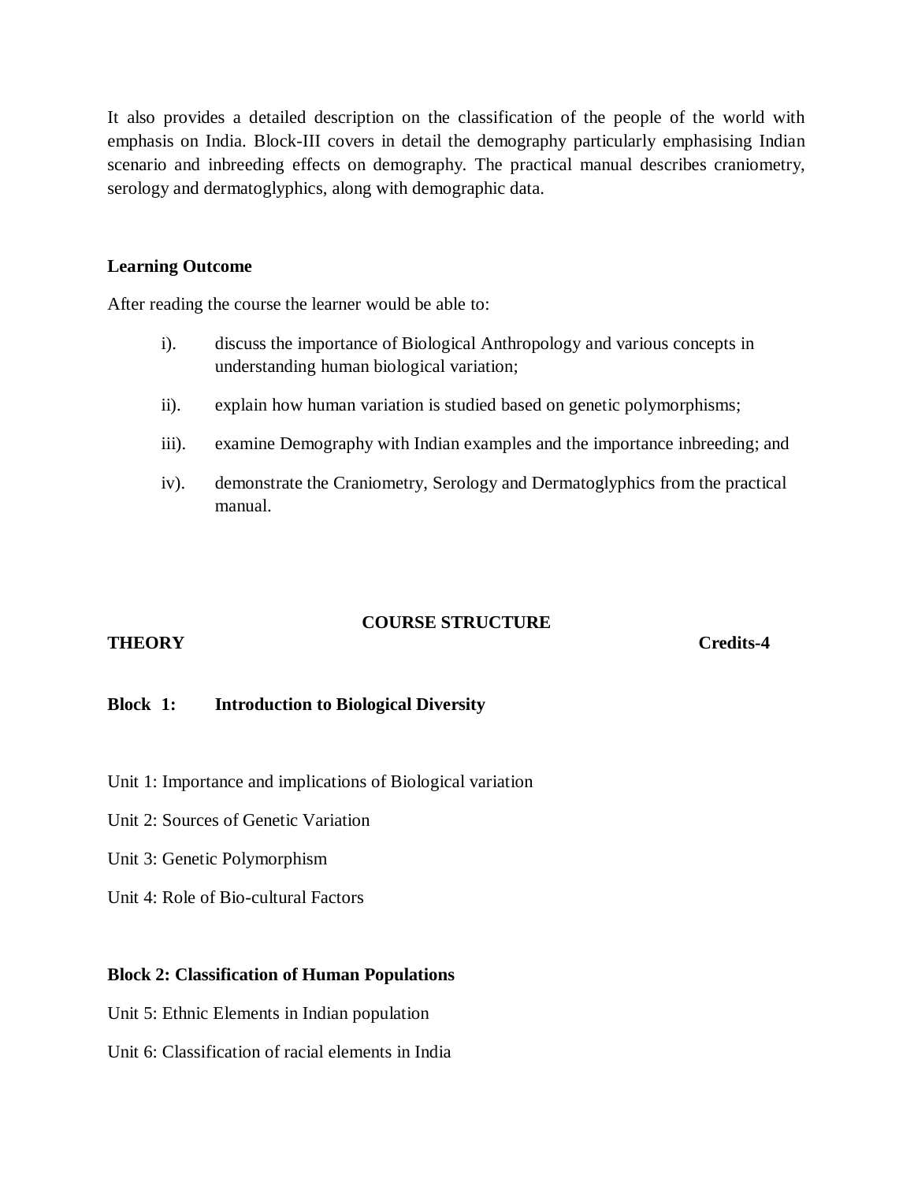It also provides a detailed description on the classification of the people of the world with emphasis on India. Block-III covers in detail the demography particularly emphasising Indian scenario and inbreeding effects on demography. The practical manual describes craniometry, serology and dermatoglyphics, along with demographic data.

**Learning Outcome**

After reading the course the learner would be able to:

i). discuss the importance of Biological Anthropology and various concepts in understanding human biological variation;

ii). explain how human variation is studied based on genetic polymorphisms;

iii). examine Demography with Indian examples and the importance inbreeding; and

iv). demonstrate the Craniometry, Serology and Dermatoglyphics from the practical manual.

**COURSE STRUCTURE**

**THEORY** **Credits-4**

**Block 1: Introduction to Biological Diversity**

Unit 1: Importance and implications of Biological variation

Unit 2: Sources of Genetic Variation

Unit 3: Genetic Polymorphism

Unit 4: Role of Bio-cultural Factors

**Block 2: Classification of Human Populations**

Unit 5: Ethnic Elements in Indian population

Unit 6: Classification of racial elements in India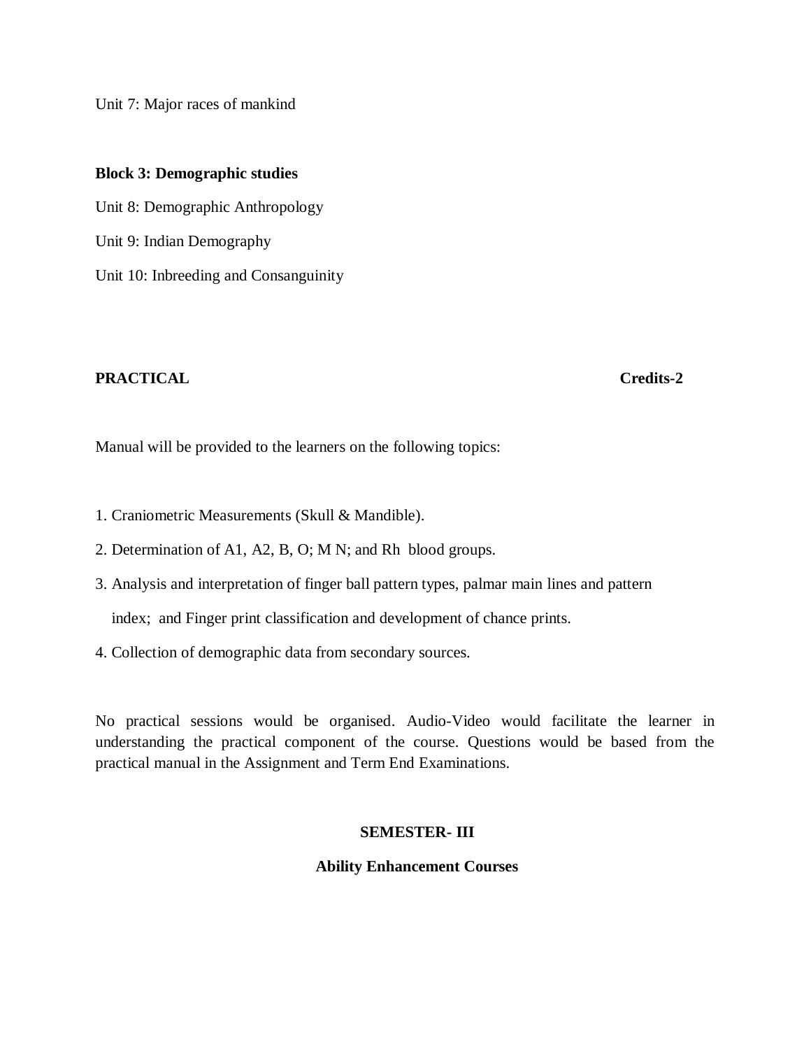Unit 7: Major races of mankind

**Block 3: Demographic studies**

Unit 8: Demographic Anthropology

Unit 9: Indian Demography

Unit 10: Inbreeding and Consanguinity

**PRACTICAL** **Credits-2**

Manual will be provided to the learners on the following topics:

1. Craniometric Measurements (Skull & Mandible).
2. Determination of A1, A2, B, O; M N; and Rh blood groups.
3. Analysis and interpretation of finger ball pattern types, palmar main lines and pattern index; and Finger print classification and development of chance prints.
4. Collection of demographic data from secondary sources.

No practical sessions would be organised. Audio-Video would facilitate the learner in understanding the practical component of the course. Questions would be based from the practical manual in the Assignment and Term End Examinations.

**SEMESTER- III**

**Ability Enhancement Courses**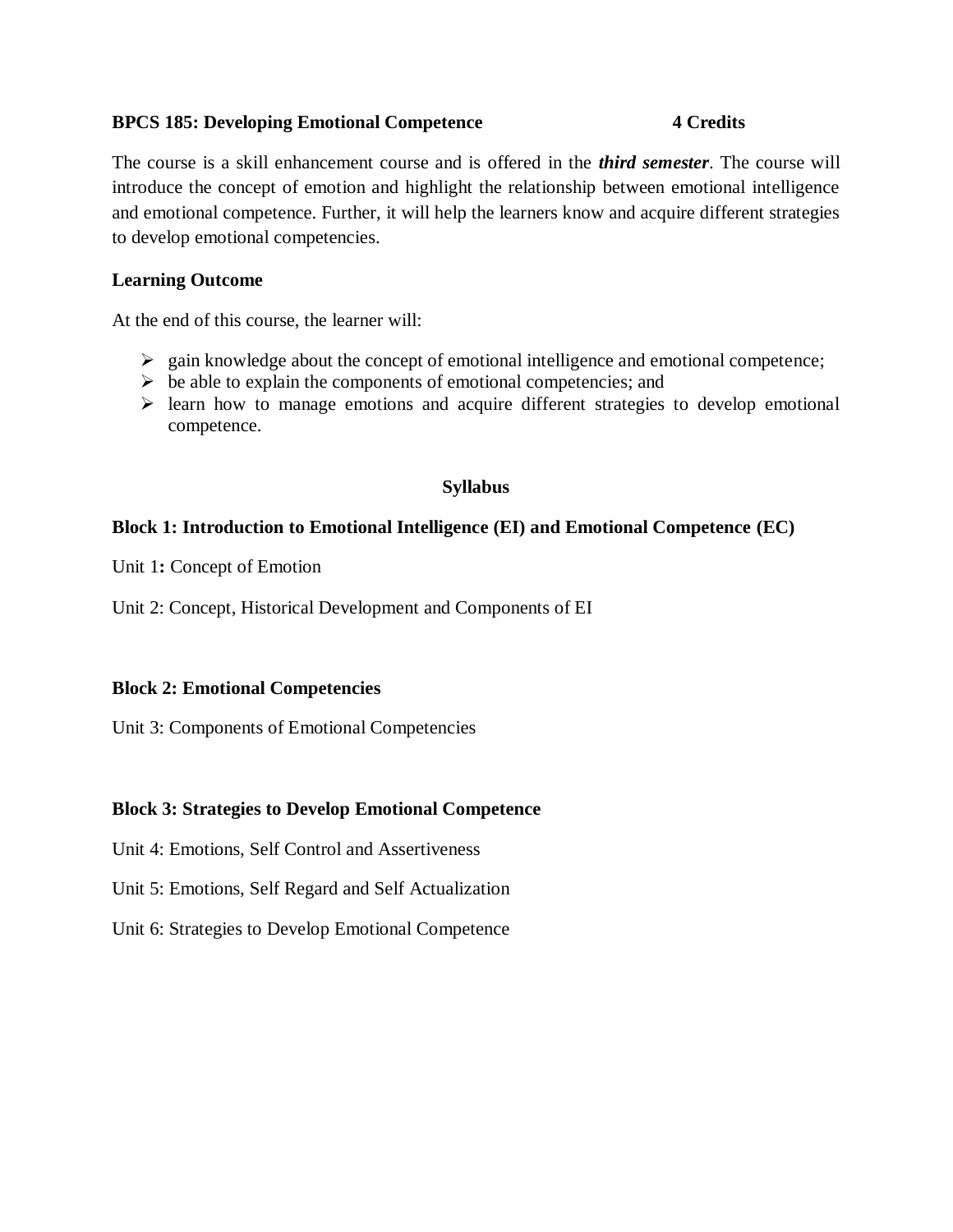**BPCS 185: Developing Emotional Competence 4 Credits**

The course is a skill enhancement course and is offered in the ***third semester***. The course will introduce the concept of emotion and highlight the relationship between emotional intelligence and emotional competence. Further, it will help the learners know and acquire different strategies to develop emotional competencies.

**Learning Outcome**

At the end of this course, the learner will:

- gain knowledge about the concept of emotional intelligence and emotional competence;
- be able to explain the components of emotional competencies; and
- learn how to manage emotions and acquire different strategies to develop emotional competence.

**Syllabus**

**Block 1: Introduction to Emotional Intelligence (EI) and Emotional Competence (EC)**

Unit 1**:** Concept of Emotion

Unit 2: Concept, Historical Development and Components of EI

**Block 2: Emotional Competencies**

Unit 3: Components of Emotional Competencies

**Block 3: Strategies to Develop Emotional Competence**

Unit 4: Emotions, Self Control and Assertiveness

Unit 5: Emotions, Self Regard and Self Actualization

Unit 6: Strategies to Develop Emotional Competence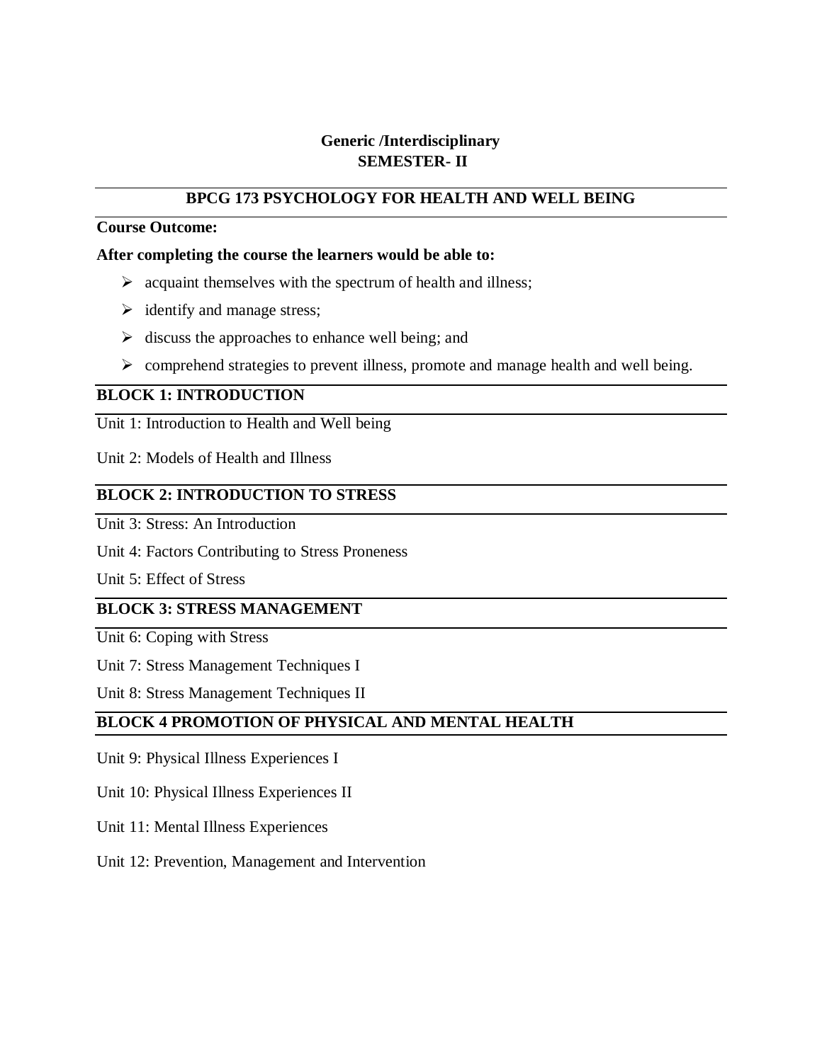**Generic /Interdisciplinary**
**SEMESTER- II**

## BPCG 173 PSYCHOLOGY FOR HEALTH AND WELL BEING

**Course Outcome:**

**After completing the course the learners would be able to:**

- acquaint themselves with the spectrum of health and illness;
- identify and manage stress;
- discuss the approaches to enhance well being; and
- comprehend strategies to prevent illness, promote and manage health and well being.

### BLOCK 1: INTRODUCTION

Unit 1: Introduction to Health and Well being

Unit 2: Models of Health and Illness

### BLOCK 2: INTRODUCTION TO STRESS

Unit 3: Stress: An Introduction

Unit 4: Factors Contributing to Stress Proneness

Unit 5: Effect of Stress

### BLOCK 3: STRESS MANAGEMENT

Unit 6: Coping with Stress

Unit 7: Stress Management Techniques I

Unit 8: Stress Management Techniques II

### BLOCK 4 PROMOTION OF PHYSICAL AND MENTAL HEALTH

Unit 9: Physical Illness Experiences I

Unit 10: Physical Illness Experiences II

Unit 11: Mental Illness Experiences

Unit 12: Prevention, Management and Intervention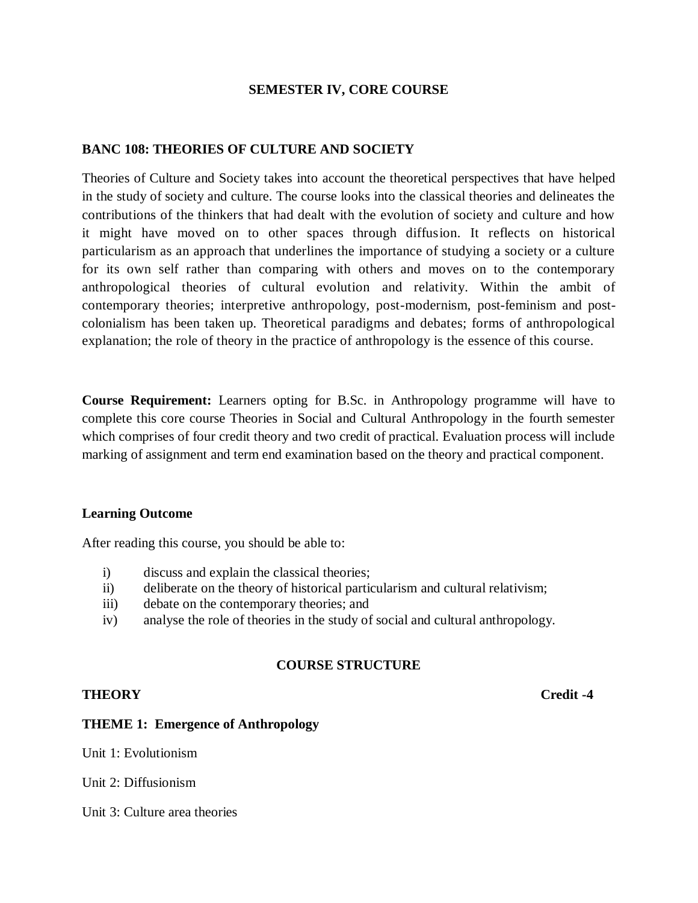**SEMESTER IV, CORE COURSE**

## BANC 108: THEORIES OF CULTURE AND SOCIETY

Theories of Culture and Society takes into account the theoretical perspectives that have helped in the study of society and culture. The course looks into the classical theories and delineates the contributions of the thinkers that had dealt with the evolution of society and culture and how it might have moved on to other spaces through diffusion. It reflects on historical particularism as an approach that underlines the importance of studying a society or a culture for its own self rather than comparing with others and moves on to the contemporary anthropological theories of cultural evolution and relativity. Within the ambit of contemporary theories; interpretive anthropology, post-modernism, post-feminism and post-colonialism has been taken up. Theoretical paradigms and debates; forms of anthropological explanation; the role of theory in the practice of anthropology is the essence of this course.

**Course Requirement:** Learners opting for B.Sc. in Anthropology programme will have to complete this core course Theories in Social and Cultural Anthropology in the fourth semester which comprises of four credit theory and two credit of practical. Evaluation process will include marking of assignment and term end examination based on the theory and practical component.

### Learning Outcome

After reading this course, you should be able to:

- i) discuss and explain the classical theories;
- ii) deliberate on the theory of historical particularism and cultural relativism;
- iii) debate on the contemporary theories; and
- iv) analyse the role of theories in the study of social and cultural anthropology.

### COURSE STRUCTURE

**THEORY** **Credit -4**

**THEME 1: Emergence of Anthropology**

Unit 1: Evolutionism

Unit 2: Diffusionism

Unit 3: Culture area theories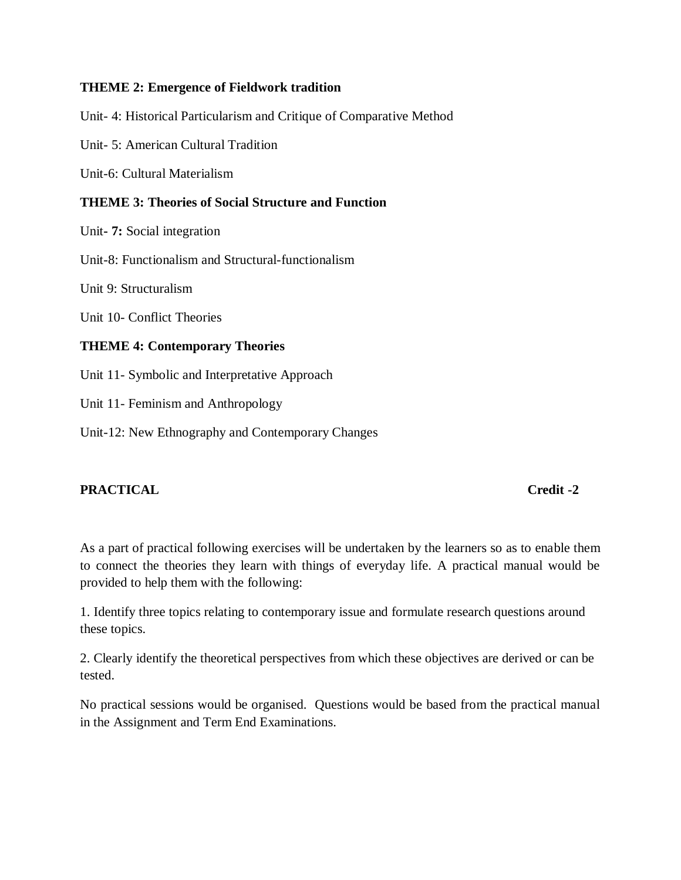**THEME 2: Emergence of Fieldwork tradition**

Unit- 4: Historical Particularism and Critique of Comparative Method

Unit- 5: American Cultural Tradition

Unit-6: Cultural Materialism

**THEME 3: Theories of Social Structure and Function**

Unit**- 7:** Social integration

Unit-8: Functionalism and Structural-functionalism

Unit 9: Structuralism

Unit 10- Conflict Theories

**THEME 4: Contemporary Theories**

Unit 11- Symbolic and Interpretative Approach

Unit 11- Feminism and Anthropology

Unit-12: New Ethnography and Contemporary Changes

**PRACTICAL** **Credit -2**

As a part of practical following exercises will be undertaken by the learners so as to enable them to connect the theories they learn with things of everyday life. A practical manual would be provided to help them with the following:

1. Identify three topics relating to contemporary issue and formulate research questions around these topics.

2. Clearly identify the theoretical perspectives from which these objectives are derived or can be tested.

No practical sessions would be organised. Questions would be based from the practical manual in the Assignment and Term End Examinations.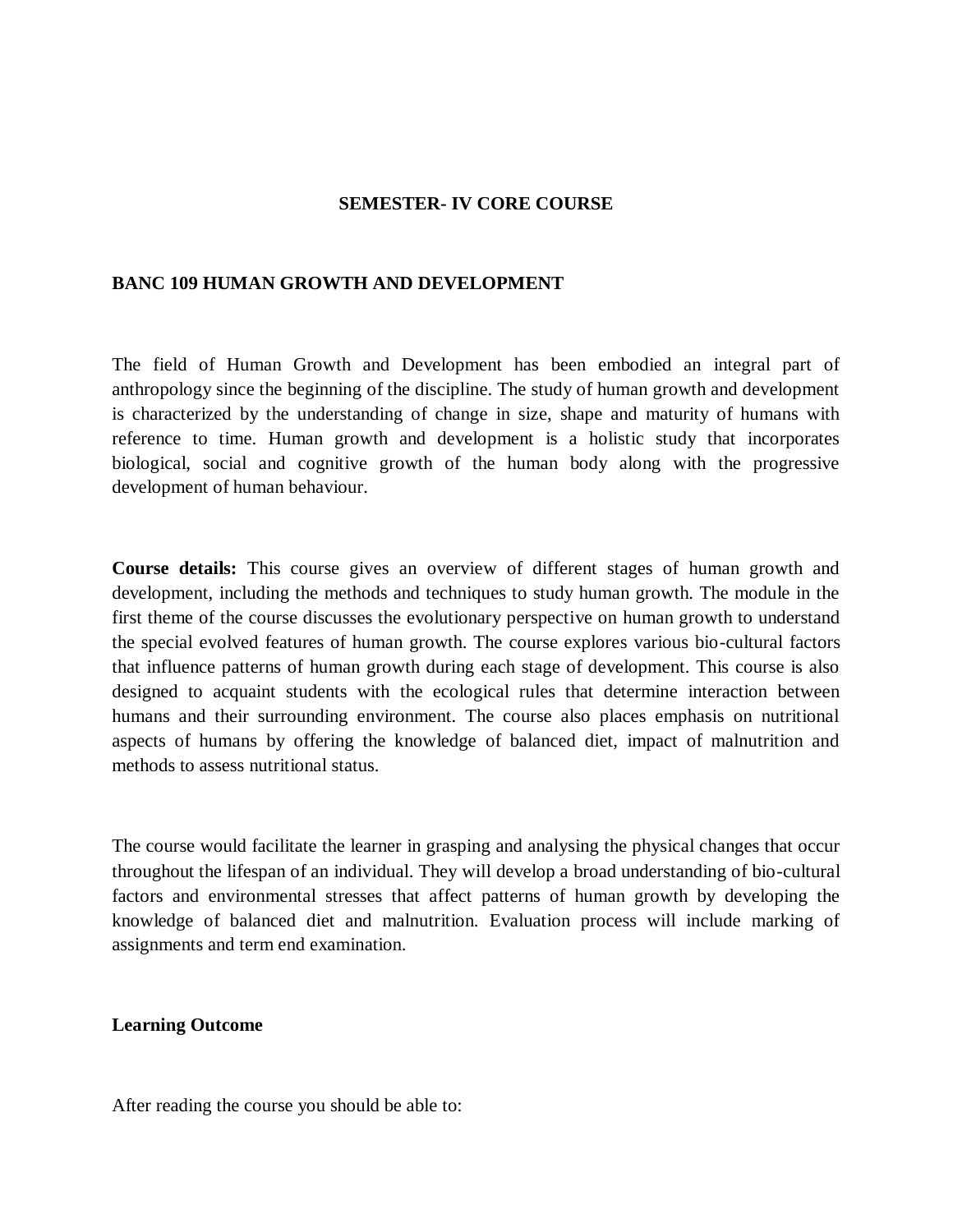## SEMESTER- IV CORE COURSE

### BANC 109 HUMAN GROWTH AND DEVELOPMENT

The field of Human Growth and Development has been embodied an integral part of anthropology since the beginning of the discipline. The study of human growth and development is characterized by the understanding of change in size, shape and maturity of humans with reference to time. Human growth and development is a holistic study that incorporates biological, social and cognitive growth of the human body along with the progressive development of human behaviour.

**Course details:** This course gives an overview of different stages of human growth and development, including the methods and techniques to study human growth. The module in the first theme of the course discusses the evolutionary perspective on human growth to understand the special evolved features of human growth. The course explores various bio-cultural factors that influence patterns of human growth during each stage of development. This course is also designed to acquaint students with the ecological rules that determine interaction between humans and their surrounding environment. The course also places emphasis on nutritional aspects of humans by offering the knowledge of balanced diet, impact of malnutrition and methods to assess nutritional status.

The course would facilitate the learner in grasping and analysing the physical changes that occur throughout the lifespan of an individual. They will develop a broad understanding of bio-cultural factors and environmental stresses that affect patterns of human growth by developing the knowledge of balanced diet and malnutrition. Evaluation process will include marking of assignments and term end examination.

**Learning Outcome**

After reading the course you should be able to: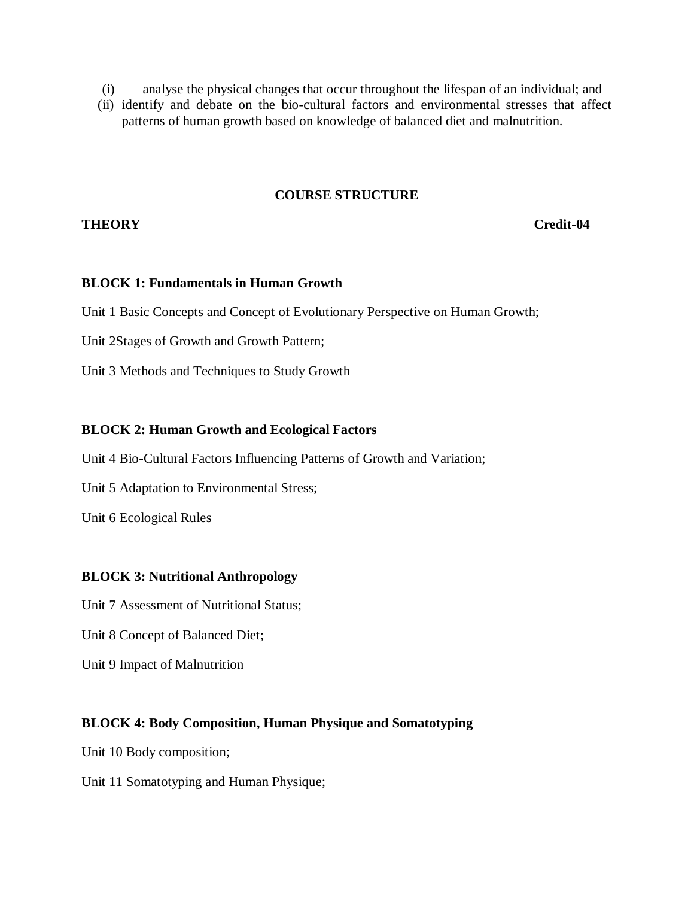(i) analyse the physical changes that occur throughout the lifespan of an individual; and
(ii) identify and debate on the bio-cultural factors and environmental stresses that affect patterns of human growth based on knowledge of balanced diet and malnutrition.

## COURSE STRUCTURE

**THEORY** **Credit-04**

**BLOCK 1: Fundamentals in Human Growth**

Unit 1 Basic Concepts and Concept of Evolutionary Perspective on Human Growth;

Unit 2Stages of Growth and Growth Pattern;

Unit 3 Methods and Techniques to Study Growth

**BLOCK 2: Human Growth and Ecological Factors**

Unit 4 Bio-Cultural Factors Influencing Patterns of Growth and Variation;

Unit 5 Adaptation to Environmental Stress;

Unit 6 Ecological Rules

**BLOCK 3: Nutritional Anthropology**

Unit 7 Assessment of Nutritional Status;

Unit 8 Concept of Balanced Diet;

Unit 9 Impact of Malnutrition

**BLOCK 4: Body Composition, Human Physique and Somatotyping**

Unit 10 Body composition;

Unit 11 Somatotyping and Human Physique;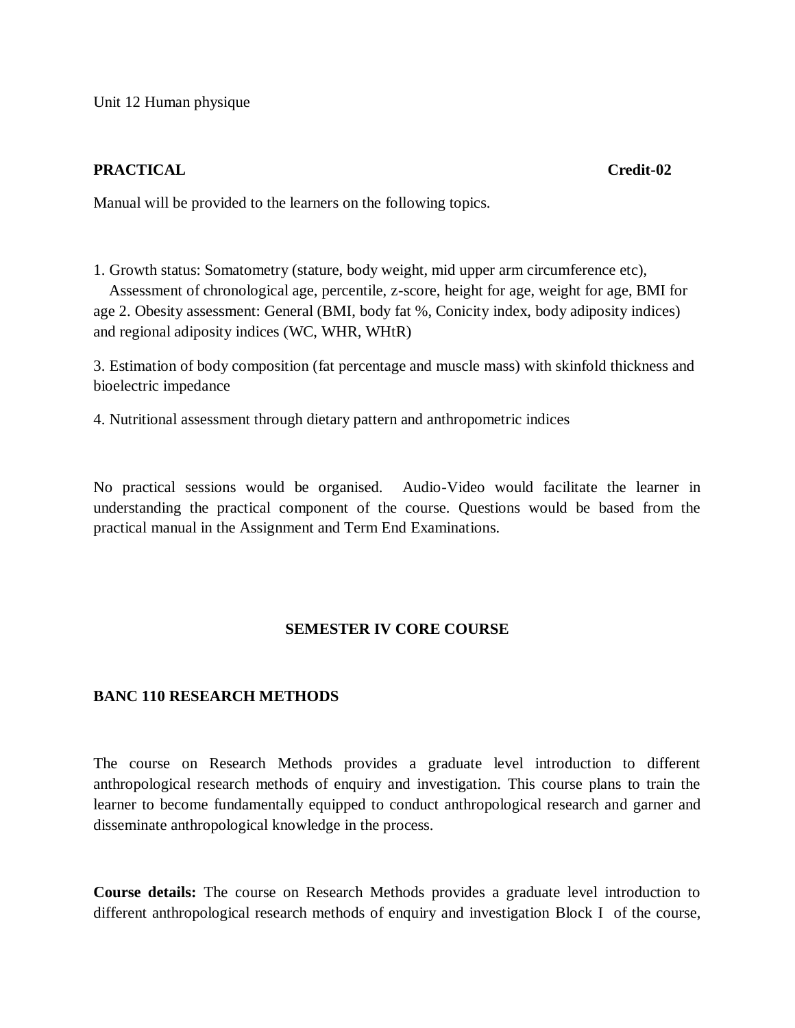Unit 12 Human physique

**PRACTICAL** **Credit-02**

Manual will be provided to the learners on the following topics.

1. Growth status: Somatometry (stature, body weight, mid upper arm circumference etc), Assessment of chronological age, percentile, z-score, height for age, weight for age, BMI for age 2. Obesity assessment: General (BMI, body fat %, Conicity index, body adiposity indices) and regional adiposity indices (WC, WHR, WHtR)

3. Estimation of body composition (fat percentage and muscle mass) with skinfold thickness and bioelectric impedance

4. Nutritional assessment through dietary pattern and anthropometric indices

No practical sessions would be organised. Audio-Video would facilitate the learner in understanding the practical component of the course. Questions would be based from the practical manual in the Assignment and Term End Examinations.

## SEMESTER IV CORE COURSE

### BANC 110 RESEARCH METHODS

The course on Research Methods provides a graduate level introduction to different anthropological research methods of enquiry and investigation. This course plans to train the learner to become fundamentally equipped to conduct anthropological research and garner and disseminate anthropological knowledge in the process.

**Course details:** The course on Research Methods provides a graduate level introduction to different anthropological research methods of enquiry and investigation Block I of the course,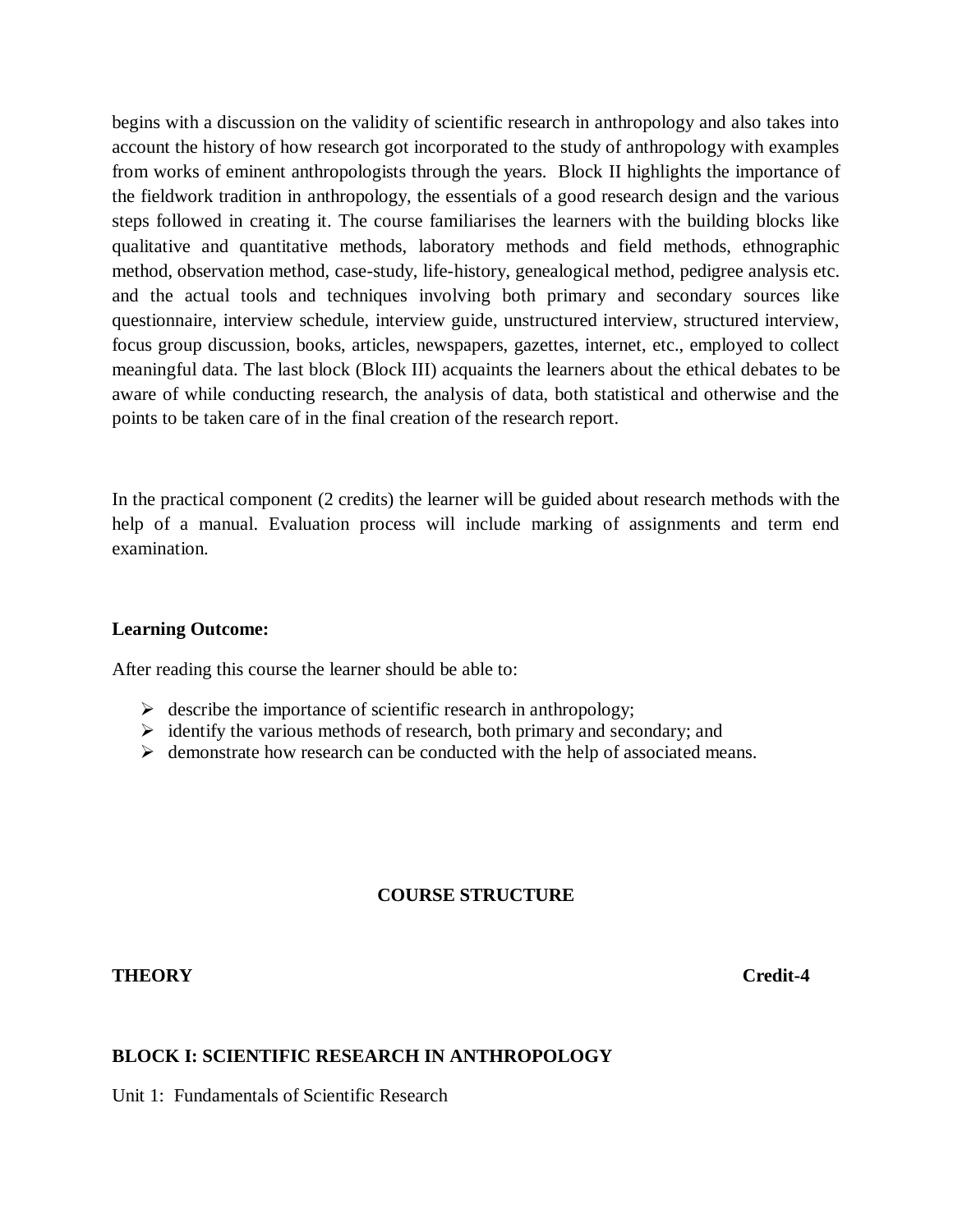begins with a discussion on the validity of scientific research in anthropology and also takes into account the history of how research got incorporated to the study of anthropology with examples from works of eminent anthropologists through the years. Block II highlights the importance of the fieldwork tradition in anthropology, the essentials of a good research design and the various steps followed in creating it. The course familiarises the learners with the building blocks like qualitative and quantitative methods, laboratory methods and field methods, ethnographic method, observation method, case-study, life-history, genealogical method, pedigree analysis etc. and the actual tools and techniques involving both primary and secondary sources like questionnaire, interview schedule, interview guide, unstructured interview, structured interview, focus group discussion, books, articles, newspapers, gazettes, internet, etc., employed to collect meaningful data. The last block (Block III) acquaints the learners about the ethical debates to be aware of while conducting research, the analysis of data, both statistical and otherwise and the points to be taken care of in the final creation of the research report.

In the practical component (2 credits) the learner will be guided about research methods with the help of a manual. Evaluation process will include marking of assignments and term end examination.

**Learning Outcome:**

After reading this course the learner should be able to:

- describe the importance of scientific research in anthropology;
- identify the various methods of research, both primary and secondary; and
- demonstrate how research can be conducted with the help of associated means.

## COURSE STRUCTURE

**THEORY** **Credit-4**

### BLOCK I: SCIENTIFIC RESEARCH IN ANTHROPOLOGY

Unit 1: Fundamentals of Scientific Research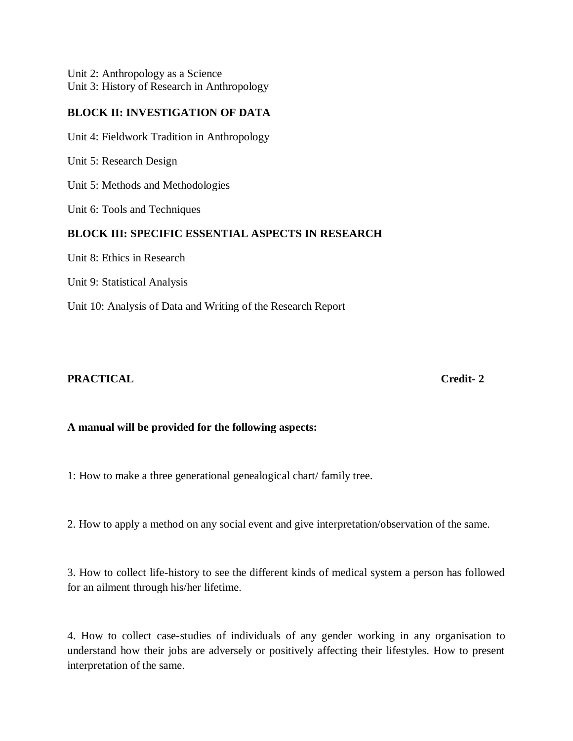Unit 2: Anthropology as a Science
Unit 3: History of Research in Anthropology

**BLOCK II: INVESTIGATION OF DATA**

Unit 4: Fieldwork Tradition in Anthropology

Unit 5: Research Design

Unit 5: Methods and Methodologies

Unit 6: Tools and Techniques

**BLOCK III: SPECIFIC ESSENTIAL ASPECTS IN RESEARCH**

Unit 8: Ethics in Research

Unit 9: Statistical Analysis

Unit 10: Analysis of Data and Writing of the Research Report

**PRACTICAL** **Credit- 2**

**A manual will be provided for the following aspects:**

1: How to make a three generational genealogical chart/ family tree.

2. How to apply a method on any social event and give interpretation/observation of the same.

3. How to collect life-history to see the different kinds of medical system a person has followed for an ailment through his/her lifetime.

4. How to collect case-studies of individuals of any gender working in any organisation to understand how their jobs are adversely or positively affecting their lifestyles. How to present interpretation of the same.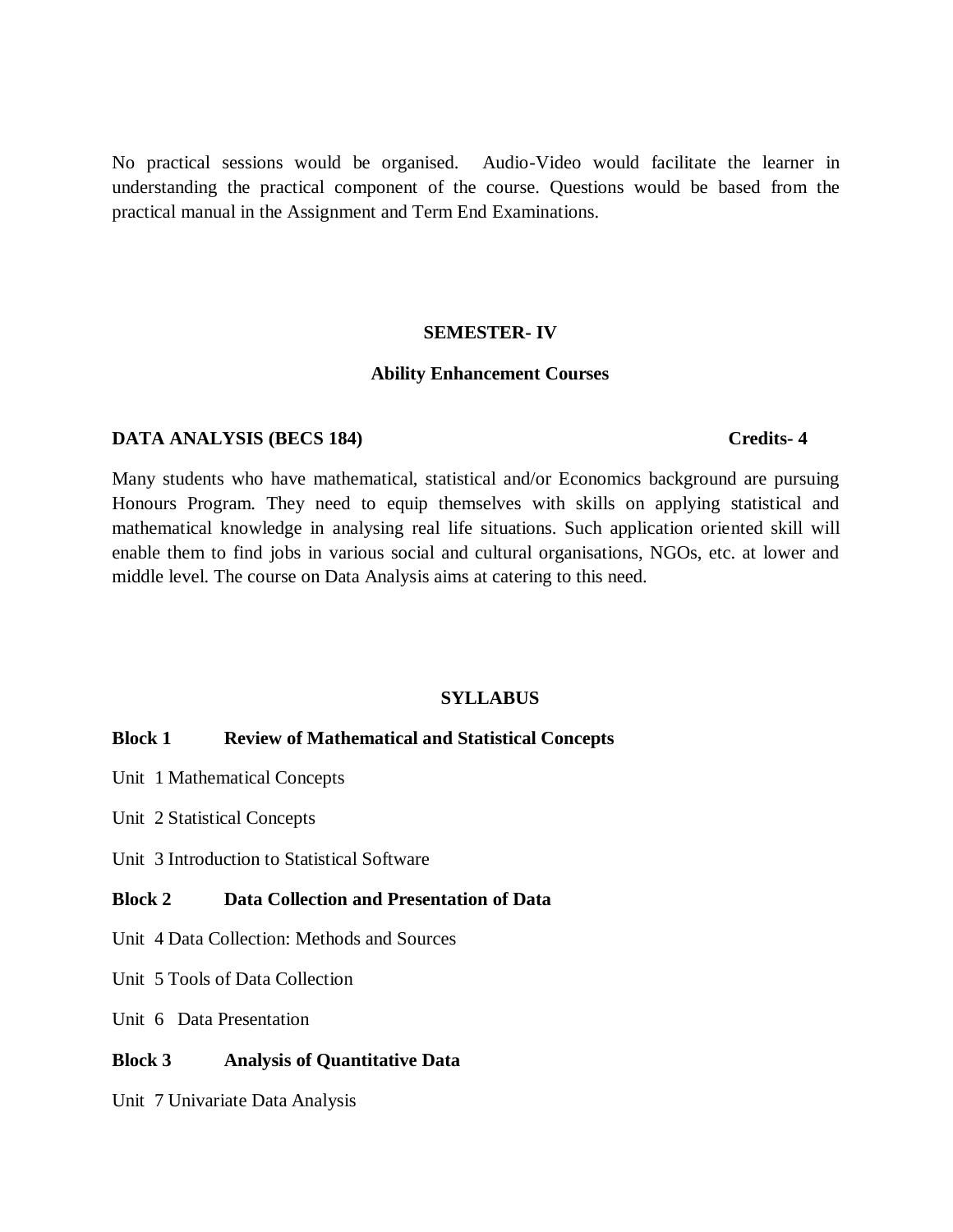No practical sessions would be organised. Audio-Video would facilitate the learner in understanding the practical component of the course. Questions would be based from the practical manual in the Assignment and Term End Examinations.

## SEMESTER- IV

### Ability Enhancement Courses

**DATA ANALYSIS (BECS 184)** **Credits- 4**

Many students who have mathematical, statistical and/or Economics background are pursuing Honours Program. They need to equip themselves with skills on applying statistical and mathematical knowledge in analysing real life situations. Such application oriented skill will enable them to find jobs in various social and cultural organisations, NGOs, etc. at lower and middle level. The course on Data Analysis aims at catering to this need.

### SYLLABUS

**Block 1 Review of Mathematical and Statistical Concepts**

Unit 1 Mathematical Concepts

Unit 2 Statistical Concepts

Unit 3 Introduction to Statistical Software

**Block 2 Data Collection and Presentation of Data**

Unit 4 Data Collection: Methods and Sources

Unit 5 Tools of Data Collection

Unit 6 Data Presentation

**Block 3 Analysis of Quantitative Data**

Unit 7 Univariate Data Analysis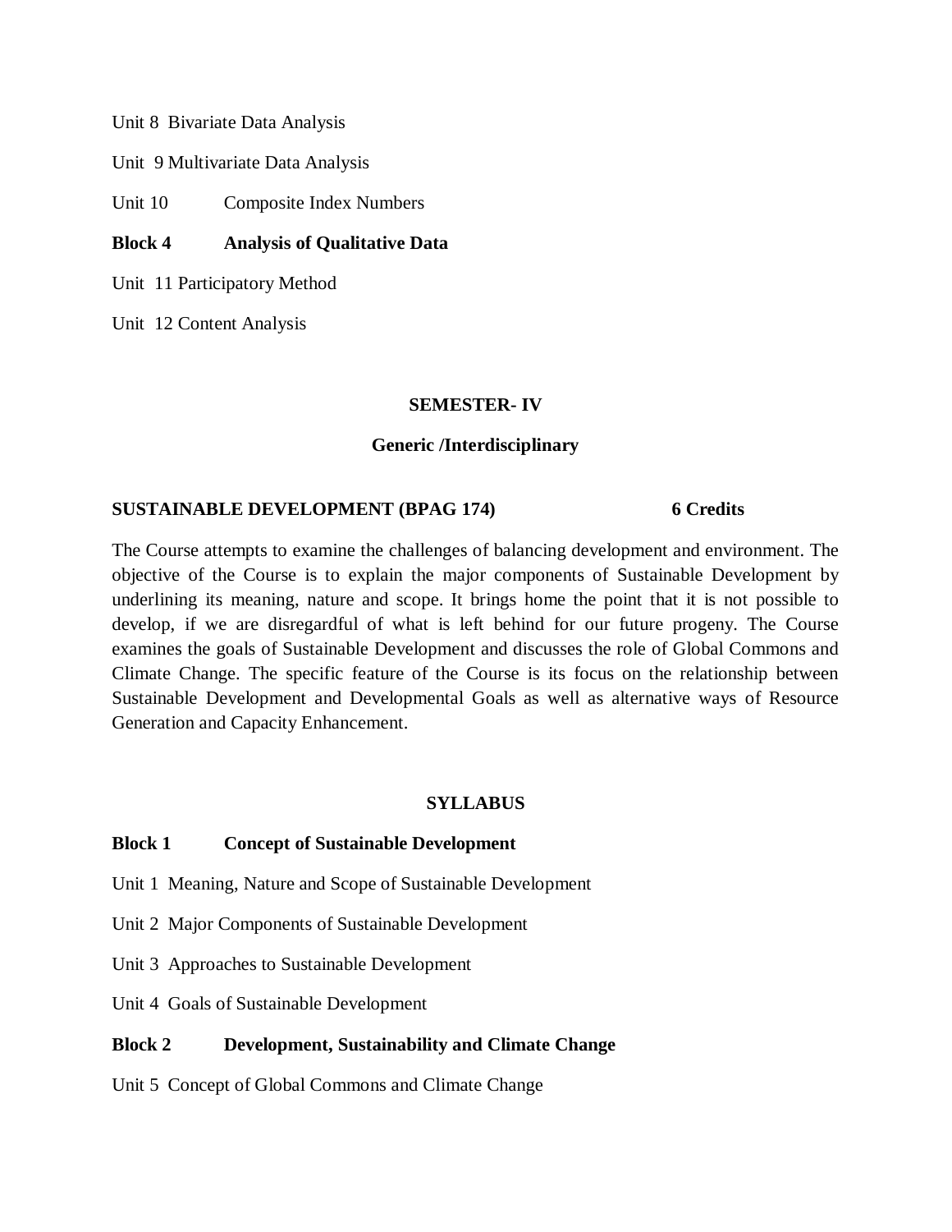Unit 8 Bivariate Data Analysis

Unit 9 Multivariate Data Analysis

Unit 10 Composite Index Numbers

**Block 4 Analysis of Qualitative Data**

Unit 11 Participatory Method

Unit 12 Content Analysis

## SEMESTER- IV

### Generic /Interdisciplinary

**SUSTAINABLE DEVELOPMENT (BPAG 174) 6 Credits**

The Course attempts to examine the challenges of balancing development and environment. The objective of the Course is to explain the major components of Sustainable Development by underlining its meaning, nature and scope. It brings home the point that it is not possible to develop, if we are disregardful of what is left behind for our future progeny. The Course examines the goals of Sustainable Development and discusses the role of Global Commons and Climate Change. The specific feature of the Course is its focus on the relationship between Sustainable Development and Developmental Goals as well as alternative ways of Resource Generation and Capacity Enhancement.

### SYLLABUS

**Block 1 Concept of Sustainable Development**

Unit 1 Meaning, Nature and Scope of Sustainable Development

Unit 2 Major Components of Sustainable Development

Unit 3 Approaches to Sustainable Development

Unit 4 Goals of Sustainable Development

**Block 2 Development, Sustainability and Climate Change**

Unit 5 Concept of Global Commons and Climate Change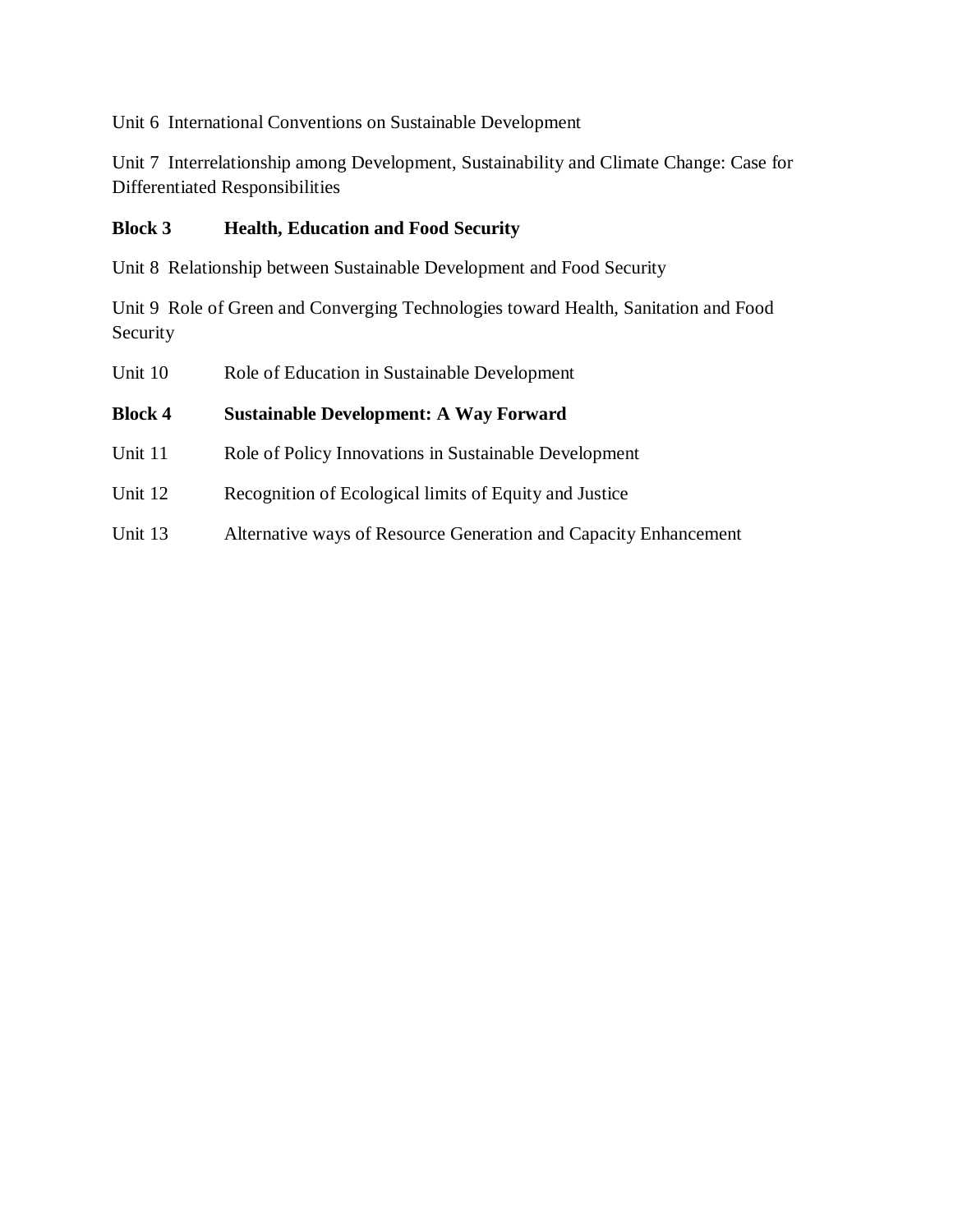Unit 6 International Conventions on Sustainable Development

Unit 7 Interrelationship among Development, Sustainability and Climate Change: Case for Differentiated Responsibilities

**Block 3 Health, Education and Food Security**

Unit 8 Relationship between Sustainable Development and Food Security

Unit 9 Role of Green and Converging Technologies toward Health, Sanitation and Food Security

Unit 10 Role of Education in Sustainable Development

**Block 4 Sustainable Development: A Way Forward**

Unit 11 Role of Policy Innovations in Sustainable Development

Unit 12 Recognition of Ecological limits of Equity and Justice

Unit 13 Alternative ways of Resource Generation and Capacity Enhancement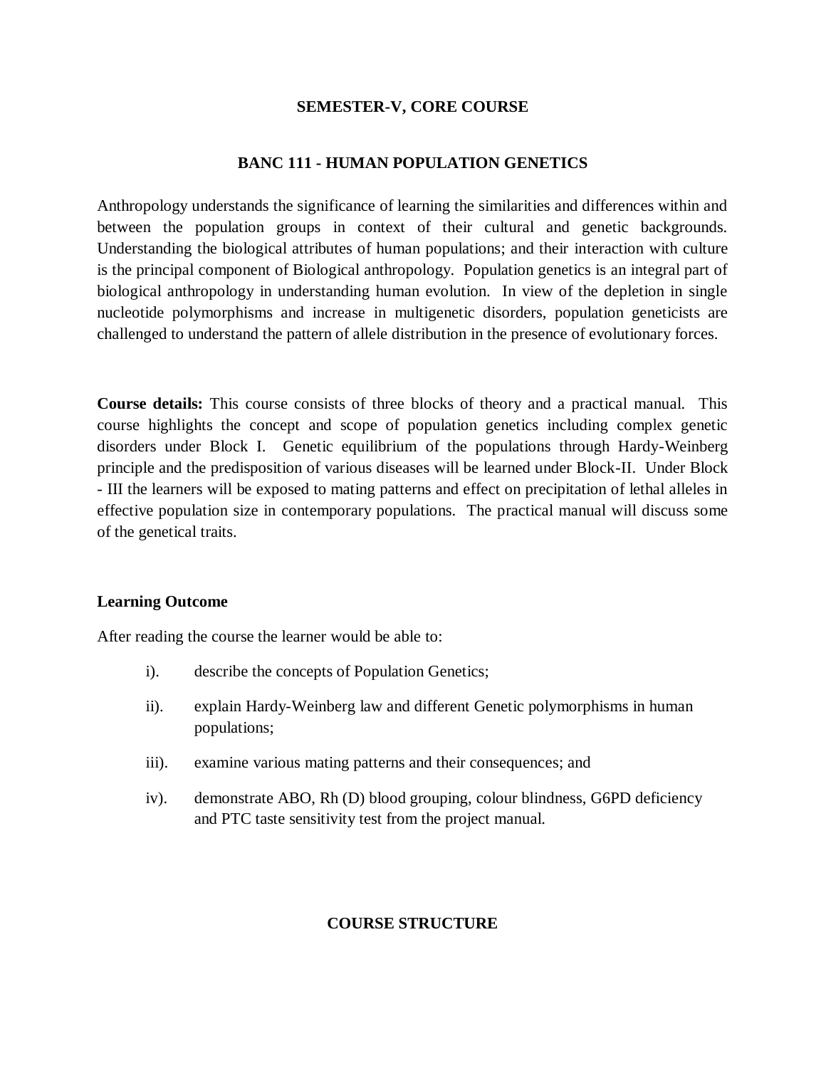## SEMESTER-V, CORE COURSE

## BANC 111 - HUMAN POPULATION GENETICS

Anthropology understands the significance of learning the similarities and differences within and between the population groups in context of their cultural and genetic backgrounds. Understanding the biological attributes of human populations; and their interaction with culture is the principal component of Biological anthropology. Population genetics is an integral part of biological anthropology in understanding human evolution. In view of the depletion in single nucleotide polymorphisms and increase in multigenetic disorders, population geneticists are challenged to understand the pattern of allele distribution in the presence of evolutionary forces.

**Course details:** This course consists of three blocks of theory and a practical manual. This course highlights the concept and scope of population genetics including complex genetic disorders under Block I. Genetic equilibrium of the populations through Hardy-Weinberg principle and the predisposition of various diseases will be learned under Block-II. Under Block - III the learners will be exposed to mating patterns and effect on precipitation of lethal alleles in effective population size in contemporary populations. The practical manual will discuss some of the genetical traits.

**Learning Outcome**

After reading the course the learner would be able to:

i). describe the concepts of Population Genetics;

ii). explain Hardy-Weinberg law and different Genetic polymorphisms in human populations;

iii). examine various mating patterns and their consequences; and

iv). demonstrate ABO, Rh (D) blood grouping, colour blindness, G6PD deficiency and PTC taste sensitivity test from the project manual.

## COURSE STRUCTURE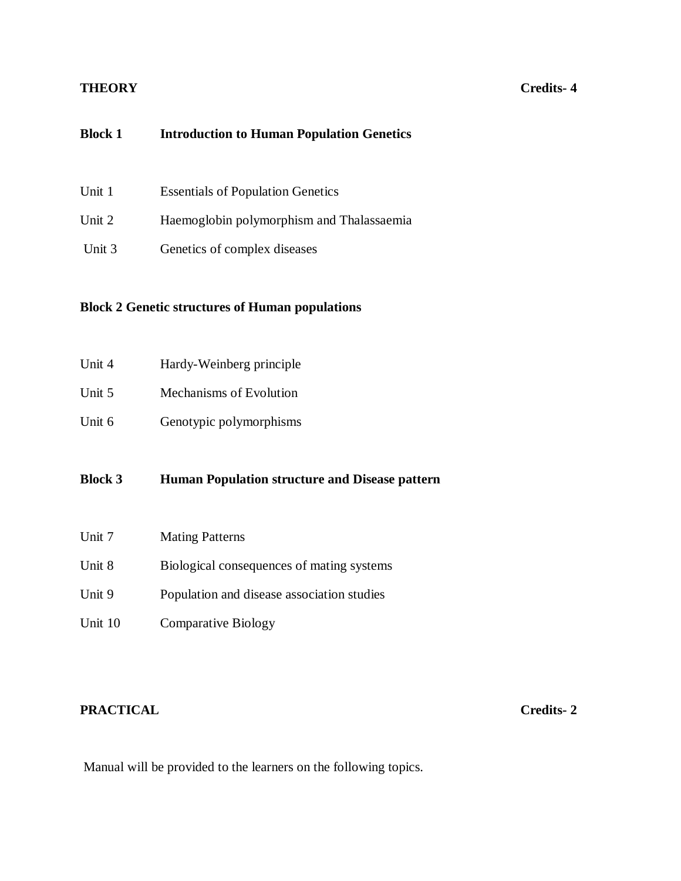**THEORY** **Credits- 4**

**Block 1 Introduction to Human Population Genetics**

Unit 1 Essentials of Population Genetics

Unit 2 Haemoglobin polymorphism and Thalassaemia

Unit 3 Genetics of complex diseases

**Block 2 Genetic structures of Human populations**

Unit 4 Hardy-Weinberg principle

Unit 5 Mechanisms of Evolution

Unit 6 Genotypic polymorphisms

**Block 3 Human Population structure and Disease pattern**

Unit 7 Mating Patterns

Unit 8 Biological consequences of mating systems

Unit 9 Population and disease association studies

Unit 10 Comparative Biology

**PRACTICAL** **Credits- 2**

Manual will be provided to the learners on the following topics.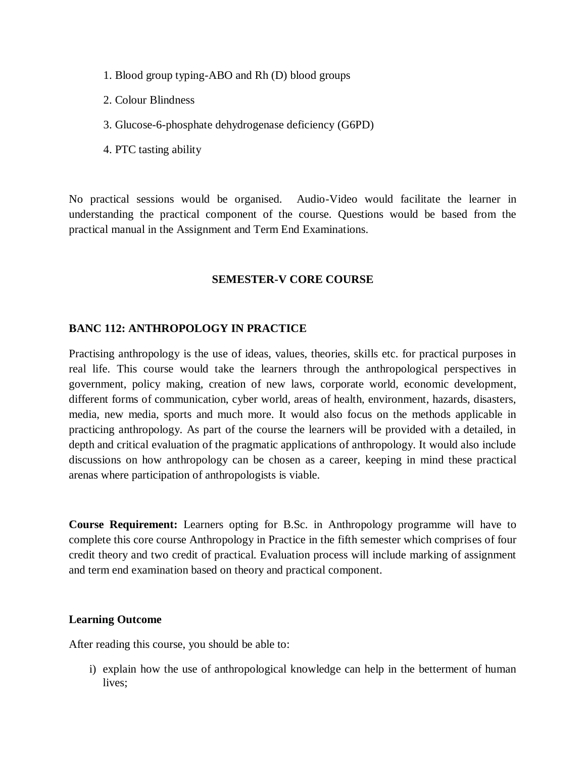1. Blood group typing-ABO and Rh (D) blood groups
2. Colour Blindness
3. Glucose-6-phosphate dehydrogenase deficiency (G6PD)
4. PTC tasting ability

No practical sessions would be organised. Audio-Video would facilitate the learner in understanding the practical component of the course. Questions would be based from the practical manual in the Assignment and Term End Examinations.

## SEMESTER-V CORE COURSE

### BANC 112: ANTHROPOLOGY IN PRACTICE

Practising anthropology is the use of ideas, values, theories, skills etc. for practical purposes in real life. This course would take the learners through the anthropological perspectives in government, policy making, creation of new laws, corporate world, economic development, different forms of communication, cyber world, areas of health, environment, hazards, disasters, media, new media, sports and much more. It would also focus on the methods applicable in practicing anthropology. As part of the course the learners will be provided with a detailed, in depth and critical evaluation of the pragmatic applications of anthropology. It would also include discussions on how anthropology can be chosen as a career, keeping in mind these practical arenas where participation of anthropologists is viable.

**Course Requirement:** Learners opting for B.Sc. in Anthropology programme will have to complete this core course Anthropology in Practice in the fifth semester which comprises of four credit theory and two credit of practical. Evaluation process will include marking of assignment and term end examination based on theory and practical component.

**Learning Outcome**

After reading this course, you should be able to:

i) explain how the use of anthropological knowledge can help in the betterment of human lives;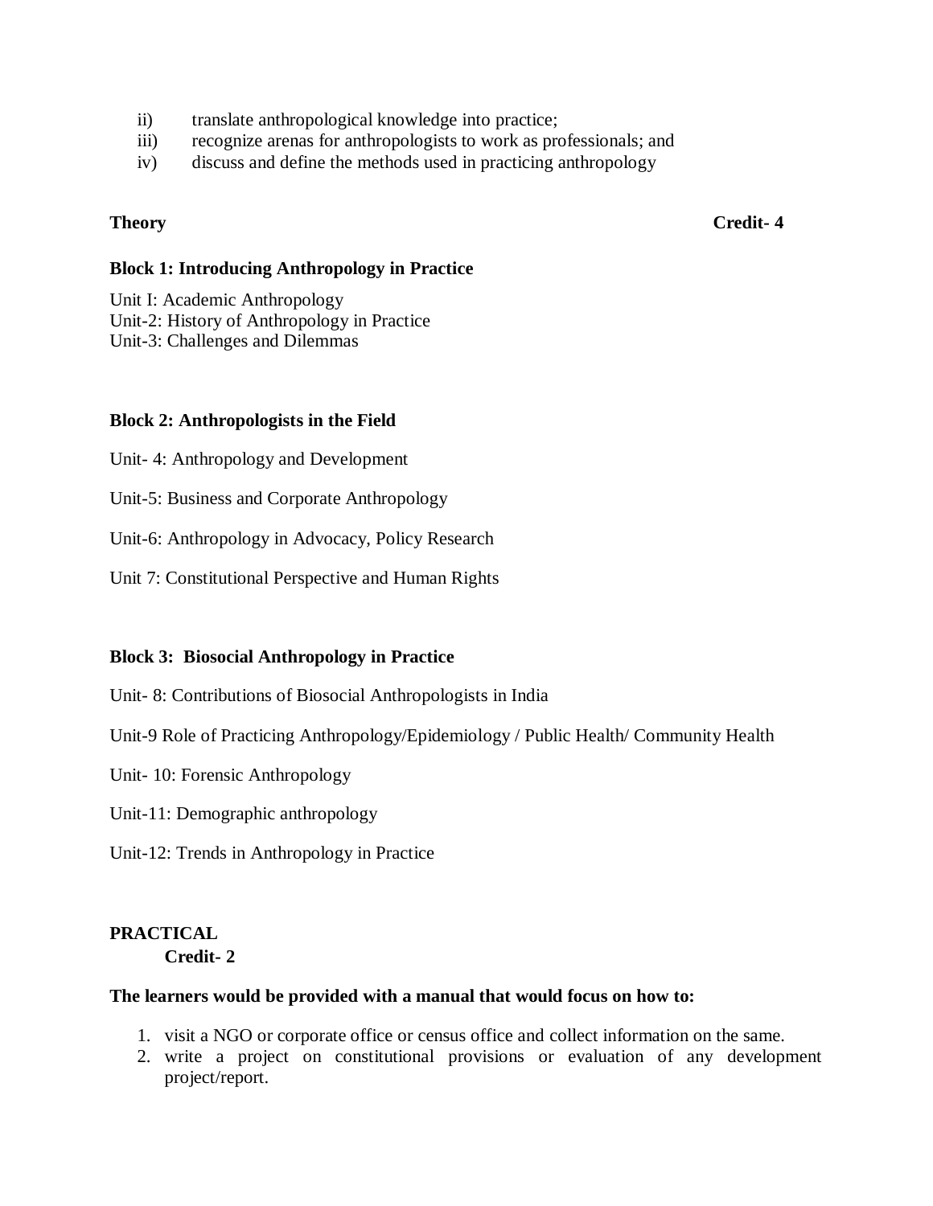ii) translate anthropological knowledge into practice;
iii) recognize arenas for anthropologists to work as professionals; and
iv) discuss and define the methods used in practicing anthropology

**Theory** **Credit- 4**

**Block 1: Introducing Anthropology in Practice**

Unit I: Academic Anthropology
Unit-2: History of Anthropology in Practice
Unit-3: Challenges and Dilemmas

**Block 2: Anthropologists in the Field**

Unit- 4: Anthropology and Development

Unit-5: Business and Corporate Anthropology

Unit-6: Anthropology in Advocacy, Policy Research

Unit 7: Constitutional Perspective and Human Rights

**Block 3: Biosocial Anthropology in Practice**

Unit- 8: Contributions of Biosocial Anthropologists in India

Unit-9 Role of Practicing Anthropology/Epidemiology / Public Health/ Community Health

Unit- 10: Forensic Anthropology

Unit-11: Demographic anthropology

Unit-12: Trends in Anthropology in Practice

**PRACTICAL**
**Credit- 2**

**The learners would be provided with a manual that would focus on how to:**

1. visit a NGO or corporate office or census office and collect information on the same.
2. write a project on constitutional provisions or evaluation of any development project/report.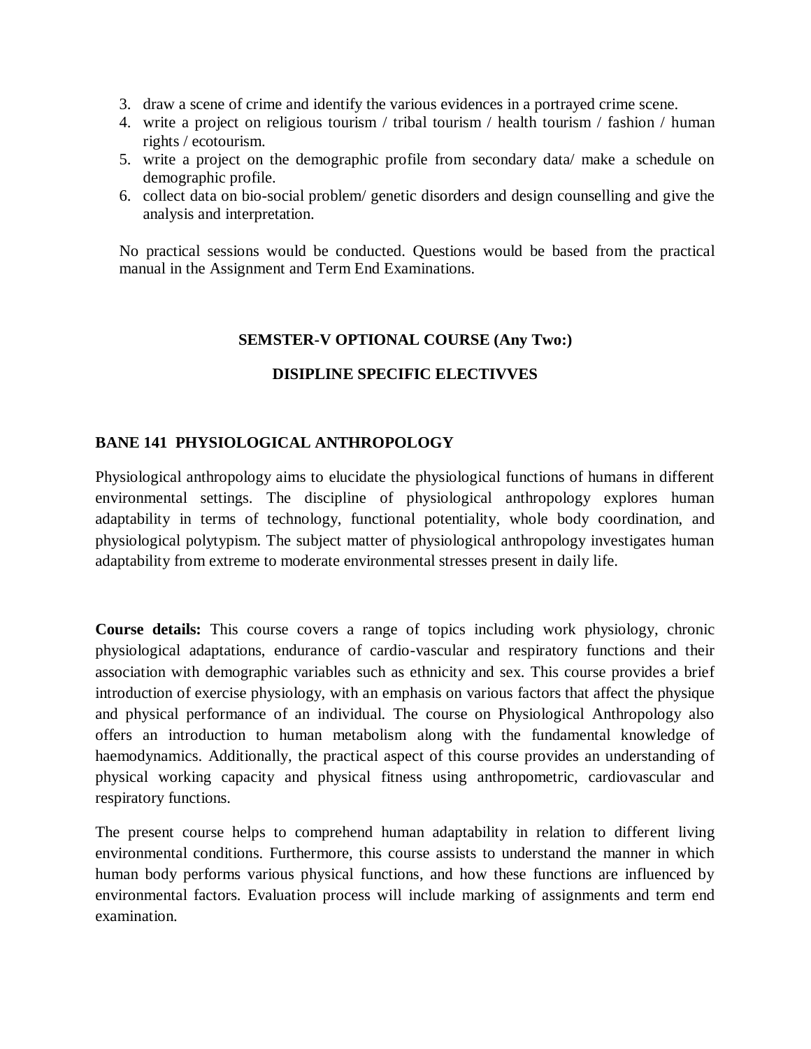3. draw a scene of crime and identify the various evidences in a portrayed crime scene.
4. write a project on religious tourism / tribal tourism / health tourism / fashion / human rights / ecotourism.
5. write a project on the demographic profile from secondary data/ make a schedule on demographic profile.
6. collect data on bio-social problem/ genetic disorders and design counselling and give the analysis and interpretation.

No practical sessions would be conducted. Questions would be based from the practical manual in the Assignment and Term End Examinations.

## SEMSTER-V OPTIONAL COURSE (Any Two:)

## DISIPLINE SPECIFIC ELECTIVVES

### BANE 141 PHYSIOLOGICAL ANTHROPOLOGY

Physiological anthropology aims to elucidate the physiological functions of humans in different environmental settings. The discipline of physiological anthropology explores human adaptability in terms of technology, functional potentiality, whole body coordination, and physiological polytypism. The subject matter of physiological anthropology investigates human adaptability from extreme to moderate environmental stresses present in daily life.

**Course details:** This course covers a range of topics including work physiology, chronic physiological adaptations, endurance of cardio-vascular and respiratory functions and their association with demographic variables such as ethnicity and sex. This course provides a brief introduction of exercise physiology, with an emphasis on various factors that affect the physique and physical performance of an individual. The course on Physiological Anthropology also offers an introduction to human metabolism along with the fundamental knowledge of haemodynamics. Additionally, the practical aspect of this course provides an understanding of physical working capacity and physical fitness using anthropometric, cardiovascular and respiratory functions.

The present course helps to comprehend human adaptability in relation to different living environmental conditions. Furthermore, this course assists to understand the manner in which human body performs various physical functions, and how these functions are influenced by environmental factors. Evaluation process will include marking of assignments and term end examination.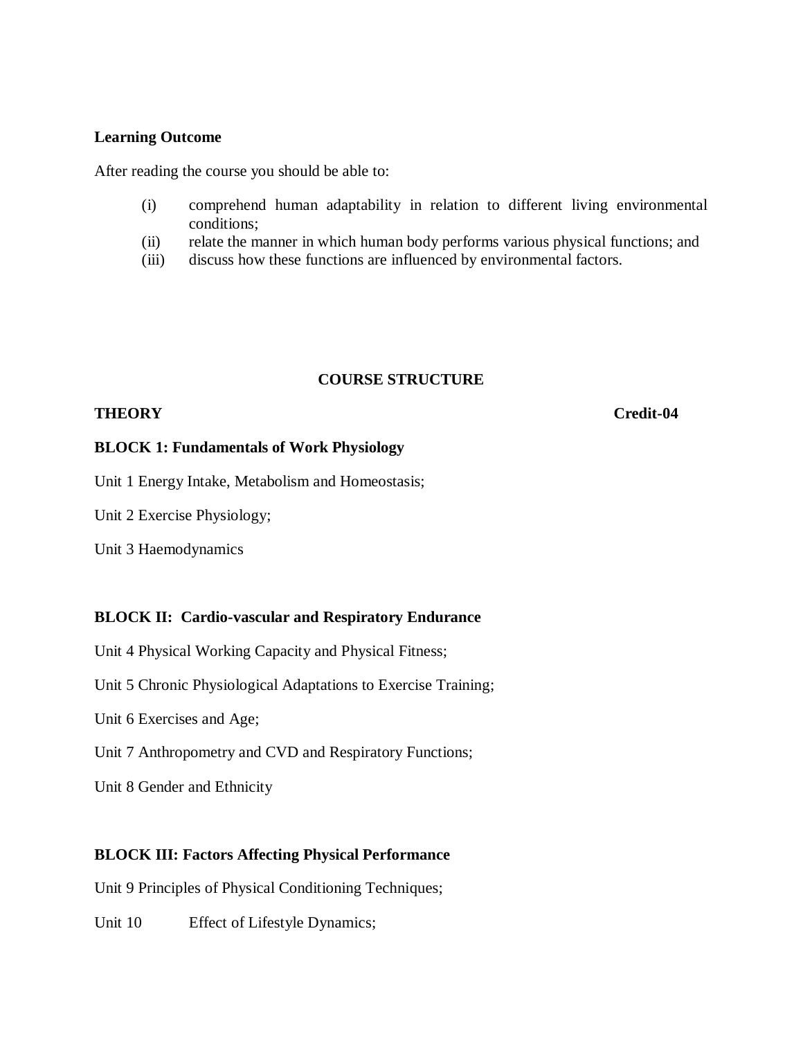**Learning Outcome**

After reading the course you should be able to:

(i) comprehend human adaptability in relation to different living environmental conditions;
(ii) relate the manner in which human body performs various physical functions; and
(iii) discuss how these functions are influenced by environmental factors.

## COURSE STRUCTURE

**THEORY** **Credit-04**

**BLOCK 1: Fundamentals of Work Physiology**

Unit 1 Energy Intake, Metabolism and Homeostasis;

Unit 2 Exercise Physiology;

Unit 3 Haemodynamics

**BLOCK II: Cardio-vascular and Respiratory Endurance**

Unit 4 Physical Working Capacity and Physical Fitness;

Unit 5 Chronic Physiological Adaptations to Exercise Training;

Unit 6 Exercises and Age;

Unit 7 Anthropometry and CVD and Respiratory Functions;

Unit 8 Gender and Ethnicity

**BLOCK III: Factors Affecting Physical Performance**

Unit 9 Principles of Physical Conditioning Techniques;

Unit 10 Effect of Lifestyle Dynamics;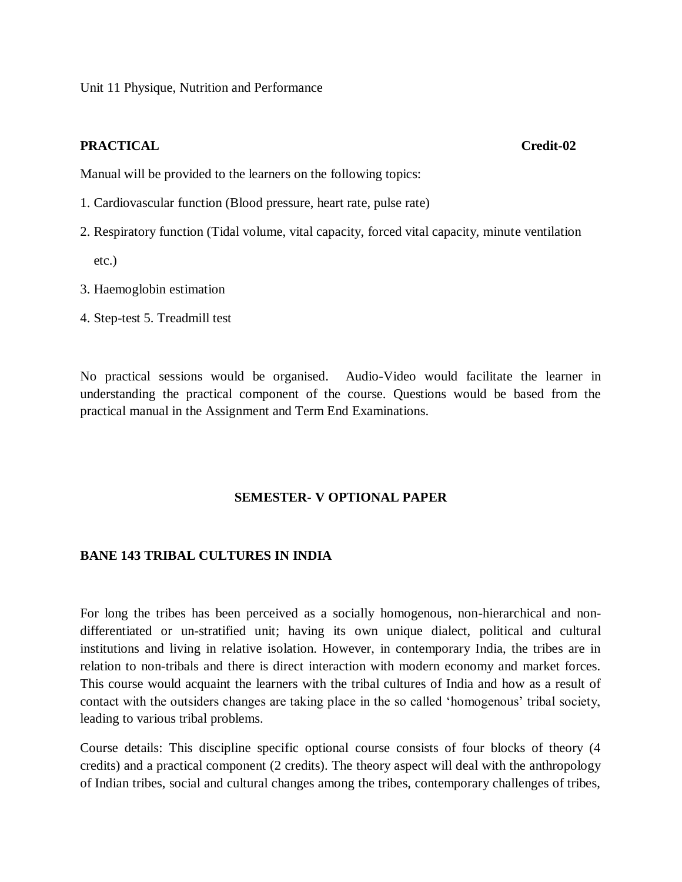Unit 11 Physique, Nutrition and Performance

**PRACTICAL** **Credit-02**

Manual will be provided to the learners on the following topics:

1. Cardiovascular function (Blood pressure, heart rate, pulse rate)
2. Respiratory function (Tidal volume, vital capacity, forced vital capacity, minute ventilation etc.)
3. Haemoglobin estimation
4. Step-test 5. Treadmill test

No practical sessions would be organised. Audio-Video would facilitate the learner in understanding the practical component of the course. Questions would be based from the practical manual in the Assignment and Term End Examinations.

## SEMESTER- V OPTIONAL PAPER

## BANE 143 TRIBAL CULTURES IN INDIA

For long the tribes has been perceived as a socially homogenous, non-hierarchical and non-differentiated or un-stratified unit; having its own unique dialect, political and cultural institutions and living in relative isolation. However, in contemporary India, the tribes are in relation to non-tribals and there is direct interaction with modern economy and market forces. This course would acquaint the learners with the tribal cultures of India and how as a result of contact with the outsiders changes are taking place in the so called 'homogenous' tribal society, leading to various tribal problems.

Course details: This discipline specific optional course consists of four blocks of theory (4 credits) and a practical component (2 credits). The theory aspect will deal with the anthropology of Indian tribes, social and cultural changes among the tribes, contemporary challenges of tribes,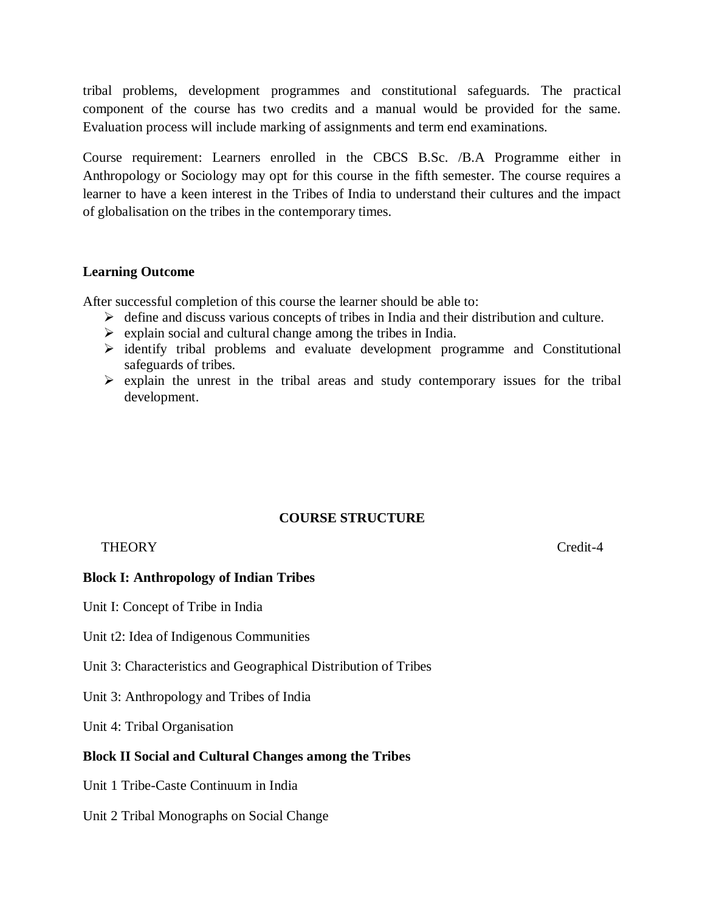tribal problems, development programmes and constitutional safeguards. The practical component of the course has two credits and a manual would be provided for the same. Evaluation process will include marking of assignments and term end examinations.

Course requirement: Learners enrolled in the CBCS B.Sc. /B.A Programme either in Anthropology or Sociology may opt for this course in the fifth semester. The course requires a learner to have a keen interest in the Tribes of India to understand their cultures and the impact of globalisation on the tribes in the contemporary times.

**Learning Outcome**

After successful completion of this course the learner should be able to:

- define and discuss various concepts of tribes in India and their distribution and culture.
- explain social and cultural change among the tribes in India.
- identify tribal problems and evaluate development programme and Constitutional safeguards of tribes.
- explain the unrest in the tribal areas and study contemporary issues for the tribal development.

**COURSE STRUCTURE**

THEORY Credit-4

**Block I: Anthropology of Indian Tribes**

Unit I: Concept of Tribe in India

Unit t2: Idea of Indigenous Communities

Unit 3: Characteristics and Geographical Distribution of Tribes

Unit 3: Anthropology and Tribes of India

Unit 4: Tribal Organisation

**Block II Social and Cultural Changes among the Tribes**

Unit 1 Tribe-Caste Continuum in India

Unit 2 Tribal Monographs on Social Change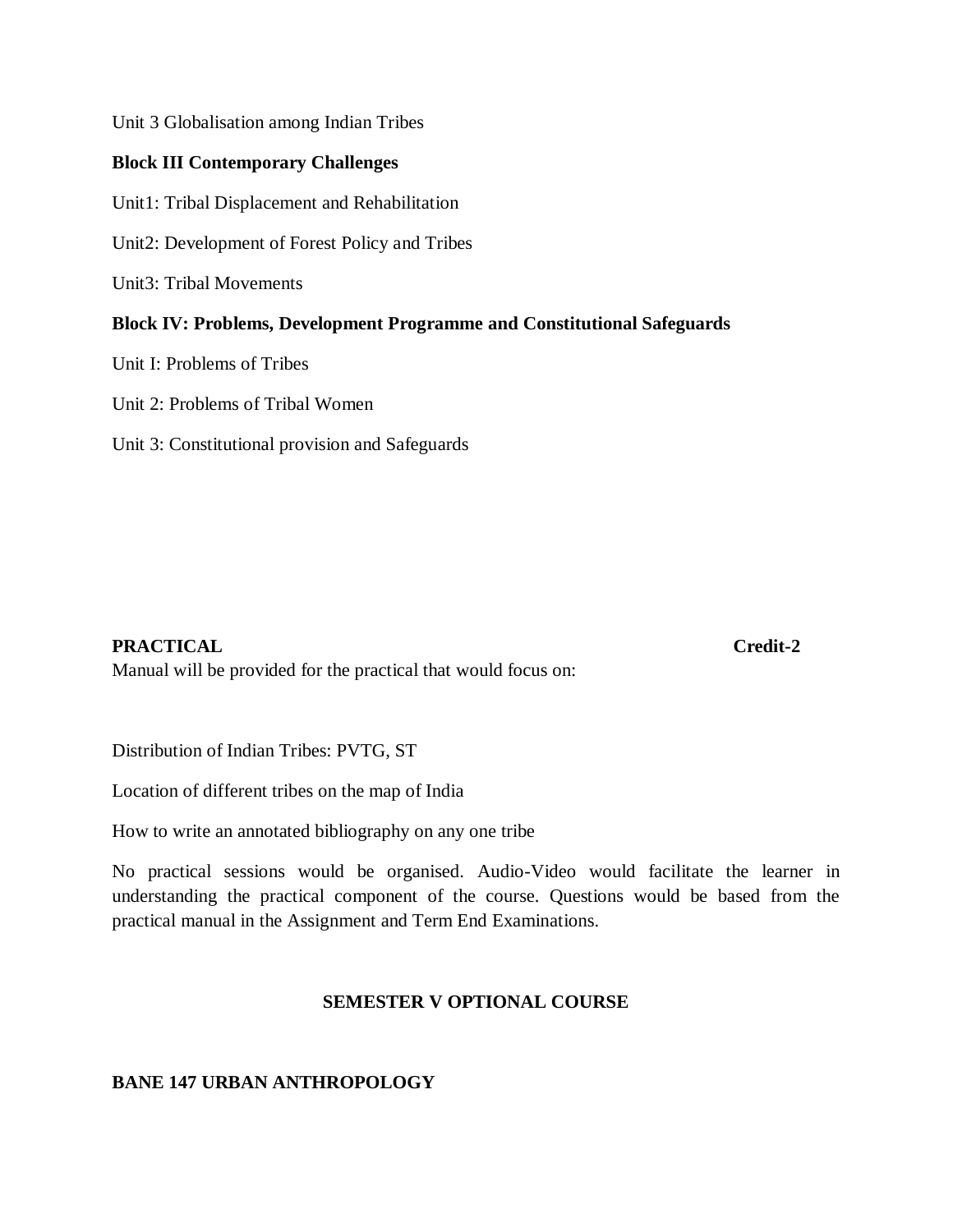Unit 3 Globalisation among Indian Tribes

**Block III Contemporary Challenges**

Unit1: Tribal Displacement and Rehabilitation

Unit2: Development of Forest Policy and Tribes

Unit3: Tribal Movements

**Block IV: Problems, Development Programme and Constitutional Safeguards**

Unit I: Problems of Tribes

Unit 2: Problems of Tribal Women

Unit 3: Constitutional provision and Safeguards

**PRACTICAL** **Credit-2**

Manual will be provided for the practical that would focus on:

Distribution of Indian Tribes: PVTG, ST

Location of different tribes on the map of India

How to write an annotated bibliography on any one tribe

No practical sessions would be organised. Audio-Video would facilitate the learner in understanding the practical component of the course. Questions would be based from the practical manual in the Assignment and Term End Examinations.

**SEMESTER V OPTIONAL COURSE**

**BANE 147 URBAN ANTHROPOLOGY**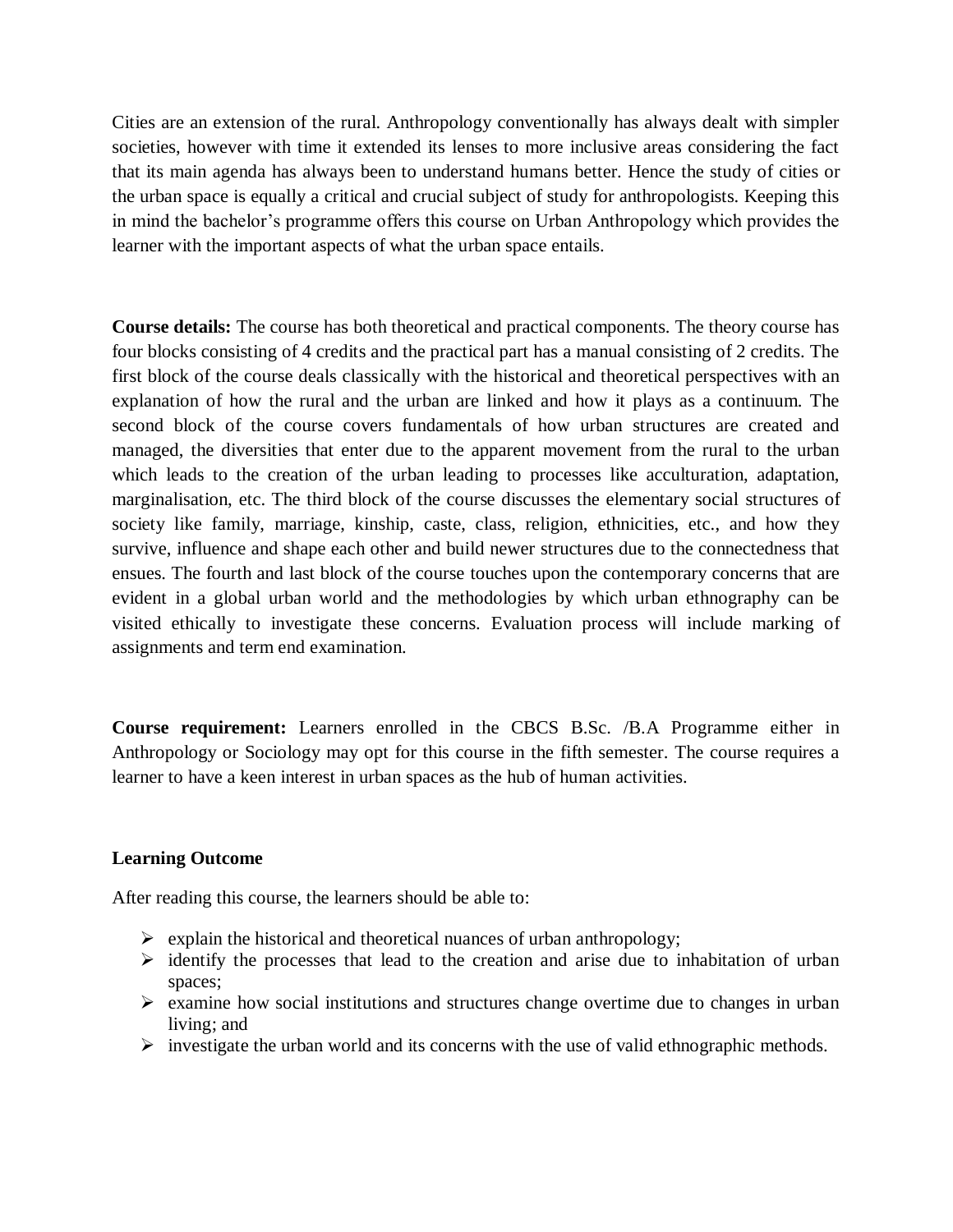Cities are an extension of the rural. Anthropology conventionally has always dealt with simpler societies, however with time it extended its lenses to more inclusive areas considering the fact that its main agenda has always been to understand humans better. Hence the study of cities or the urban space is equally a critical and crucial subject of study for anthropologists. Keeping this in mind the bachelor's programme offers this course on Urban Anthropology which provides the learner with the important aspects of what the urban space entails.

**Course details:** The course has both theoretical and practical components. The theory course has four blocks consisting of 4 credits and the practical part has a manual consisting of 2 credits. The first block of the course deals classically with the historical and theoretical perspectives with an explanation of how the rural and the urban are linked and how it plays as a continuum. The second block of the course covers fundamentals of how urban structures are created and managed, the diversities that enter due to the apparent movement from the rural to the urban which leads to the creation of the urban leading to processes like acculturation, adaptation, marginalisation, etc. The third block of the course discusses the elementary social structures of society like family, marriage, kinship, caste, class, religion, ethnicities, etc., and how they survive, influence and shape each other and build newer structures due to the connectedness that ensues. The fourth and last block of the course touches upon the contemporary concerns that are evident in a global urban world and the methodologies by which urban ethnography can be visited ethically to investigate these concerns. Evaluation process will include marking of assignments and term end examination.

**Course requirement:** Learners enrolled in the CBCS B.Sc. /B.A Programme either in Anthropology or Sociology may opt for this course in the fifth semester. The course requires a learner to have a keen interest in urban spaces as the hub of human activities.

**Learning Outcome**

After reading this course, the learners should be able to:

- explain the historical and theoretical nuances of urban anthropology;
- identify the processes that lead to the creation and arise due to inhabitation of urban spaces;
- examine how social institutions and structures change overtime due to changes in urban living; and
- investigate the urban world and its concerns with the use of valid ethnographic methods.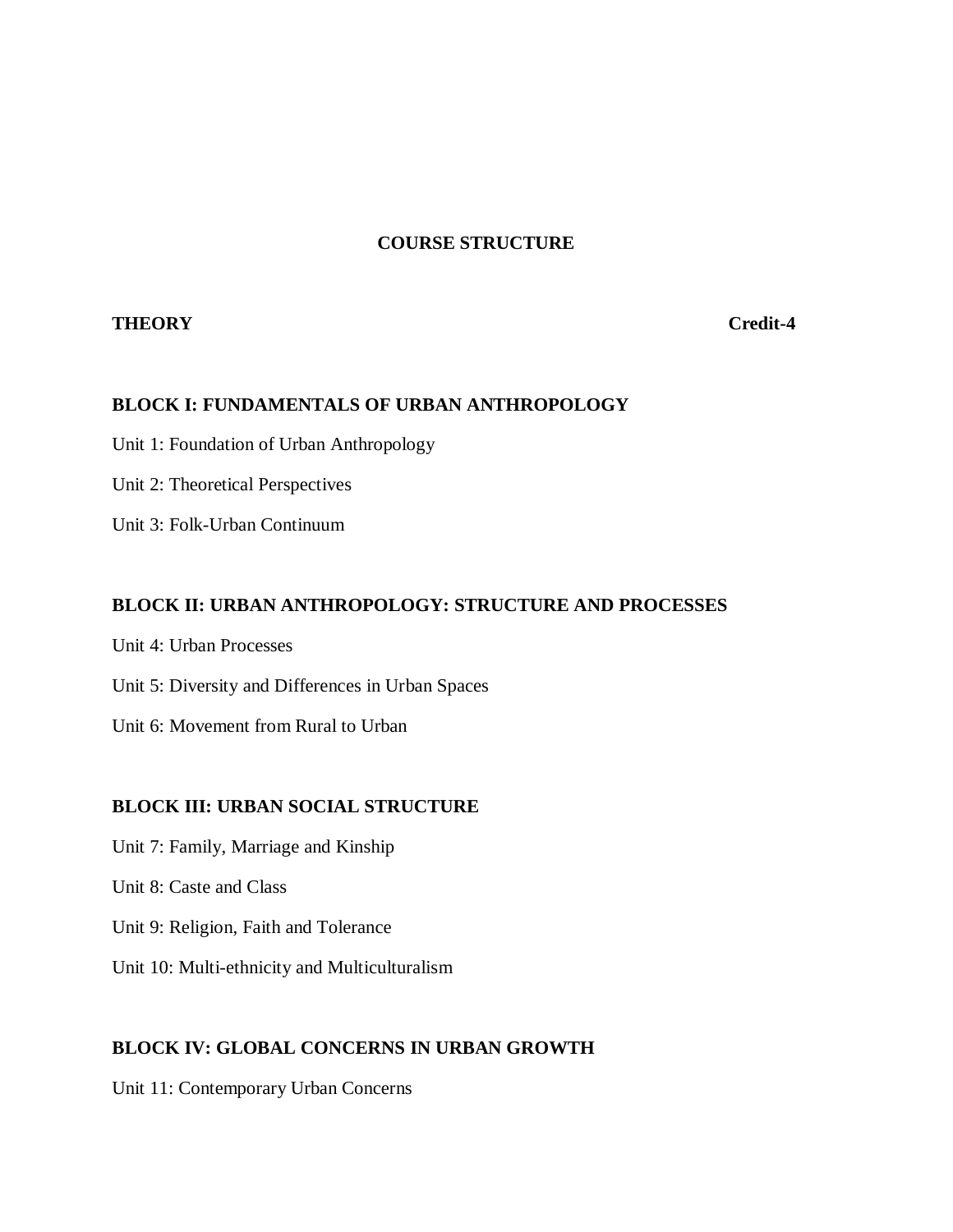# COURSE STRUCTURE

**THEORY** **Credit-4**

## BLOCK I: FUNDAMENTALS OF URBAN ANTHROPOLOGY

Unit 1: Foundation of Urban Anthropology

Unit 2: Theoretical Perspectives

Unit 3: Folk-Urban Continuum

## BLOCK II: URBAN ANTHROPOLOGY: STRUCTURE AND PROCESSES

Unit 4: Urban Processes

Unit 5: Diversity and Differences in Urban Spaces

Unit 6: Movement from Rural to Urban

## BLOCK III: URBAN SOCIAL STRUCTURE

Unit 7: Family, Marriage and Kinship

Unit 8: Caste and Class

Unit 9: Religion, Faith and Tolerance

Unit 10: Multi-ethnicity and Multiculturalism

## BLOCK IV: GLOBAL CONCERNS IN URBAN GROWTH

Unit 11: Contemporary Urban Concerns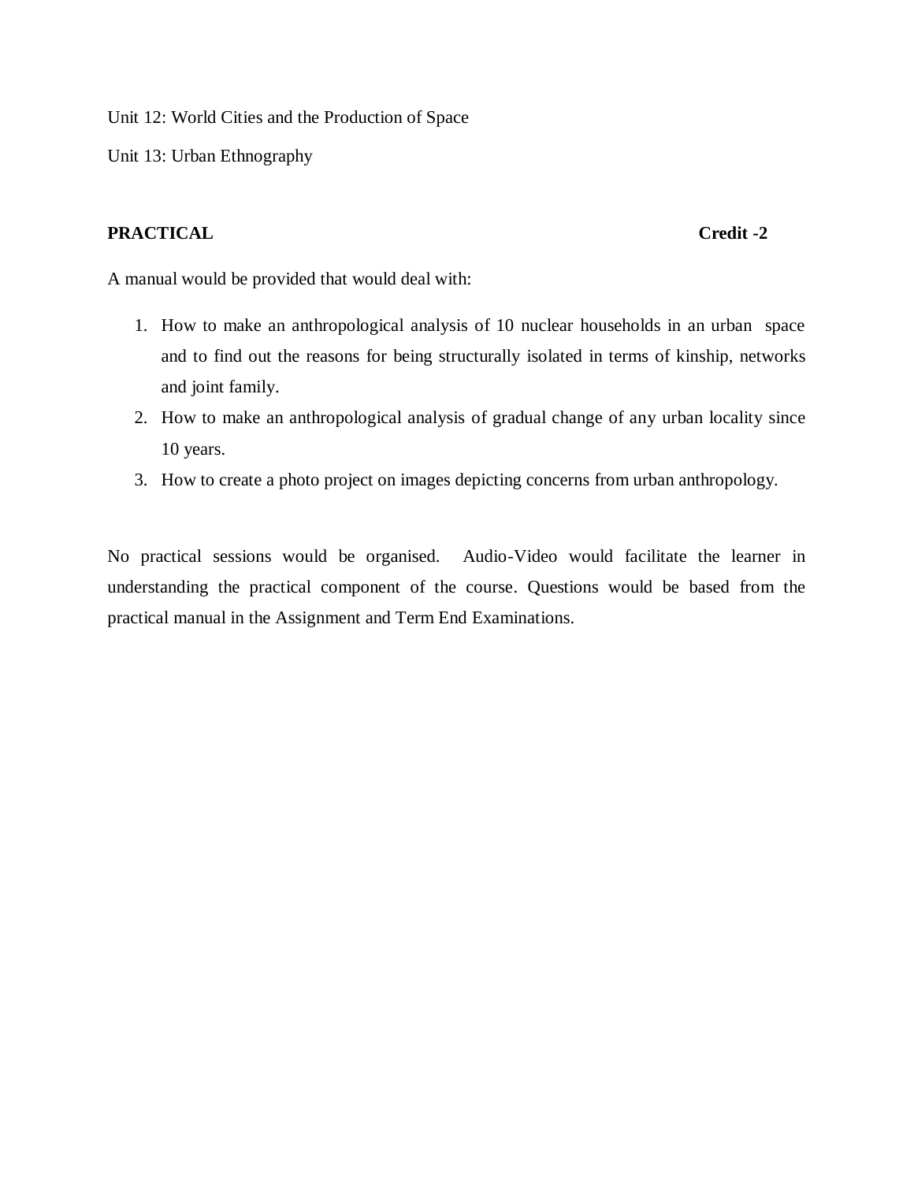Unit 12: World Cities and the Production of Space

Unit 13: Urban Ethnography

**PRACTICAL** **Credit -2**

A manual would be provided that would deal with:

1. How to make an anthropological analysis of 10 nuclear households in an urban space and to find out the reasons for being structurally isolated in terms of kinship, networks and joint family.
2. How to make an anthropological analysis of gradual change of any urban locality since 10 years.
3. How to create a photo project on images depicting concerns from urban anthropology.

No practical sessions would be organised. Audio-Video would facilitate the learner in understanding the practical component of the course. Questions would be based from the practical manual in the Assignment and Term End Examinations.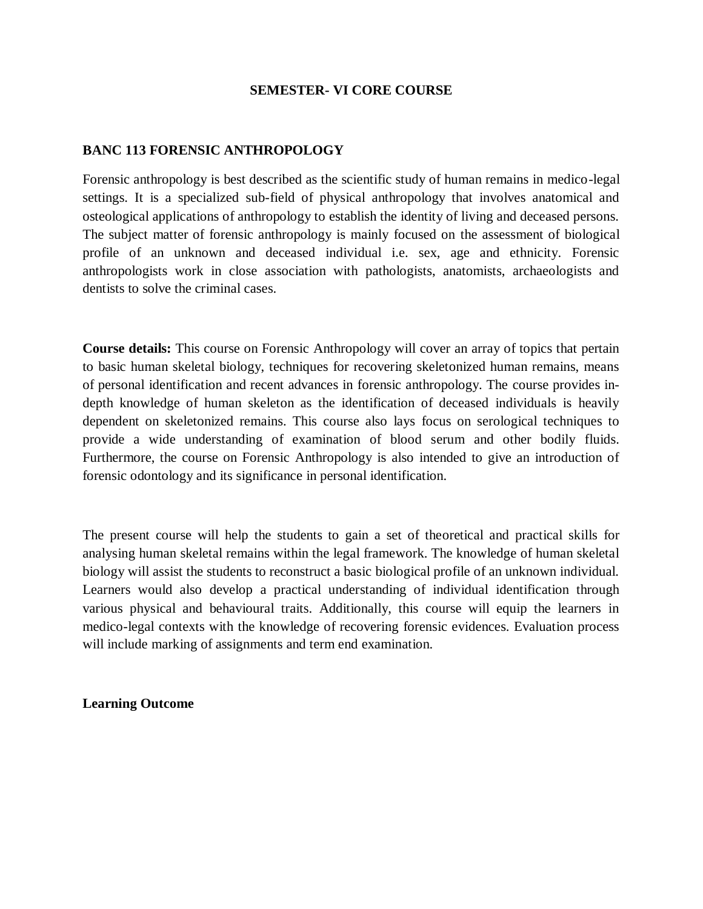**SEMESTER- VI CORE COURSE**

## BANC 113 FORENSIC ANTHROPOLOGY

Forensic anthropology is best described as the scientific study of human remains in medico-legal settings. It is a specialized sub-field of physical anthropology that involves anatomical and osteological applications of anthropology to establish the identity of living and deceased persons. The subject matter of forensic anthropology is mainly focused on the assessment of biological profile of an unknown and deceased individual i.e. sex, age and ethnicity. Forensic anthropologists work in close association with pathologists, anatomists, archaeologists and dentists to solve the criminal cases.

**Course details:** This course on Forensic Anthropology will cover an array of topics that pertain to basic human skeletal biology, techniques for recovering skeletonized human remains, means of personal identification and recent advances in forensic anthropology. The course provides in-depth knowledge of human skeleton as the identification of deceased individuals is heavily dependent on skeletonized remains. This course also lays focus on serological techniques to provide a wide understanding of examination of blood serum and other bodily fluids. Furthermore, the course on Forensic Anthropology is also intended to give an introduction of forensic odontology and its significance in personal identification.

The present course will help the students to gain a set of theoretical and practical skills for analysing human skeletal remains within the legal framework. The knowledge of human skeletal biology will assist the students to reconstruct a basic biological profile of an unknown individual. Learners would also develop a practical understanding of individual identification through various physical and behavioural traits. Additionally, this course will equip the learners in medico-legal contexts with the knowledge of recovering forensic evidences. Evaluation process will include marking of assignments and term end examination.

**Learning Outcome**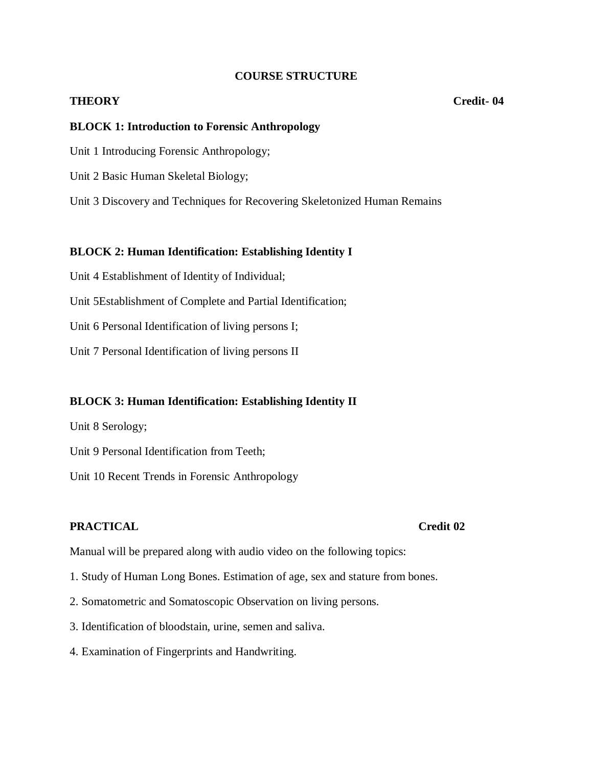## COURSE STRUCTURE

**THEORY** **Credit- 04**

**BLOCK 1: Introduction to Forensic Anthropology**

Unit 1 Introducing Forensic Anthropology;

Unit 2 Basic Human Skeletal Biology;

Unit 3 Discovery and Techniques for Recovering Skeletonized Human Remains

**BLOCK 2: Human Identification: Establishing Identity I**

Unit 4 Establishment of Identity of Individual;

Unit 5Establishment of Complete and Partial Identification;

Unit 6 Personal Identification of living persons I;

Unit 7 Personal Identification of living persons II

**BLOCK 3: Human Identification: Establishing Identity II**

Unit 8 Serology;

Unit 9 Personal Identification from Teeth;

Unit 10 Recent Trends in Forensic Anthropology

**PRACTICAL** **Credit 02**

Manual will be prepared along with audio video on the following topics:

1. Study of Human Long Bones. Estimation of age, sex and stature from bones.

2. Somatometric and Somatoscopic Observation on living persons.

3. Identification of bloodstain, urine, semen and saliva.

4. Examination of Fingerprints and Handwriting.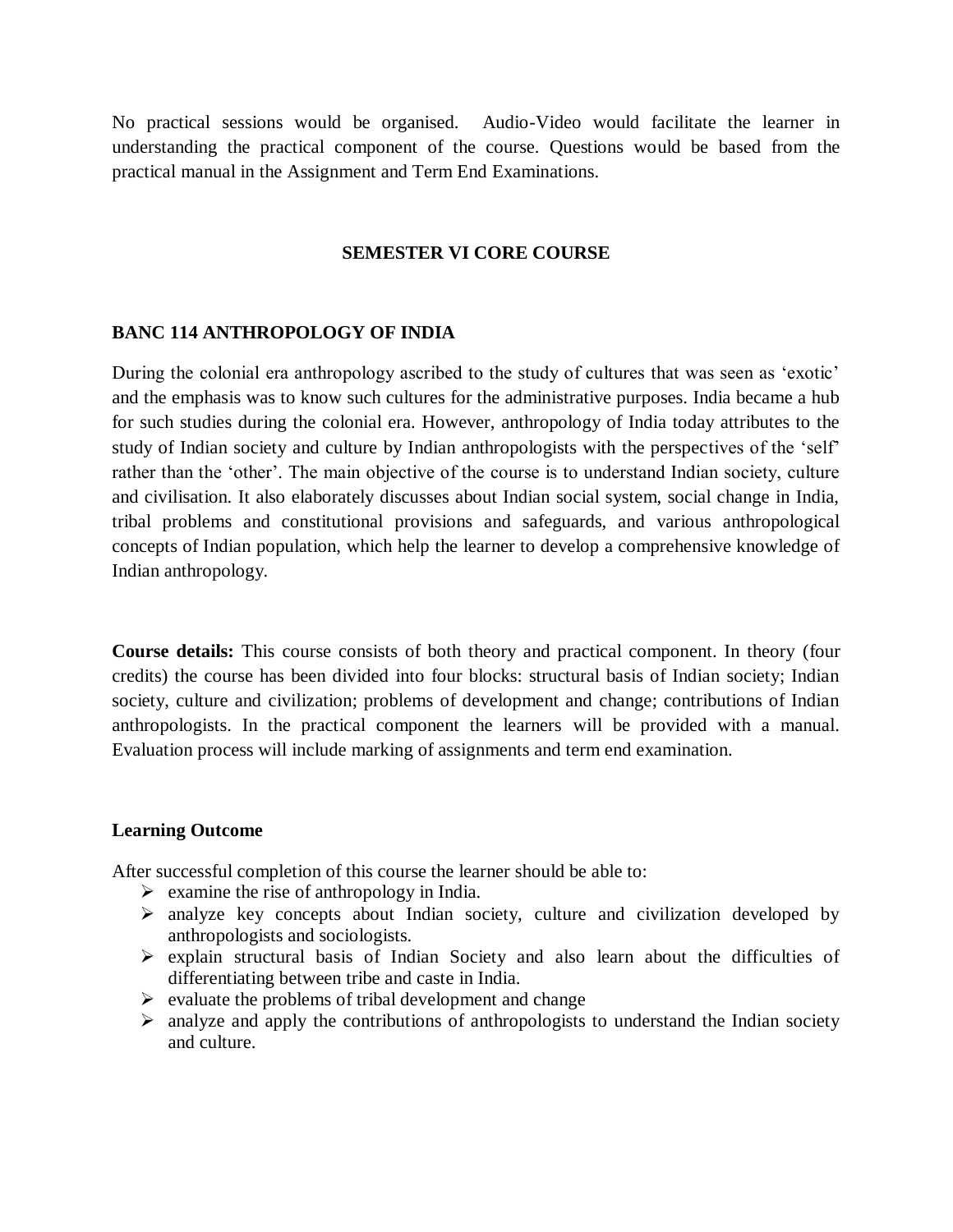No practical sessions would be organised. Audio-Video would facilitate the learner in understanding the practical component of the course. Questions would be based from the practical manual in the Assignment and Term End Examinations.

## SEMESTER VI CORE COURSE

### BANC 114 ANTHROPOLOGY OF INDIA

During the colonial era anthropology ascribed to the study of cultures that was seen as 'exotic' and the emphasis was to know such cultures for the administrative purposes. India became a hub for such studies during the colonial era. However, anthropology of India today attributes to the study of Indian society and culture by Indian anthropologists with the perspectives of the 'self' rather than the 'other'. The main objective of the course is to understand Indian society, culture and civilisation. It also elaborately discusses about Indian social system, social change in India, tribal problems and constitutional provisions and safeguards, and various anthropological concepts of Indian population, which help the learner to develop a comprehensive knowledge of Indian anthropology.

**Course details:** This course consists of both theory and practical component. In theory (four credits) the course has been divided into four blocks: structural basis of Indian society; Indian society, culture and civilization; problems of development and change; contributions of Indian anthropologists. In the practical component the learners will be provided with a manual. Evaluation process will include marking of assignments and term end examination.

**Learning Outcome**

After successful completion of this course the learner should be able to:

- examine the rise of anthropology in India.
- analyze key concepts about Indian society, culture and civilization developed by anthropologists and sociologists.
- explain structural basis of Indian Society and also learn about the difficulties of differentiating between tribe and caste in India.
- evaluate the problems of tribal development and change
- analyze and apply the contributions of anthropologists to understand the Indian society and culture.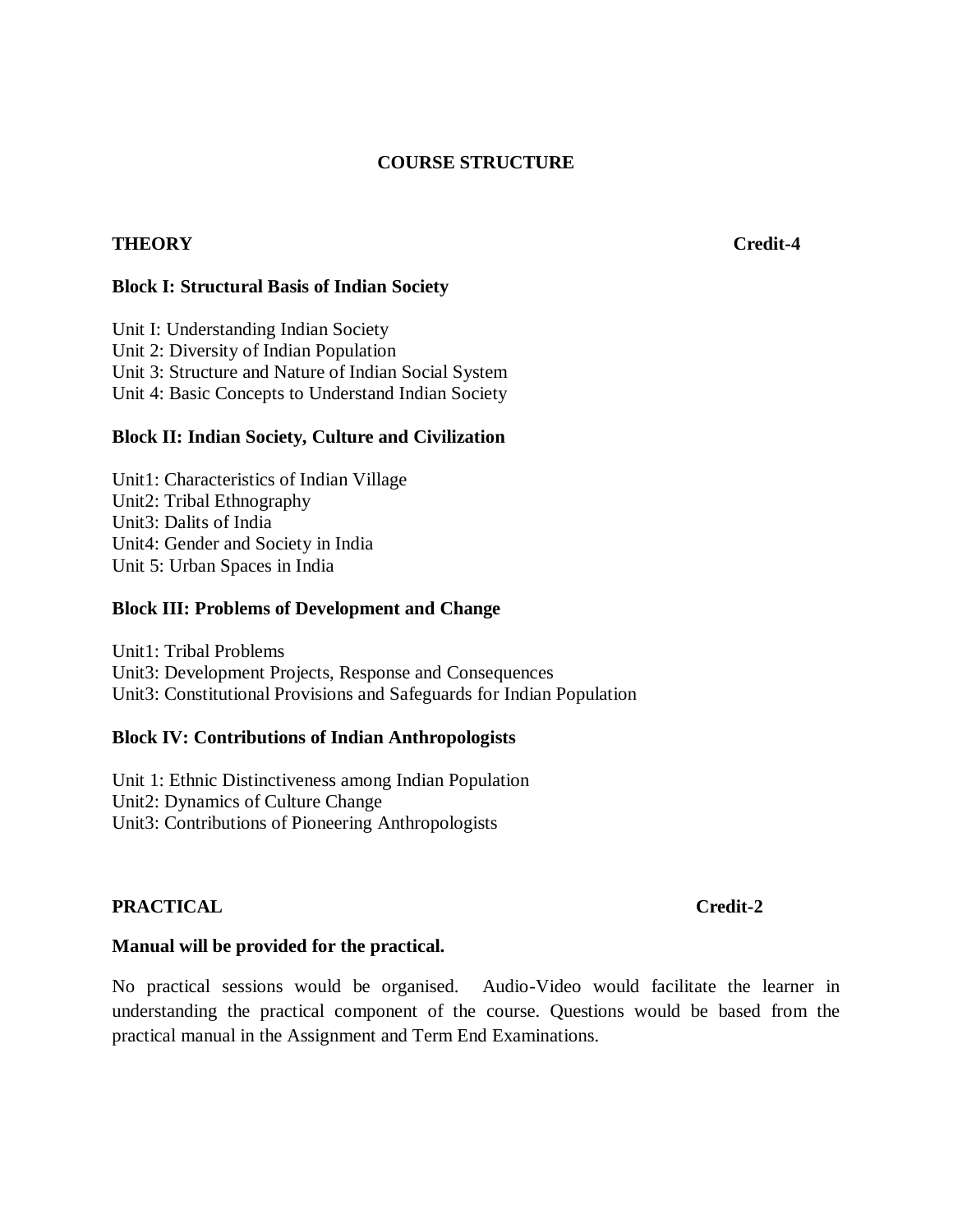# COURSE STRUCTURE

**THEORY** **Credit-4**

**Block I: Structural Basis of Indian Society**

Unit I: Understanding Indian Society
Unit 2: Diversity of Indian Population
Unit 3: Structure and Nature of Indian Social System
Unit 4: Basic Concepts to Understand Indian Society

**Block II: Indian Society, Culture and Civilization**

Unit1: Characteristics of Indian Village
Unit2: Tribal Ethnography
Unit3: Dalits of India
Unit4: Gender and Society in India
Unit 5: Urban Spaces in India

**Block III: Problems of Development and Change**

Unit1: Tribal Problems
Unit3: Development Projects, Response and Consequences
Unit3: Constitutional Provisions and Safeguards for Indian Population

**Block IV: Contributions of Indian Anthropologists**

Unit 1: Ethnic Distinctiveness among Indian Population
Unit2: Dynamics of Culture Change
Unit3: Contributions of Pioneering Anthropologists

**PRACTICAL** **Credit-2**

**Manual will be provided for the practical.**

No practical sessions would be organised. Audio-Video would facilitate the learner in understanding the practical component of the course. Questions would be based from the practical manual in the Assignment and Term End Examinations.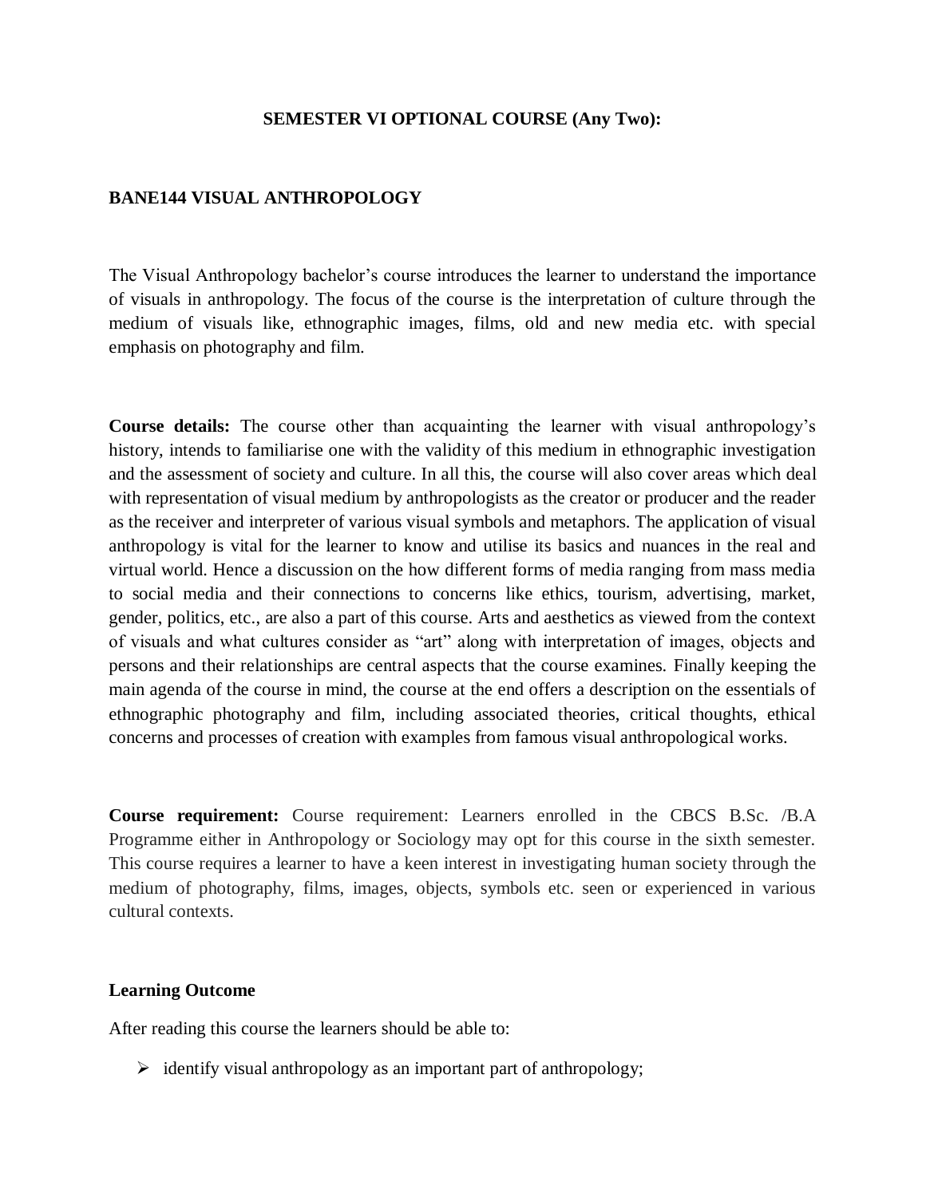**SEMESTER VI OPTIONAL COURSE (Any Two):**

## BANE144 VISUAL ANTHROPOLOGY

The Visual Anthropology bachelor's course introduces the learner to understand the importance of visuals in anthropology. The focus of the course is the interpretation of culture through the medium of visuals like, ethnographic images, films, old and new media etc. with special emphasis on photography and film.

**Course details:** The course other than acquainting the learner with visual anthropology's history, intends to familiarise one with the validity of this medium in ethnographic investigation and the assessment of society and culture. In all this, the course will also cover areas which deal with representation of visual medium by anthropologists as the creator or producer and the reader as the receiver and interpreter of various visual symbols and metaphors. The application of visual anthropology is vital for the learner to know and utilise its basics and nuances in the real and virtual world. Hence a discussion on the how different forms of media ranging from mass media to social media and their connections to concerns like ethics, tourism, advertising, market, gender, politics, etc., are also a part of this course. Arts and aesthetics as viewed from the context of visuals and what cultures consider as "art" along with interpretation of images, objects and persons and their relationships are central aspects that the course examines. Finally keeping the main agenda of the course in mind, the course at the end offers a description on the essentials of ethnographic photography and film, including associated theories, critical thoughts, ethical concerns and processes of creation with examples from famous visual anthropological works.

**Course requirement:** Course requirement: Learners enrolled in the CBCS B.Sc. /B.A Programme either in Anthropology or Sociology may opt for this course in the sixth semester. This course requires a learner to have a keen interest in investigating human society through the medium of photography, films, images, objects, symbols etc. seen or experienced in various cultural contexts.

**Learning Outcome**

After reading this course the learners should be able to:

- identify visual anthropology as an important part of anthropology;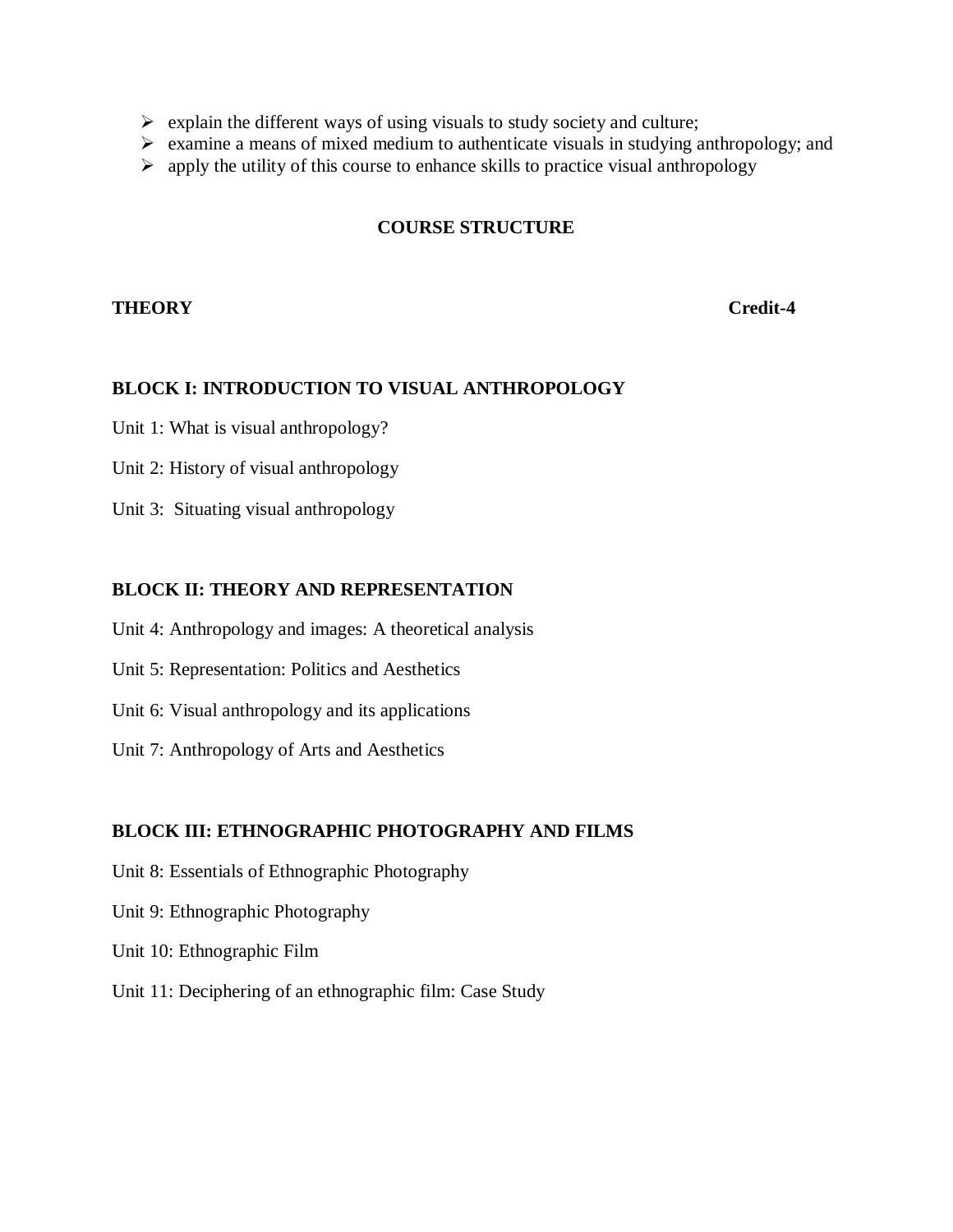- explain the different ways of using visuals to study society and culture;
- examine a means of mixed medium to authenticate visuals in studying anthropology; and
- apply the utility of this course to enhance skills to practice visual anthropology

## COURSE STRUCTURE

**THEORY** **Credit-4**

### BLOCK I: INTRODUCTION TO VISUAL ANTHROPOLOGY

Unit 1: What is visual anthropology?

Unit 2: History of visual anthropology

Unit 3: Situating visual anthropology

### BLOCK II: THEORY AND REPRESENTATION

Unit 4: Anthropology and images: A theoretical analysis

Unit 5: Representation: Politics and Aesthetics

Unit 6: Visual anthropology and its applications

Unit 7: Anthropology of Arts and Aesthetics

### BLOCK III: ETHNOGRAPHIC PHOTOGRAPHY AND FILMS

Unit 8: Essentials of Ethnographic Photography

Unit 9: Ethnographic Photography

Unit 10: Ethnographic Film

Unit 11: Deciphering of an ethnographic film: Case Study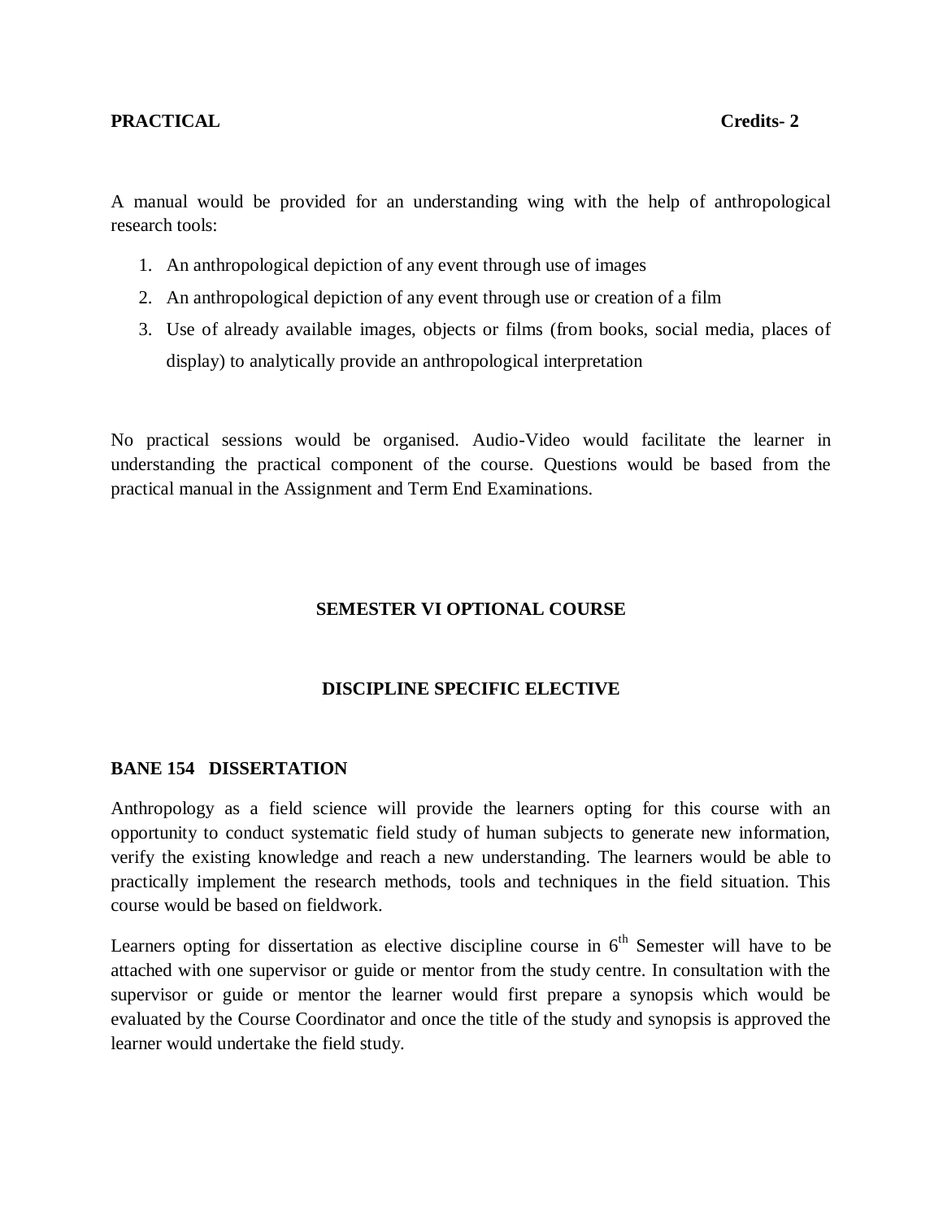**PRACTICAL** **Credits- 2**

A manual would be provided for an understanding wing with the help of anthropological research tools:

1. An anthropological depiction of any event through use of images
2. An anthropological depiction of any event through use or creation of a film
3. Use of already available images, objects or films (from books, social media, places of display) to analytically provide an anthropological interpretation

No practical sessions would be organised. Audio-Video would facilitate the learner in understanding the practical component of the course. Questions would be based from the practical manual in the Assignment and Term End Examinations.

## SEMESTER VI OPTIONAL COURSE

## DISCIPLINE SPECIFIC ELECTIVE

### BANE 154 DISSERTATION

Anthropology as a field science will provide the learners opting for this course with an opportunity to conduct systematic field study of human subjects to generate new information, verify the existing knowledge and reach a new understanding. The learners would be able to practically implement the research methods, tools and techniques in the field situation. This course would be based on fieldwork.

Learners opting for dissertation as elective discipline course in 6th Semester will have to be attached with one supervisor or guide or mentor from the study centre. In consultation with the supervisor or guide or mentor the learner would first prepare a synopsis which would be evaluated by the Course Coordinator and once the title of the study and synopsis is approved the learner would undertake the field study.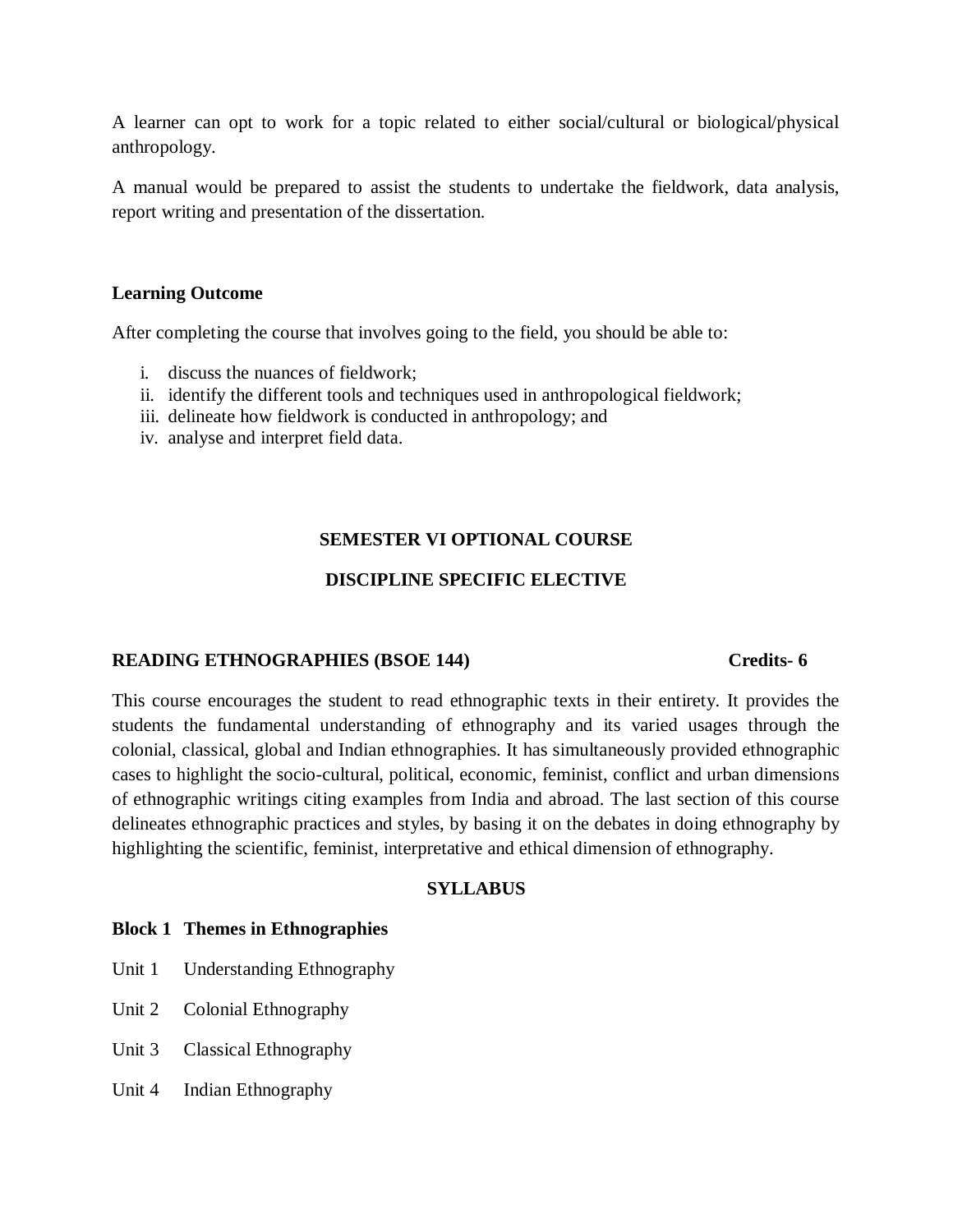A learner can opt to work for a topic related to either social/cultural or biological/physical anthropology.

A manual would be prepared to assist the students to undertake the fieldwork, data analysis, report writing and presentation of the dissertation.

**Learning Outcome**

After completing the course that involves going to the field, you should be able to:

i. discuss the nuances of fieldwork;
ii. identify the different tools and techniques used in anthropological fieldwork;
iii. delineate how fieldwork is conducted in anthropology; and
iv. analyse and interpret field data.

## SEMESTER VI OPTIONAL COURSE

## DISCIPLINE SPECIFIC ELECTIVE

### READING ETHNOGRAPHIES (BSOE 144) — Credits- 6

This course encourages the student to read ethnographic texts in their entirety. It provides the students the fundamental understanding of ethnography and its varied usages through the colonial, classical, global and Indian ethnographies. It has simultaneously provided ethnographic cases to highlight the socio-cultural, political, economic, feminist, conflict and urban dimensions of ethnographic writings citing examples from India and abroad. The last section of this course delineates ethnographic practices and styles, by basing it on the debates in doing ethnography by highlighting the scientific, feminist, interpretative and ethical dimension of ethnography.

**SYLLABUS**

**Block 1 Themes in Ethnographies**

Unit 1 Understanding Ethnography

Unit 2 Colonial Ethnography

Unit 3 Classical Ethnography

Unit 4 Indian Ethnography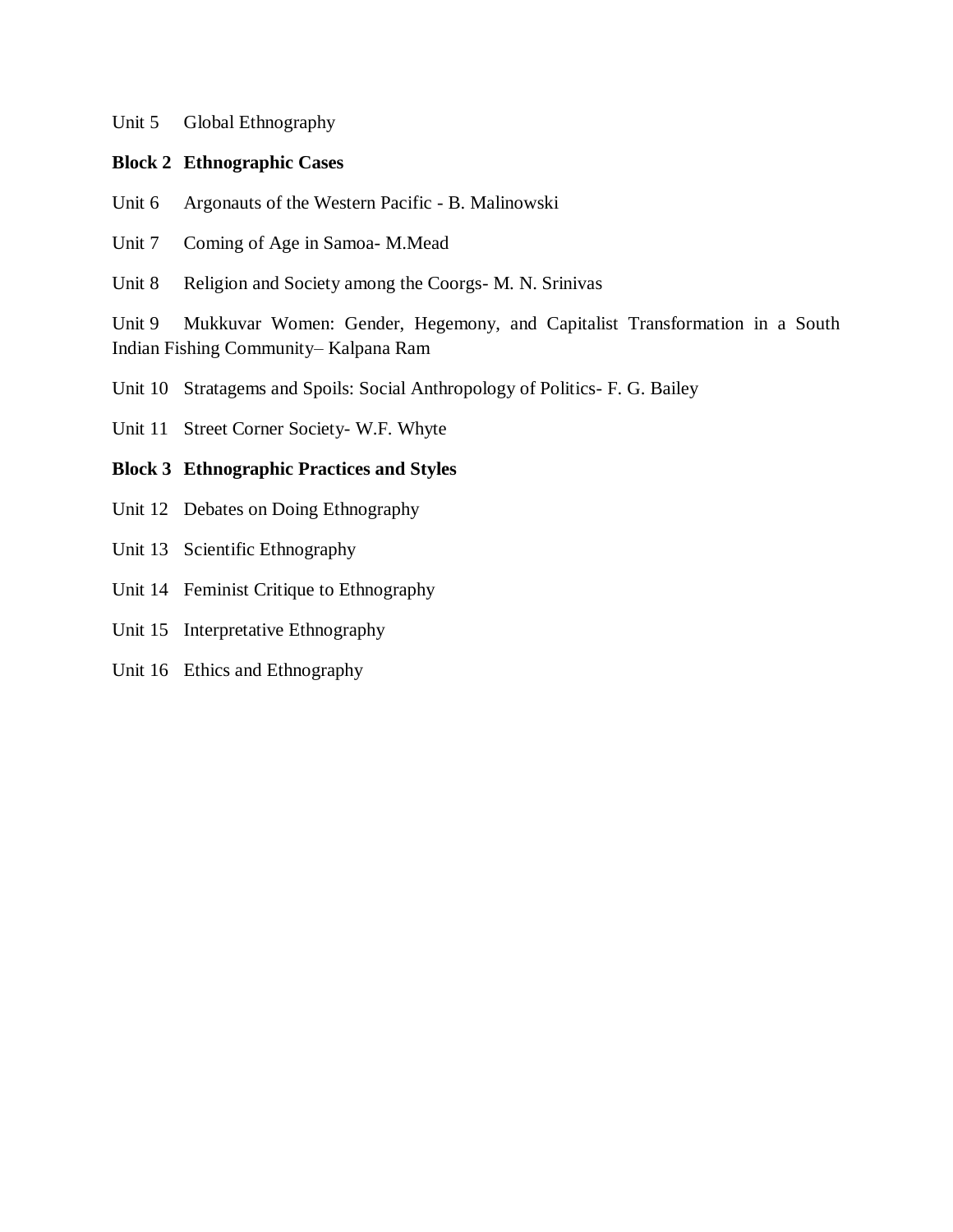Unit 5 Global Ethnography

**Block 2 Ethnographic Cases**

Unit 6 Argonauts of the Western Pacific - B. Malinowski

Unit 7 Coming of Age in Samoa- M.Mead

Unit 8 Religion and Society among the Coorgs- M. N. Srinivas

Unit 9 Mukkuvar Women: Gender, Hegemony, and Capitalist Transformation in a South Indian Fishing Community– Kalpana Ram

Unit 10 Stratagems and Spoils: Social Anthropology of Politics- F. G. Bailey

Unit 11 Street Corner Society- W.F. Whyte

**Block 3 Ethnographic Practices and Styles**

Unit 12 Debates on Doing Ethnography

Unit 13 Scientific Ethnography

Unit 14 Feminist Critique to Ethnography

Unit 15 Interpretative Ethnography

Unit 16 Ethics and Ethnography